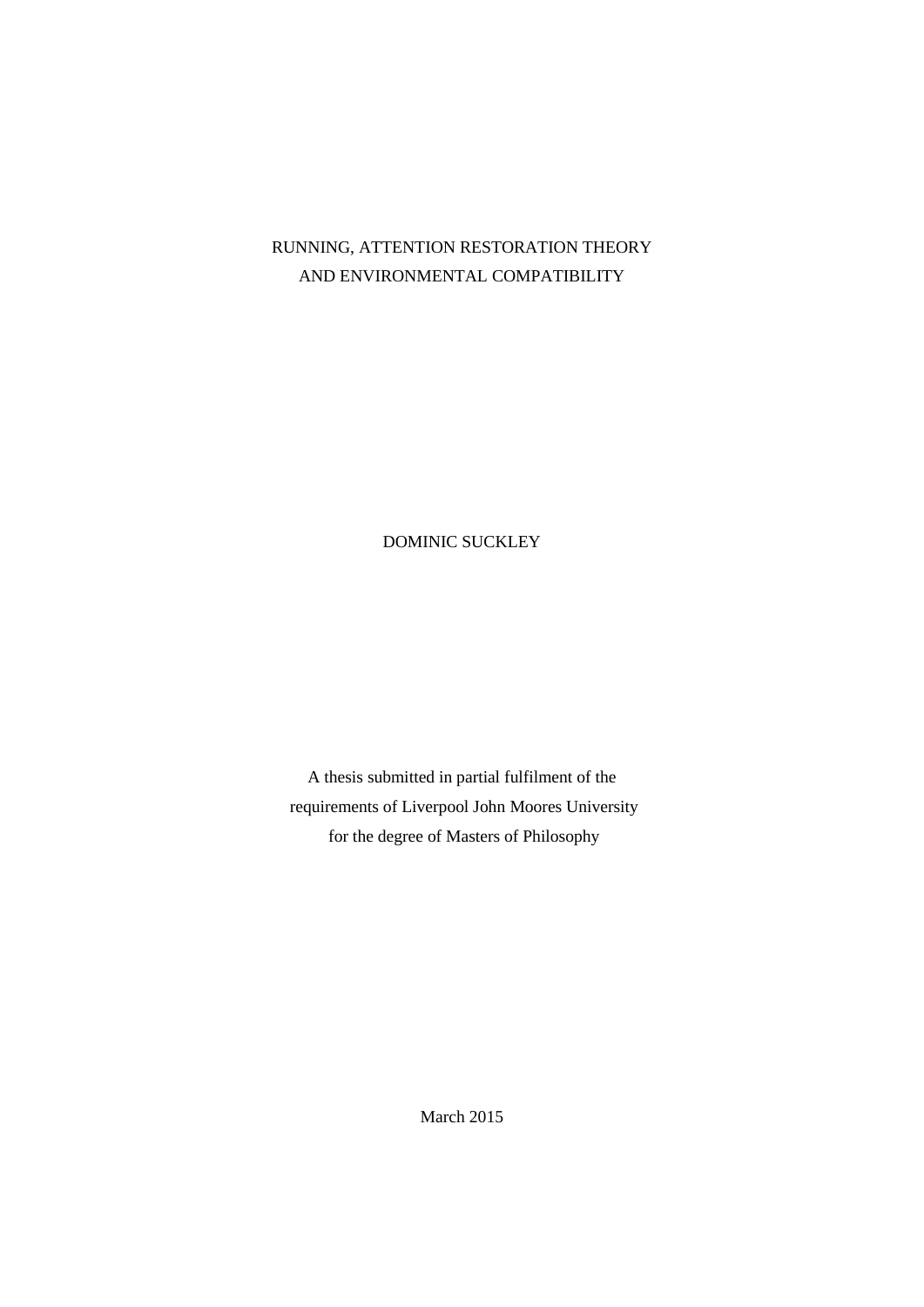# RUNNING, ATTENTION RESTORATION THEORY AND ENVIRONMENTAL COMPATIBILITY

DOMINIC SUCKLEY

A thesis submitted in partial fulfilment of the requirements of Liverpool John Moores University for the degree of Masters of Philosophy

March 2015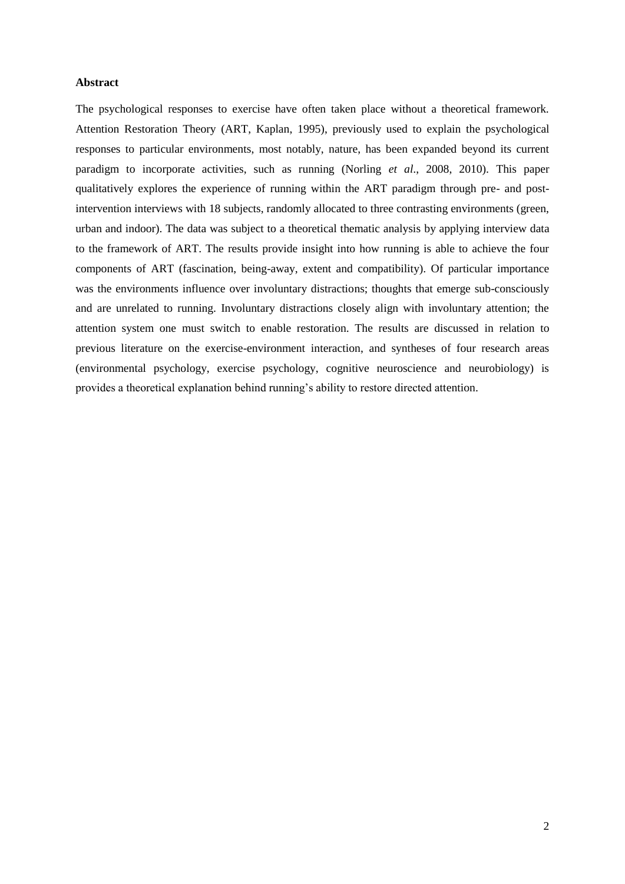**Abstract**

The psychological responses to exercise have often taken place without a theoretical framework. Attention Restoration Theory (ART, Kaplan, 1995), previously used to explain the psychological responses to particular environments, most notably, nature, has been expanded beyond its current paradigm to incorporate activities, such as running (Norling *et al*., 2008, 2010). This paper qualitatively explores the experience of running within the ART paradigm through pre- and post-intervention interviews with 18 subjects, randomly allocated to three contrasting environments (green, urban and indoor). The data was subject to a theoretical thematic analysis by applying interview data to the framework of ART. The results provide insight into how running is able to achieve the four components of ART (fascination, being-away, extent and compatibility). Of particular importance was the environments influence over involuntary distractions; thoughts that emerge sub-consciously and are unrelated to running. Involuntary distractions closely align with involuntary attention; the attention system one must switch to enable restoration. The results are discussed in relation to previous literature on the exercise-environment interaction, and syntheses of four research areas (environmental psychology, exercise psychology, cognitive neuroscience and neurobiology) is provides a theoretical explanation behind running's ability to restore directed attention.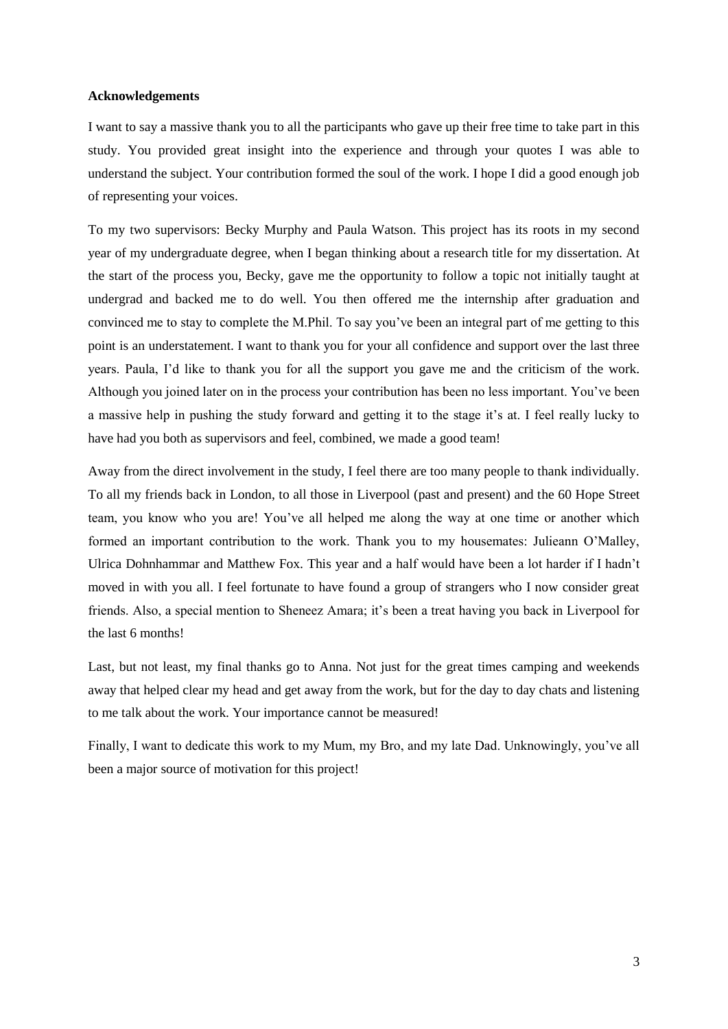**Acknowledgements**

I want to say a massive thank you to all the participants who gave up their free time to take part in this study. You provided great insight into the experience and through your quotes I was able to understand the subject. Your contribution formed the soul of the work. I hope I did a good enough job of representing your voices.

To my two supervisors: Becky Murphy and Paula Watson. This project has its roots in my second year of my undergraduate degree, when I began thinking about a research title for my dissertation. At the start of the process you, Becky, gave me the opportunity to follow a topic not initially taught at undergrad and backed me to do well. You then offered me the internship after graduation and convinced me to stay to complete the M.Phil. To say you've been an integral part of me getting to this point is an understatement. I want to thank you for your all confidence and support over the last three years. Paula, I'd like to thank you for all the support you gave me and the criticism of the work. Although you joined later on in the process your contribution has been no less important. You've been a massive help in pushing the study forward and getting it to the stage it's at. I feel really lucky to have had you both as supervisors and feel, combined, we made a good team!

Away from the direct involvement in the study, I feel there are too many people to thank individually. To all my friends back in London, to all those in Liverpool (past and present) and the 60 Hope Street team, you know who you are! You've all helped me along the way at one time or another which formed an important contribution to the work. Thank you to my housemates: Julieann O'Malley, Ulrica Dohnhammar and Matthew Fox. This year and a half would have been a lot harder if I hadn't moved in with you all. I feel fortunate to have found a group of strangers who I now consider great friends. Also, a special mention to Sheneez Amara; it's been a treat having you back in Liverpool for the last 6 months!

Last, but not least, my final thanks go to Anna. Not just for the great times camping and weekends away that helped clear my head and get away from the work, but for the day to day chats and listening to me talk about the work. Your importance cannot be measured!

Finally, I want to dedicate this work to my Mum, my Bro, and my late Dad. Unknowingly, you've all been a major source of motivation for this project!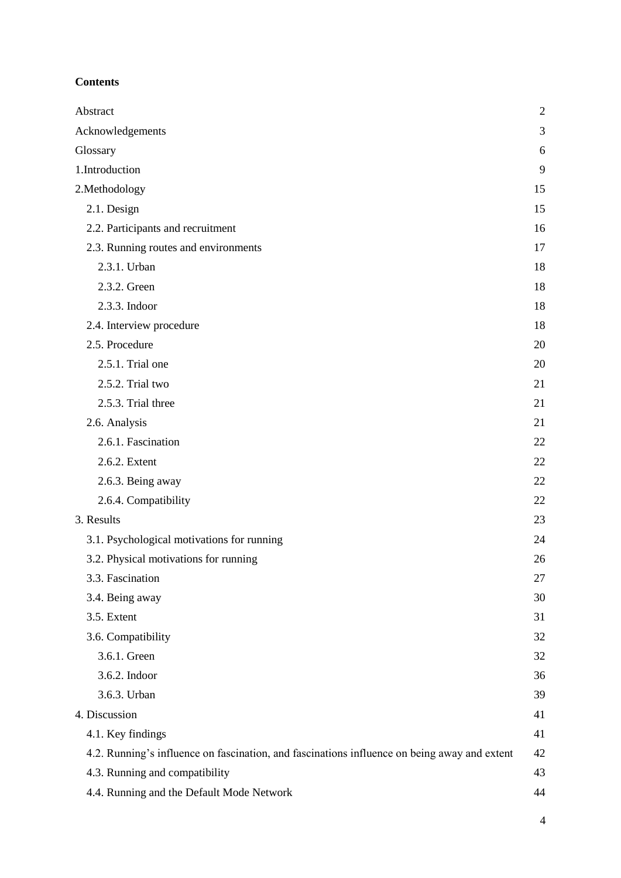**Contents**

| | |
|---|---|
| Abstract | 2 |
| Acknowledgements | 3 |
| Glossary | 6 |
| 1.Introduction | 9 |
| 2.Methodology | 15 |
| 2.1. Design | 15 |
| 2.2. Participants and recruitment | 16 |
| 2.3. Running routes and environments | 17 |
| 2.3.1. Urban | 18 |
| 2.3.2. Green | 18 |
| 2.3.3. Indoor | 18 |
| 2.4. Interview procedure | 18 |
| 2.5. Procedure | 20 |
| 2.5.1. Trial one | 20 |
| 2.5.2. Trial two | 21 |
| 2.5.3. Trial three | 21 |
| 2.6. Analysis | 21 |
| 2.6.1. Fascination | 22 |
| 2.6.2. Extent | 22 |
| 2.6.3. Being away | 22 |
| 2.6.4. Compatibility | 22 |
| 3. Results | 23 |
| 3.1. Psychological motivations for running | 24 |
| 3.2. Physical motivations for running | 26 |
| 3.3. Fascination | 27 |
| 3.4. Being away | 30 |
| 3.5. Extent | 31 |
| 3.6. Compatibility | 32 |
| 3.6.1. Green | 32 |
| 3.6.2. Indoor | 36 |
| 3.6.3. Urban | 39 |
| 4. Discussion | 41 |
| 4.1. Key findings | 41 |
| 4.2. Running's influence on fascination, and fascinations influence on being away and extent | 42 |
| 4.3. Running and compatibility | 43 |
| 4.4. Running and the Default Mode Network | 44 |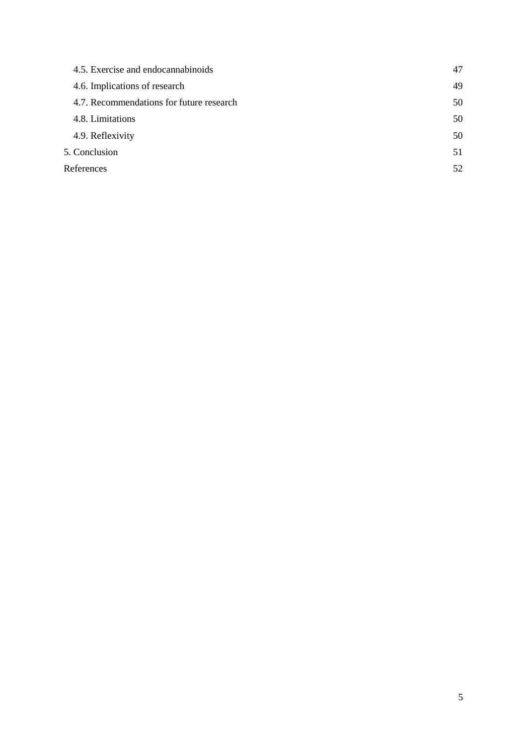4.5. Exercise and endocannabinoids 47

4.6. Implications of research 49

4.7. Recommendations for future research 50

4.8. Limitations 50

4.9. Reflexivity 50

5. Conclusion 51

References 52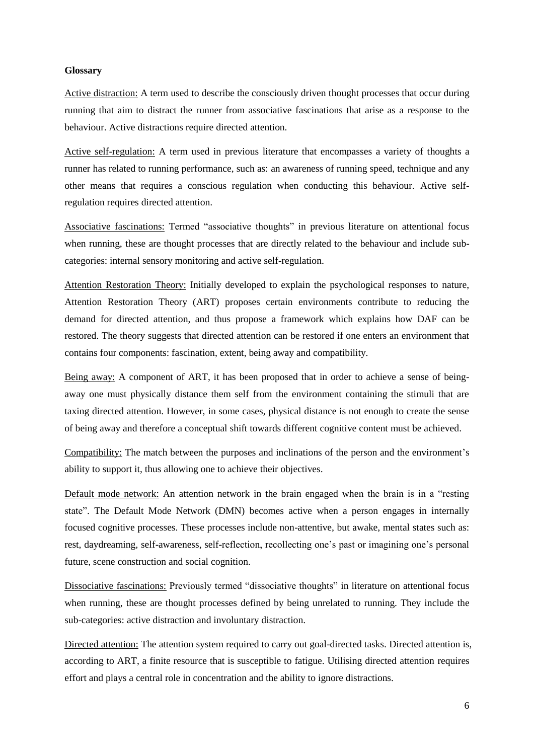**Glossary**

Active distraction: A term used to describe the consciously driven thought processes that occur during running that aim to distract the runner from associative fascinations that arise as a response to the behaviour. Active distractions require directed attention.

Active self-regulation: A term used in previous literature that encompasses a variety of thoughts a runner has related to running performance, such as: an awareness of running speed, technique and any other means that requires a conscious regulation when conducting this behaviour. Active self-regulation requires directed attention.

Associative fascinations: Termed "associative thoughts" in previous literature on attentional focus when running, these are thought processes that are directly related to the behaviour and include sub-categories: internal sensory monitoring and active self-regulation.

Attention Restoration Theory: Initially developed to explain the psychological responses to nature, Attention Restoration Theory (ART) proposes certain environments contribute to reducing the demand for directed attention, and thus propose a framework which explains how DAF can be restored. The theory suggests that directed attention can be restored if one enters an environment that contains four components: fascination, extent, being away and compatibility.

Being away: A component of ART, it has been proposed that in order to achieve a sense of being-away one must physically distance them self from the environment containing the stimuli that are taxing directed attention. However, in some cases, physical distance is not enough to create the sense of being away and therefore a conceptual shift towards different cognitive content must be achieved.

Compatibility: The match between the purposes and inclinations of the person and the environment's ability to support it, thus allowing one to achieve their objectives.

Default mode network: An attention network in the brain engaged when the brain is in a "resting state". The Default Mode Network (DMN) becomes active when a person engages in internally focused cognitive processes. These processes include non-attentive, but awake, mental states such as: rest, daydreaming, self-awareness, self-reflection, recollecting one's past or imagining one's personal future, scene construction and social cognition.

Dissociative fascinations: Previously termed "dissociative thoughts" in literature on attentional focus when running, these are thought processes defined by being unrelated to running. They include the sub-categories: active distraction and involuntary distraction.

Directed attention: The attention system required to carry out goal-directed tasks. Directed attention is, according to ART, a finite resource that is susceptible to fatigue. Utilising directed attention requires effort and plays a central role in concentration and the ability to ignore distractions.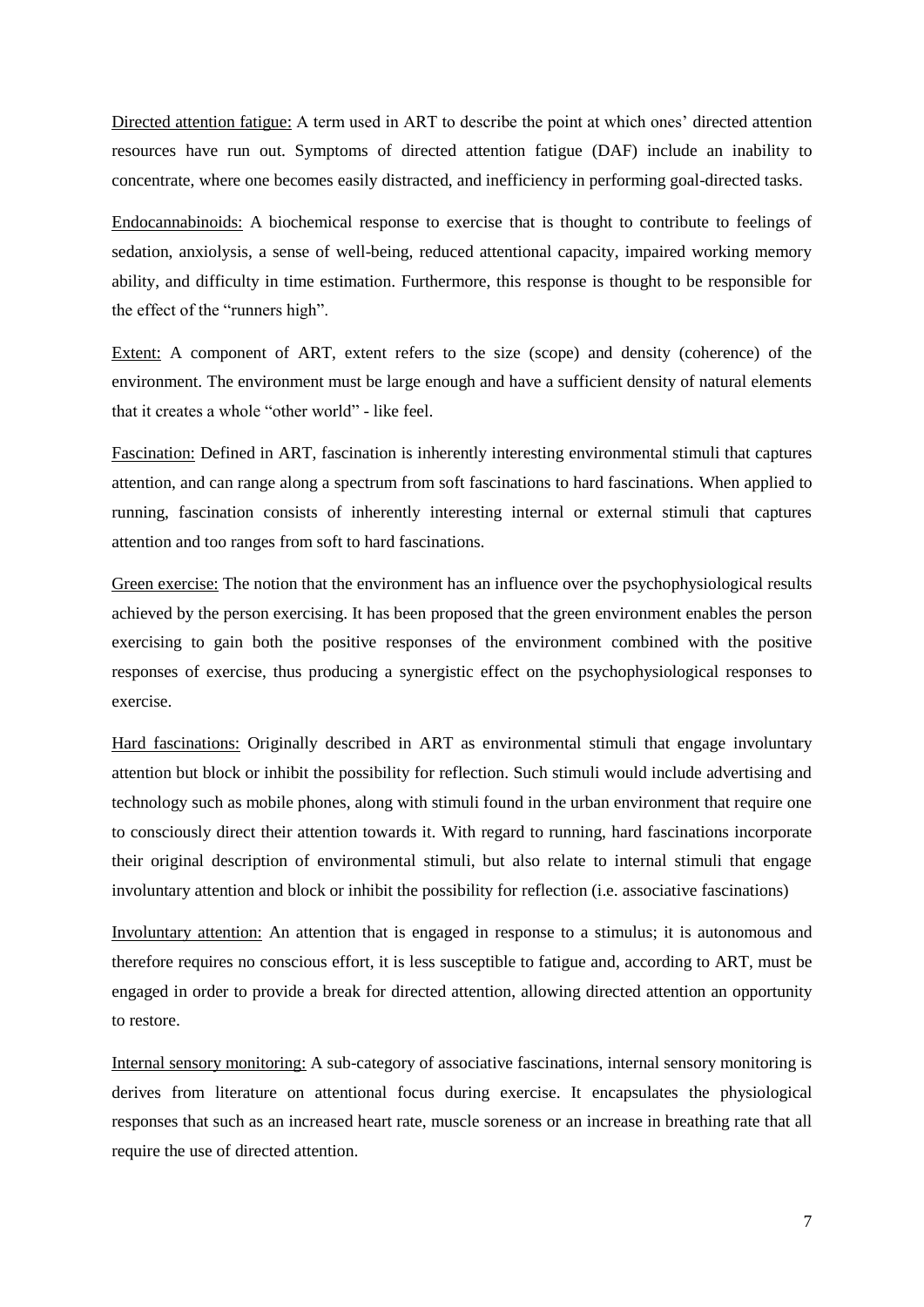Directed attention fatigue: A term used in ART to describe the point at which ones' directed attention resources have run out. Symptoms of directed attention fatigue (DAF) include an inability to concentrate, where one becomes easily distracted, and inefficiency in performing goal-directed tasks.

Endocannabinoids: A biochemical response to exercise that is thought to contribute to feelings of sedation, anxiolysis, a sense of well-being, reduced attentional capacity, impaired working memory ability, and difficulty in time estimation. Furthermore, this response is thought to be responsible for the effect of the "runners high".

Extent: A component of ART, extent refers to the size (scope) and density (coherence) of the environment. The environment must be large enough and have a sufficient density of natural elements that it creates a whole "other world" - like feel.

Fascination: Defined in ART, fascination is inherently interesting environmental stimuli that captures attention, and can range along a spectrum from soft fascinations to hard fascinations. When applied to running, fascination consists of inherently interesting internal or external stimuli that captures attention and too ranges from soft to hard fascinations.

Green exercise: The notion that the environment has an influence over the psychophysiological results achieved by the person exercising. It has been proposed that the green environment enables the person exercising to gain both the positive responses of the environment combined with the positive responses of exercise, thus producing a synergistic effect on the psychophysiological responses to exercise.

Hard fascinations: Originally described in ART as environmental stimuli that engage involuntary attention but block or inhibit the possibility for reflection. Such stimuli would include advertising and technology such as mobile phones, along with stimuli found in the urban environment that require one to consciously direct their attention towards it. With regard to running, hard fascinations incorporate their original description of environmental stimuli, but also relate to internal stimuli that engage involuntary attention and block or inhibit the possibility for reflection (i.e. associative fascinations)

Involuntary attention: An attention that is engaged in response to a stimulus; it is autonomous and therefore requires no conscious effort, it is less susceptible to fatigue and, according to ART, must be engaged in order to provide a break for directed attention, allowing directed attention an opportunity to restore.

Internal sensory monitoring: A sub-category of associative fascinations, internal sensory monitoring is derives from literature on attentional focus during exercise. It encapsulates the physiological responses that such as an increased heart rate, muscle soreness or an increase in breathing rate that all require the use of directed attention.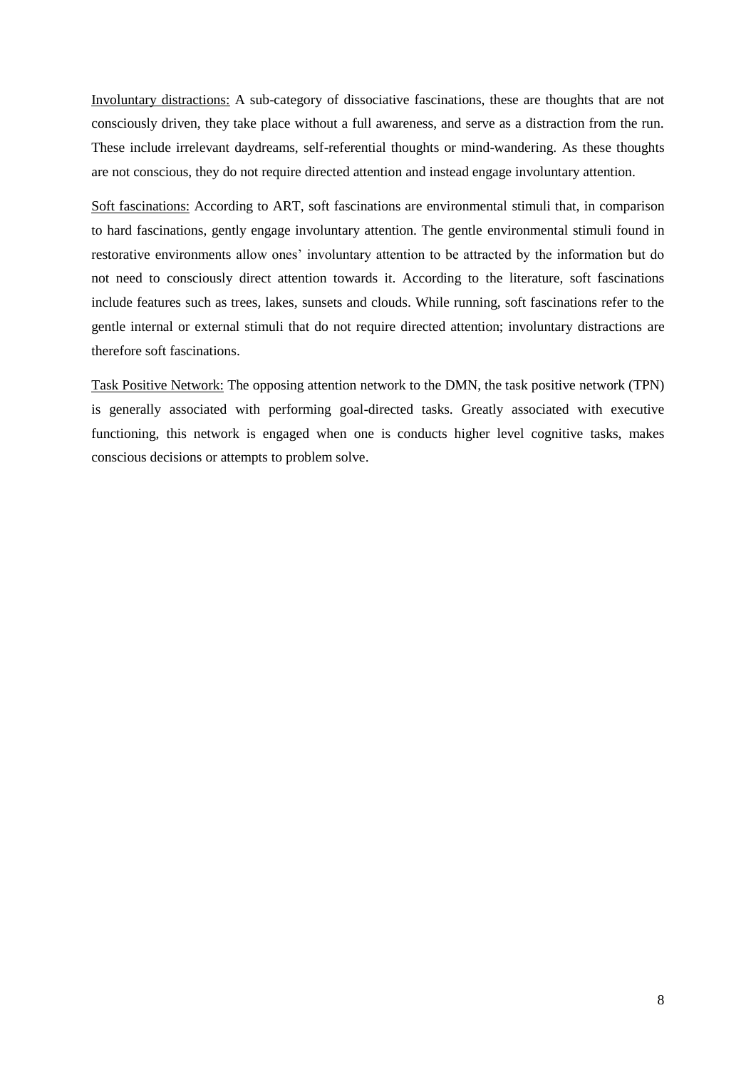Involuntary distractions: A sub-category of dissociative fascinations, these are thoughts that are not consciously driven, they take place without a full awareness, and serve as a distraction from the run. These include irrelevant daydreams, self-referential thoughts or mind-wandering. As these thoughts are not conscious, they do not require directed attention and instead engage involuntary attention.

Soft fascinations: According to ART, soft fascinations are environmental stimuli that, in comparison to hard fascinations, gently engage involuntary attention. The gentle environmental stimuli found in restorative environments allow ones' involuntary attention to be attracted by the information but do not need to consciously direct attention towards it. According to the literature, soft fascinations include features such as trees, lakes, sunsets and clouds. While running, soft fascinations refer to the gentle internal or external stimuli that do not require directed attention; involuntary distractions are therefore soft fascinations.

Task Positive Network: The opposing attention network to the DMN, the task positive network (TPN) is generally associated with performing goal-directed tasks. Greatly associated with executive functioning, this network is engaged when one is conducts higher level cognitive tasks, makes conscious decisions or attempts to problem solve.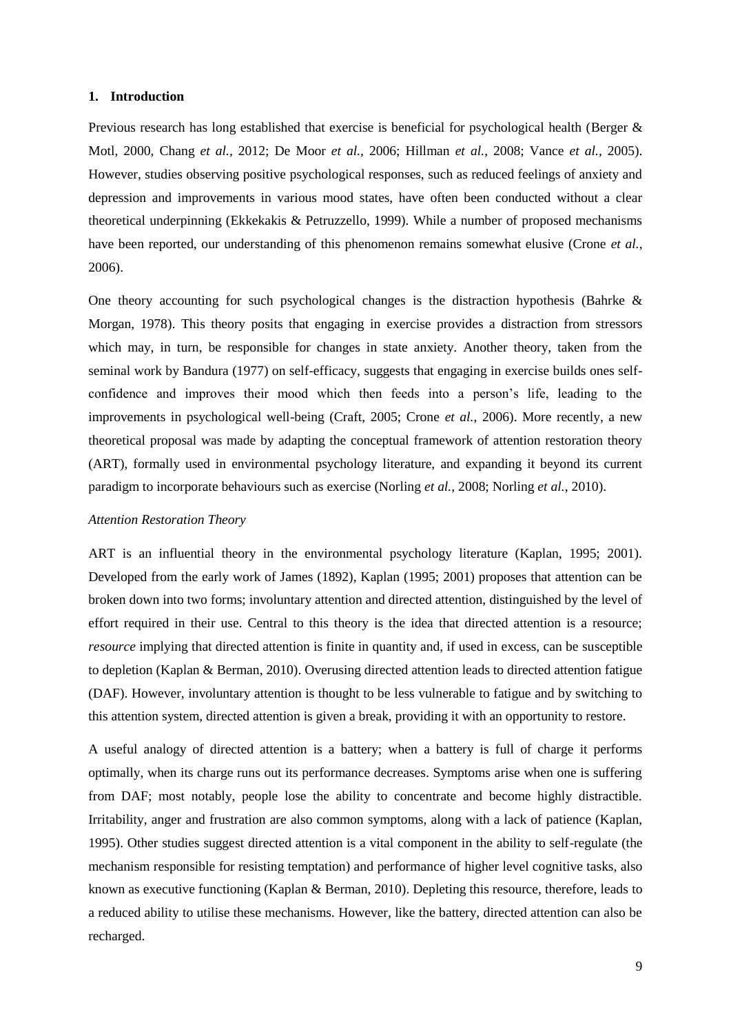## 1. Introduction

Previous research has long established that exercise is beneficial for psychological health (Berger & Motl, 2000, Chang *et al.,* 2012; De Moor *et al.,* 2006; Hillman *et al.*, 2008; Vance *et al.,* 2005). However, studies observing positive psychological responses, such as reduced feelings of anxiety and depression and improvements in various mood states, have often been conducted without a clear theoretical underpinning (Ekkekakis & Petruzzello, 1999). While a number of proposed mechanisms have been reported, our understanding of this phenomenon remains somewhat elusive (Crone *et al.*, 2006).

One theory accounting for such psychological changes is the distraction hypothesis (Bahrke & Morgan, 1978). This theory posits that engaging in exercise provides a distraction from stressors which may, in turn, be responsible for changes in state anxiety. Another theory, taken from the seminal work by Bandura (1977) on self-efficacy, suggests that engaging in exercise builds ones self-confidence and improves their mood which then feeds into a person's life, leading to the improvements in psychological well-being (Craft, 2005; Crone *et al.*, 2006). More recently, a new theoretical proposal was made by adapting the conceptual framework of attention restoration theory (ART), formally used in environmental psychology literature, and expanding it beyond its current paradigm to incorporate behaviours such as exercise (Norling *et al.*, 2008; Norling *et al.*, 2010).

### *Attention Restoration Theory*

ART is an influential theory in the environmental psychology literature (Kaplan, 1995; 2001). Developed from the early work of James (1892), Kaplan (1995; 2001) proposes that attention can be broken down into two forms; involuntary attention and directed attention, distinguished by the level of effort required in their use. Central to this theory is the idea that directed attention is a resource; *resource* implying that directed attention is finite in quantity and, if used in excess, can be susceptible to depletion (Kaplan & Berman, 2010). Overusing directed attention leads to directed attention fatigue (DAF). However, involuntary attention is thought to be less vulnerable to fatigue and by switching to this attention system, directed attention is given a break, providing it with an opportunity to restore.

A useful analogy of directed attention is a battery; when a battery is full of charge it performs optimally, when its charge runs out its performance decreases. Symptoms arise when one is suffering from DAF; most notably, people lose the ability to concentrate and become highly distractible. Irritability, anger and frustration are also common symptoms, along with a lack of patience (Kaplan, 1995). Other studies suggest directed attention is a vital component in the ability to self-regulate (the mechanism responsible for resisting temptation) and performance of higher level cognitive tasks, also known as executive functioning (Kaplan & Berman, 2010). Depleting this resource, therefore, leads to a reduced ability to utilise these mechanisms. However, like the battery, directed attention can also be recharged.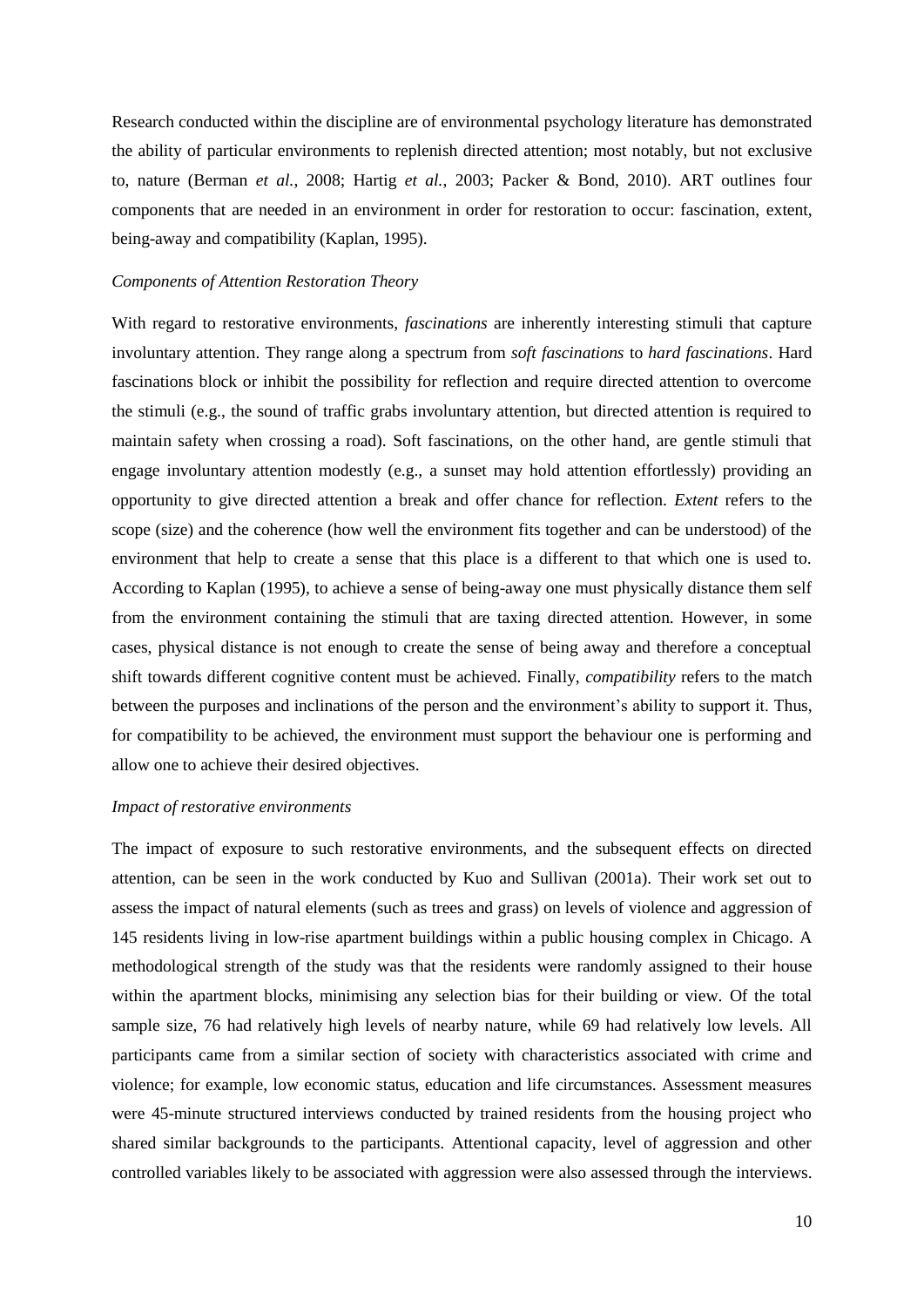Research conducted within the discipline are of environmental psychology literature has demonstrated the ability of particular environments to replenish directed attention; most notably, but not exclusive to, nature (Berman *et al.*, 2008; Hartig *et al.*, 2003; Packer & Bond, 2010). ART outlines four components that are needed in an environment in order for restoration to occur: fascination, extent, being-away and compatibility (Kaplan, 1995).

*Components of Attention Restoration Theory*

With regard to restorative environments, *fascinations* are inherently interesting stimuli that capture involuntary attention. They range along a spectrum from *soft fascinations* to *hard fascinations*. Hard fascinations block or inhibit the possibility for reflection and require directed attention to overcome the stimuli (e.g., the sound of traffic grabs involuntary attention, but directed attention is required to maintain safety when crossing a road). Soft fascinations, on the other hand, are gentle stimuli that engage involuntary attention modestly (e.g., a sunset may hold attention effortlessly) providing an opportunity to give directed attention a break and offer chance for reflection. *Extent* refers to the scope (size) and the coherence (how well the environment fits together and can be understood) of the environment that help to create a sense that this place is a different to that which one is used to. According to Kaplan (1995), to achieve a sense of being-away one must physically distance them self from the environment containing the stimuli that are taxing directed attention. However, in some cases, physical distance is not enough to create the sense of being away and therefore a conceptual shift towards different cognitive content must be achieved. Finally, *compatibility* refers to the match between the purposes and inclinations of the person and the environment's ability to support it. Thus, for compatibility to be achieved, the environment must support the behaviour one is performing and allow one to achieve their desired objectives.

*Impact of restorative environments*

The impact of exposure to such restorative environments, and the subsequent effects on directed attention, can be seen in the work conducted by Kuo and Sullivan (2001a). Their work set out to assess the impact of natural elements (such as trees and grass) on levels of violence and aggression of 145 residents living in low-rise apartment buildings within a public housing complex in Chicago. A methodological strength of the study was that the residents were randomly assigned to their house within the apartment blocks, minimising any selection bias for their building or view. Of the total sample size, 76 had relatively high levels of nearby nature, while 69 had relatively low levels. All participants came from a similar section of society with characteristics associated with crime and violence; for example, low economic status, education and life circumstances. Assessment measures were 45-minute structured interviews conducted by trained residents from the housing project who shared similar backgrounds to the participants. Attentional capacity, level of aggression and other controlled variables likely to be associated with aggression were also assessed through the interviews.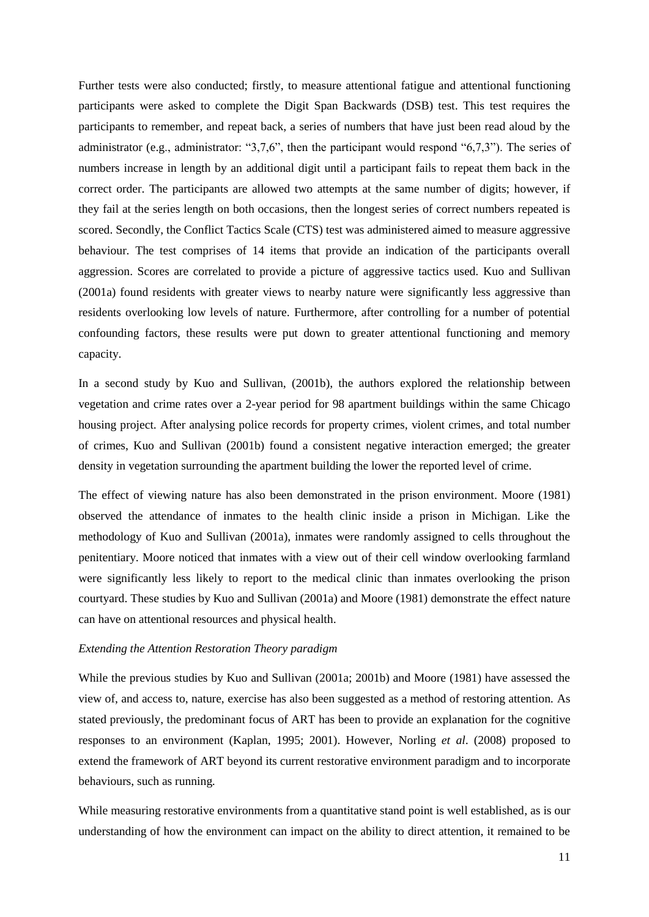Further tests were also conducted; firstly, to measure attentional fatigue and attentional functioning participants were asked to complete the Digit Span Backwards (DSB) test. This test requires the participants to remember, and repeat back, a series of numbers that have just been read aloud by the administrator (e.g., administrator: "3,7,6", then the participant would respond "6,7,3"). The series of numbers increase in length by an additional digit until a participant fails to repeat them back in the correct order. The participants are allowed two attempts at the same number of digits; however, if they fail at the series length on both occasions, then the longest series of correct numbers repeated is scored. Secondly, the Conflict Tactics Scale (CTS) test was administered aimed to measure aggressive behaviour. The test comprises of 14 items that provide an indication of the participants overall aggression. Scores are correlated to provide a picture of aggressive tactics used. Kuo and Sullivan (2001a) found residents with greater views to nearby nature were significantly less aggressive than residents overlooking low levels of nature. Furthermore, after controlling for a number of potential confounding factors, these results were put down to greater attentional functioning and memory capacity.

In a second study by Kuo and Sullivan, (2001b), the authors explored the relationship between vegetation and crime rates over a 2-year period for 98 apartment buildings within the same Chicago housing project. After analysing police records for property crimes, violent crimes, and total number of crimes, Kuo and Sullivan (2001b) found a consistent negative interaction emerged; the greater density in vegetation surrounding the apartment building the lower the reported level of crime.

The effect of viewing nature has also been demonstrated in the prison environment. Moore (1981) observed the attendance of inmates to the health clinic inside a prison in Michigan. Like the methodology of Kuo and Sullivan (2001a), inmates were randomly assigned to cells throughout the penitentiary. Moore noticed that inmates with a view out of their cell window overlooking farmland were significantly less likely to report to the medical clinic than inmates overlooking the prison courtyard. These studies by Kuo and Sullivan (2001a) and Moore (1981) demonstrate the effect nature can have on attentional resources and physical health.

*Extending the Attention Restoration Theory paradigm*

While the previous studies by Kuo and Sullivan (2001a; 2001b) and Moore (1981) have assessed the view of, and access to, nature, exercise has also been suggested as a method of restoring attention. As stated previously, the predominant focus of ART has been to provide an explanation for the cognitive responses to an environment (Kaplan, 1995; 2001). However, Norling *et al*. (2008) proposed to extend the framework of ART beyond its current restorative environment paradigm and to incorporate behaviours, such as running.

While measuring restorative environments from a quantitative stand point is well established, as is our understanding of how the environment can impact on the ability to direct attention, it remained to be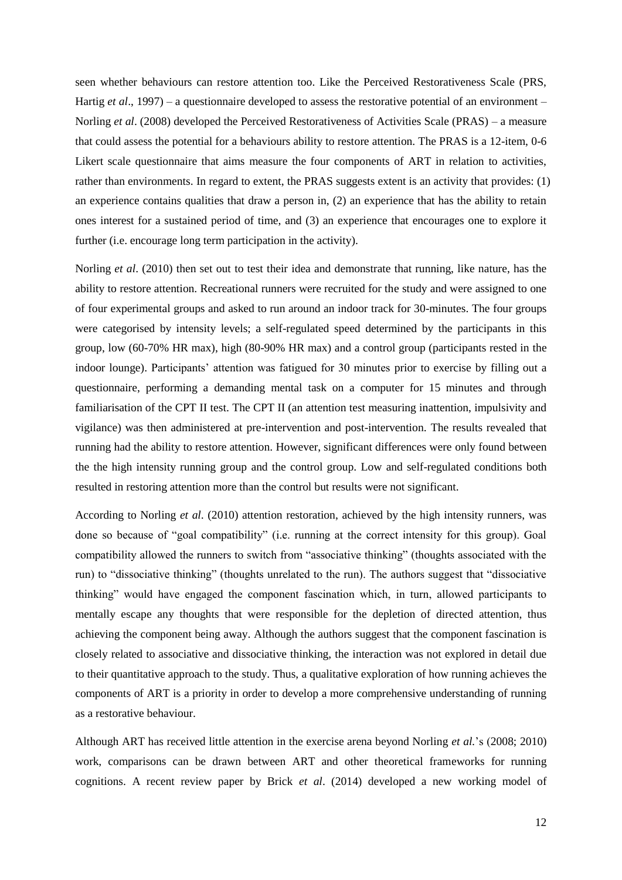seen whether behaviours can restore attention too. Like the Perceived Restorativeness Scale (PRS, Hartig *et al*., 1997) – a questionnaire developed to assess the restorative potential of an environment – Norling *et al*. (2008) developed the Perceived Restorativeness of Activities Scale (PRAS) – a measure that could assess the potential for a behaviours ability to restore attention. The PRAS is a 12-item, 0-6 Likert scale questionnaire that aims measure the four components of ART in relation to activities, rather than environments. In regard to extent, the PRAS suggests extent is an activity that provides: (1) an experience contains qualities that draw a person in, (2) an experience that has the ability to retain ones interest for a sustained period of time, and (3) an experience that encourages one to explore it further (i.e. encourage long term participation in the activity).

Norling *et al*. (2010) then set out to test their idea and demonstrate that running, like nature, has the ability to restore attention. Recreational runners were recruited for the study and were assigned to one of four experimental groups and asked to run around an indoor track for 30-minutes. The four groups were categorised by intensity levels; a self-regulated speed determined by the participants in this group, low (60-70% HR max), high (80-90% HR max) and a control group (participants rested in the indoor lounge). Participants' attention was fatigued for 30 minutes prior to exercise by filling out a questionnaire, performing a demanding mental task on a computer for 15 minutes and through familiarisation of the CPT II test. The CPT II (an attention test measuring inattention, impulsivity and vigilance) was then administered at pre-intervention and post-intervention. The results revealed that running had the ability to restore attention. However, significant differences were only found between the the high intensity running group and the control group. Low and self-regulated conditions both resulted in restoring attention more than the control but results were not significant.

According to Norling *et al*. (2010) attention restoration, achieved by the high intensity runners, was done so because of "goal compatibility" (i.e. running at the correct intensity for this group). Goal compatibility allowed the runners to switch from "associative thinking" (thoughts associated with the run) to "dissociative thinking" (thoughts unrelated to the run). The authors suggest that "dissociative thinking" would have engaged the component fascination which, in turn, allowed participants to mentally escape any thoughts that were responsible for the depletion of directed attention, thus achieving the component being away. Although the authors suggest that the component fascination is closely related to associative and dissociative thinking, the interaction was not explored in detail due to their quantitative approach to the study. Thus, a qualitative exploration of how running achieves the components of ART is a priority in order to develop a more comprehensive understanding of running as a restorative behaviour.

Although ART has received little attention in the exercise arena beyond Norling *et al.*'s (2008; 2010) work, comparisons can be drawn between ART and other theoretical frameworks for running cognitions. A recent review paper by Brick *et al*. (2014) developed a new working model of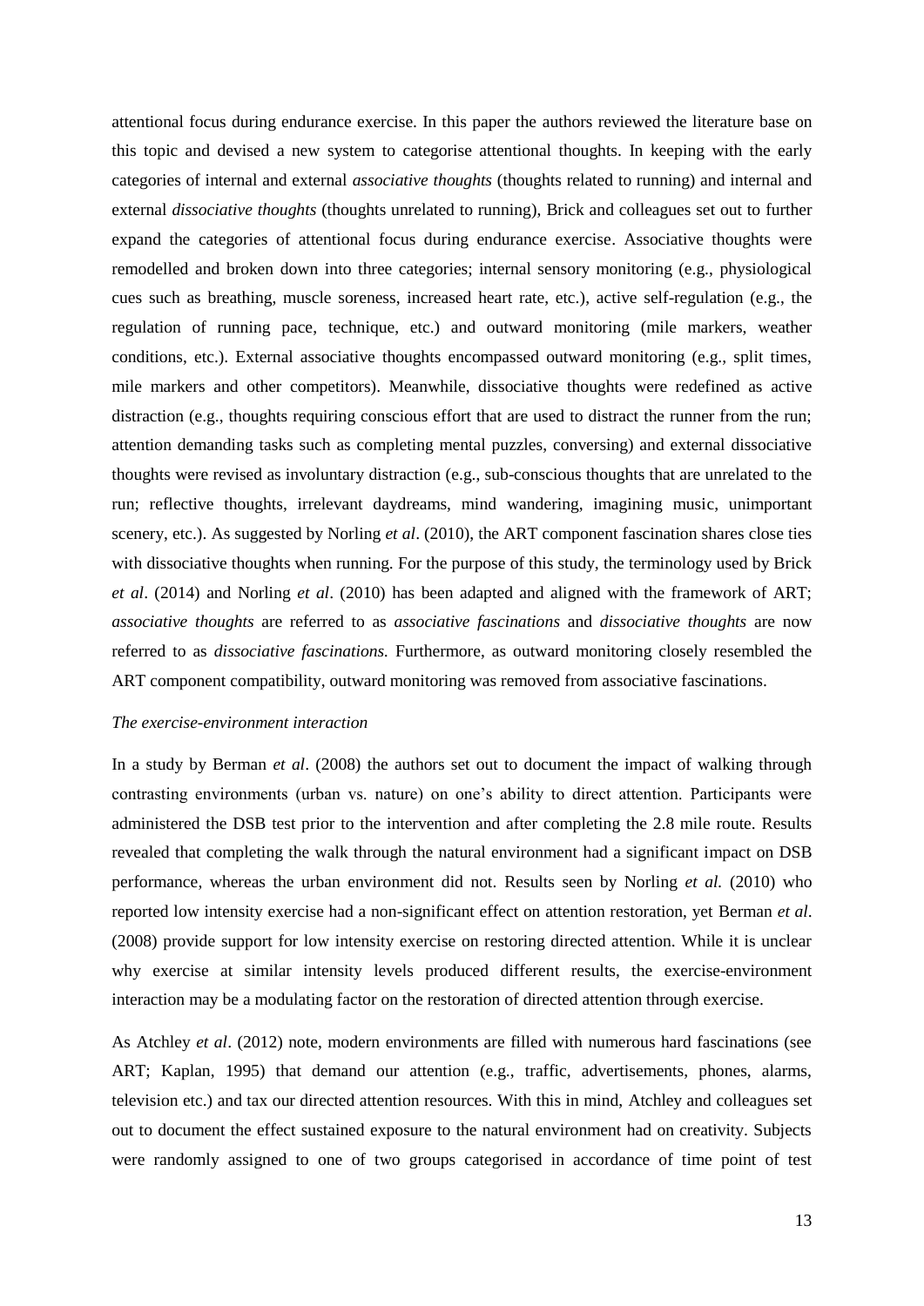attentional focus during endurance exercise. In this paper the authors reviewed the literature base on this topic and devised a new system to categorise attentional thoughts. In keeping with the early categories of internal and external *associative thoughts* (thoughts related to running) and internal and external *dissociative thoughts* (thoughts unrelated to running), Brick and colleagues set out to further expand the categories of attentional focus during endurance exercise. Associative thoughts were remodelled and broken down into three categories; internal sensory monitoring (e.g., physiological cues such as breathing, muscle soreness, increased heart rate, etc.), active self-regulation (e.g., the regulation of running pace, technique, etc.) and outward monitoring (mile markers, weather conditions, etc.). External associative thoughts encompassed outward monitoring (e.g., split times, mile markers and other competitors). Meanwhile, dissociative thoughts were redefined as active distraction (e.g., thoughts requiring conscious effort that are used to distract the runner from the run; attention demanding tasks such as completing mental puzzles, conversing) and external dissociative thoughts were revised as involuntary distraction (e.g., sub-conscious thoughts that are unrelated to the run; reflective thoughts, irrelevant daydreams, mind wandering, imagining music, unimportant scenery, etc.). As suggested by Norling *et al*. (2010), the ART component fascination shares close ties with dissociative thoughts when running. For the purpose of this study, the terminology used by Brick *et al*. (2014) and Norling *et al*. (2010) has been adapted and aligned with the framework of ART; *associative thoughts* are referred to as *associative fascinations* and *dissociative thoughts* are now referred to as *dissociative fascinations.* Furthermore, as outward monitoring closely resembled the ART component compatibility, outward monitoring was removed from associative fascinations.

*The exercise-environment interaction*

In a study by Berman *et al*. (2008) the authors set out to document the impact of walking through contrasting environments (urban vs. nature) on one's ability to direct attention. Participants were administered the DSB test prior to the intervention and after completing the 2.8 mile route. Results revealed that completing the walk through the natural environment had a significant impact on DSB performance, whereas the urban environment did not. Results seen by Norling *et al.* (2010) who reported low intensity exercise had a non-significant effect on attention restoration, yet Berman *et al*. (2008) provide support for low intensity exercise on restoring directed attention. While it is unclear why exercise at similar intensity levels produced different results, the exercise-environment interaction may be a modulating factor on the restoration of directed attention through exercise.

As Atchley *et al*. (2012) note, modern environments are filled with numerous hard fascinations (see ART; Kaplan, 1995) that demand our attention (e.g., traffic, advertisements, phones, alarms, television etc.) and tax our directed attention resources. With this in mind, Atchley and colleagues set out to document the effect sustained exposure to the natural environment had on creativity. Subjects were randomly assigned to one of two groups categorised in accordance of time point of test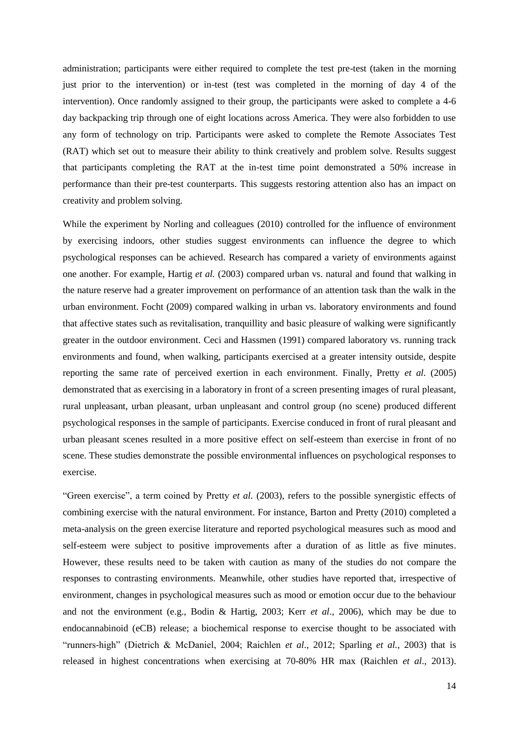administration; participants were either required to complete the test pre-test (taken in the morning just prior to the intervention) or in-test (test was completed in the morning of day 4 of the intervention). Once randomly assigned to their group, the participants were asked to complete a 4-6 day backpacking trip through one of eight locations across America. They were also forbidden to use any form of technology on trip. Participants were asked to complete the Remote Associates Test (RAT) which set out to measure their ability to think creatively and problem solve. Results suggest that participants completing the RAT at the in-test time point demonstrated a 50% increase in performance than their pre-test counterparts. This suggests restoring attention also has an impact on creativity and problem solving.

While the experiment by Norling and colleagues (2010) controlled for the influence of environment by exercising indoors, other studies suggest environments can influence the degree to which psychological responses can be achieved. Research has compared a variety of environments against one another. For example, Hartig *et al.* (2003) compared urban vs. natural and found that walking in the nature reserve had a greater improvement on performance of an attention task than the walk in the urban environment. Focht (2009) compared walking in urban vs. laboratory environments and found that affective states such as revitalisation, tranquillity and basic pleasure of walking were significantly greater in the outdoor environment. Ceci and Hassmen (1991) compared laboratory vs. running track environments and found, when walking, participants exercised at a greater intensity outside, despite reporting the same rate of perceived exertion in each environment. Finally, Pretty *et al.* (2005) demonstrated that as exercising in a laboratory in front of a screen presenting images of rural pleasant, rural unpleasant, urban pleasant, urban unpleasant and control group (no scene) produced different psychological responses in the sample of participants. Exercise conduced in front of rural pleasant and urban pleasant scenes resulted in a more positive effect on self-esteem than exercise in front of no scene. These studies demonstrate the possible environmental influences on psychological responses to exercise.

"Green exercise", a term coined by Pretty *et al.* (2003), refers to the possible synergistic effects of combining exercise with the natural environment. For instance, Barton and Pretty (2010) completed a meta-analysis on the green exercise literature and reported psychological measures such as mood and self-esteem were subject to positive improvements after a duration of as little as five minutes. However, these results need to be taken with caution as many of the studies do not compare the responses to contrasting environments. Meanwhile, other studies have reported that, irrespective of environment, changes in psychological measures such as mood or emotion occur due to the behaviour and not the environment (e.g., Bodin & Hartig, 2003; Kerr *et al*., 2006), which may be due to endocannabinoid (eCB) release; a biochemical response to exercise thought to be associated with "runners-high" (Dietrich & McDaniel, 2004; Raichlen *et al*., 2012; Sparling *et al.*, 2003) that is released in highest concentrations when exercising at 70-80% HR max (Raichlen *et al*., 2013).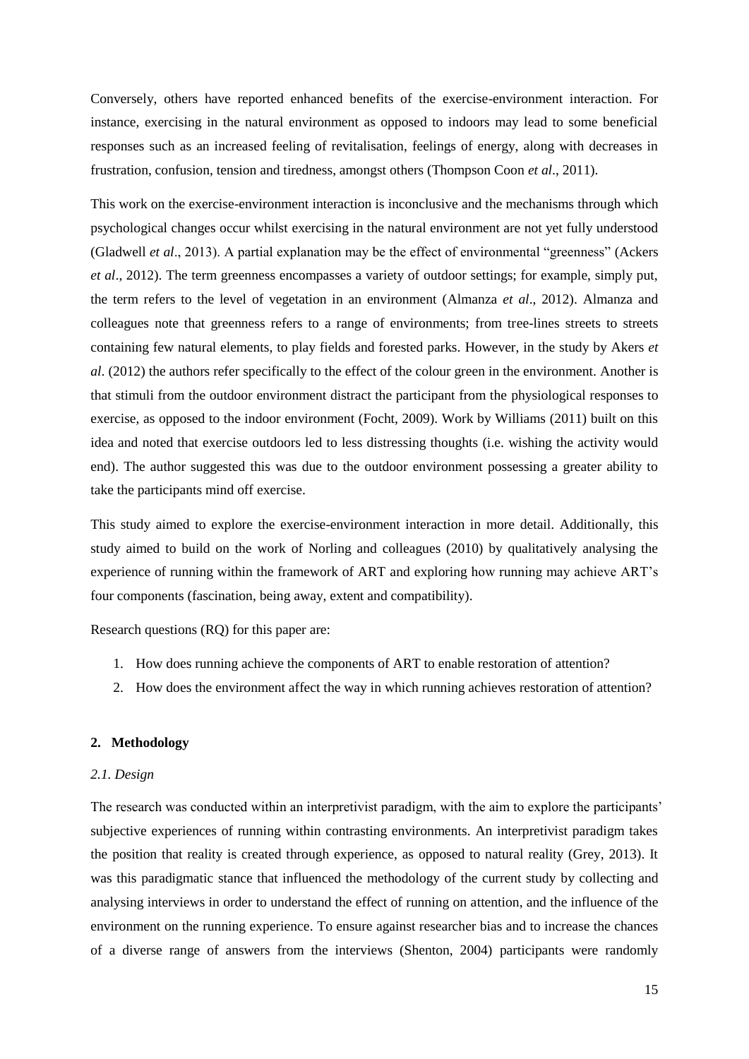Conversely, others have reported enhanced benefits of the exercise-environment interaction. For instance, exercising in the natural environment as opposed to indoors may lead to some beneficial responses such as an increased feeling of revitalisation, feelings of energy, along with decreases in frustration, confusion, tension and tiredness, amongst others (Thompson Coon *et al*., 2011).

This work on the exercise-environment interaction is inconclusive and the mechanisms through which psychological changes occur whilst exercising in the natural environment are not yet fully understood (Gladwell *et al*., 2013). A partial explanation may be the effect of environmental "greenness" (Ackers *et al*., 2012). The term greenness encompasses a variety of outdoor settings; for example, simply put, the term refers to the level of vegetation in an environment (Almanza *et al*., 2012). Almanza and colleagues note that greenness refers to a range of environments; from tree-lines streets to streets containing few natural elements, to play fields and forested parks. However, in the study by Akers *et al*. (2012) the authors refer specifically to the effect of the colour green in the environment. Another is that stimuli from the outdoor environment distract the participant from the physiological responses to exercise, as opposed to the indoor environment (Focht, 2009). Work by Williams (2011) built on this idea and noted that exercise outdoors led to less distressing thoughts (i.e. wishing the activity would end). The author suggested this was due to the outdoor environment possessing a greater ability to take the participants mind off exercise.

This study aimed to explore the exercise-environment interaction in more detail. Additionally, this study aimed to build on the work of Norling and colleagues (2010) by qualitatively analysing the experience of running within the framework of ART and exploring how running may achieve ART's four components (fascination, being away, extent and compatibility).

Research questions (RQ) for this paper are:

1. How does running achieve the components of ART to enable restoration of attention?
2. How does the environment affect the way in which running achieves restoration of attention?

## 2. Methodology

### *2.1. Design*

The research was conducted within an interpretivist paradigm, with the aim to explore the participants' subjective experiences of running within contrasting environments. An interpretivist paradigm takes the position that reality is created through experience, as opposed to natural reality (Grey, 2013). It was this paradigmatic stance that influenced the methodology of the current study by collecting and analysing interviews in order to understand the effect of running on attention, and the influence of the environment on the running experience. To ensure against researcher bias and to increase the chances of a diverse range of answers from the interviews (Shenton, 2004) participants were randomly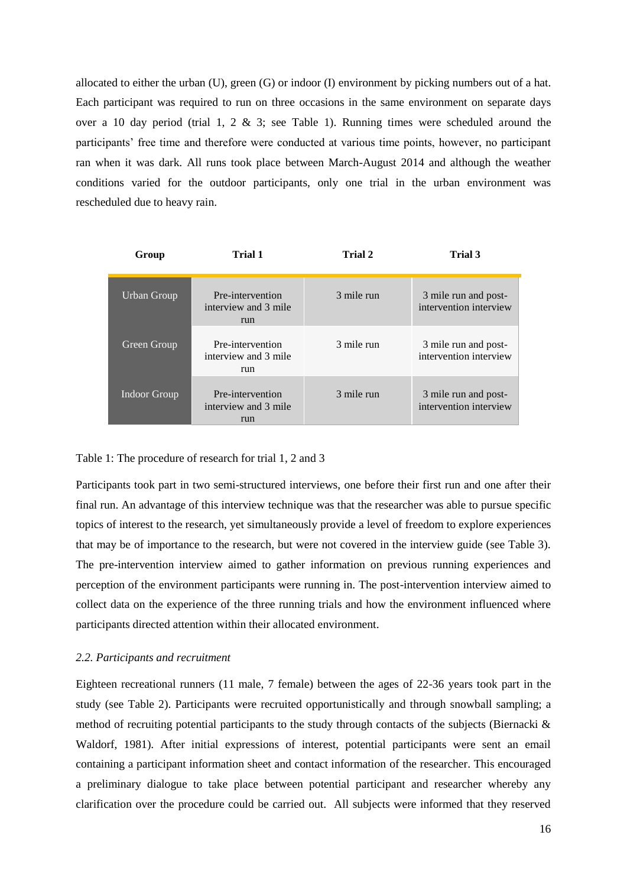allocated to either the urban (U), green (G) or indoor (I) environment by picking numbers out of a hat. Each participant was required to run on three occasions in the same environment on separate days over a 10 day period (trial 1, 2 & 3; see Table 1). Running times were scheduled around the participants' free time and therefore were conducted at various time points, however, no participant ran when it was dark. All runs took place between March-August 2014 and although the weather conditions varied for the outdoor participants, only one trial in the urban environment was rescheduled due to heavy rain.

| Group | Trial 1 | Trial 2 | Trial 3 |
|---|---|---|---|
| Urban Group | Pre-intervention interview and 3 mile run | 3 mile run | 3 mile run and post-intervention interview |
| Green Group | Pre-intervention interview and 3 mile run | 3 mile run | 3 mile run and post-intervention interview |
| Indoor Group | Pre-intervention interview and 3 mile run | 3 mile run | 3 mile run and post-intervention interview |

Table 1: The procedure of research for trial 1, 2 and 3

Participants took part in two semi-structured interviews, one before their first run and one after their final run. An advantage of this interview technique was that the researcher was able to pursue specific topics of interest to the research, yet simultaneously provide a level of freedom to explore experiences that may be of importance to the research, but were not covered in the interview guide (see Table 3). The pre-intervention interview aimed to gather information on previous running experiences and perception of the environment participants were running in. The post-intervention interview aimed to collect data on the experience of the three running trials and how the environment influenced where participants directed attention within their allocated environment.

### *2.2. Participants and recruitment*

Eighteen recreational runners (11 male, 7 female) between the ages of 22-36 years took part in the study (see Table 2). Participants were recruited opportunistically and through snowball sampling; a method of recruiting potential participants to the study through contacts of the subjects (Biernacki & Waldorf, 1981). After initial expressions of interest, potential participants were sent an email containing a participant information sheet and contact information of the researcher. This encouraged a preliminary dialogue to take place between potential participant and researcher whereby any clarification over the procedure could be carried out. All subjects were informed that they reserved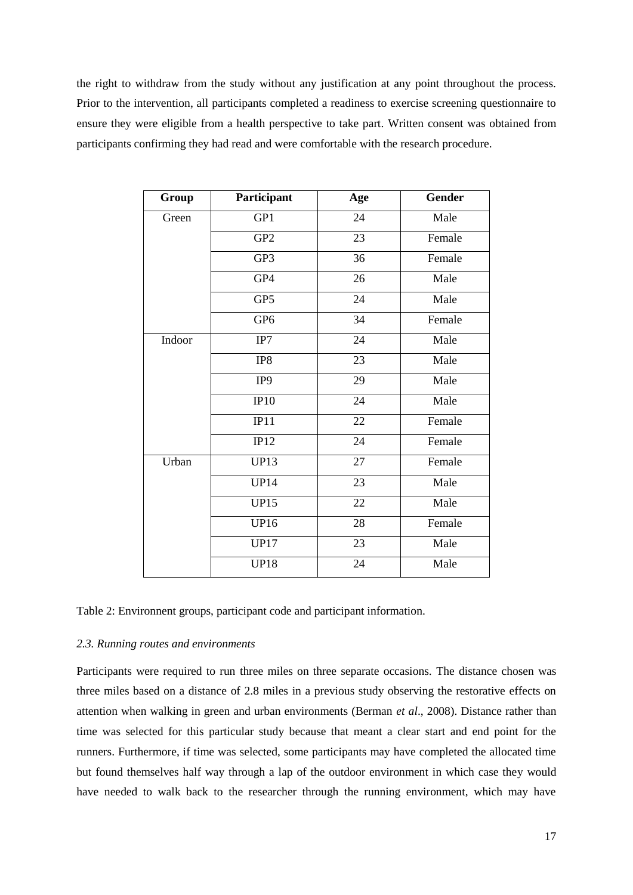the right to withdraw from the study without any justification at any point throughout the process. Prior to the intervention, all participants completed a readiness to exercise screening questionnaire to ensure they were eligible from a health perspective to take part. Written consent was obtained from participants confirming they had read and were comfortable with the research procedure.

| Group | Participant | Age | Gender |
|---|---|---|---|
| Green | GP1 | 24 | Male |
| | GP2 | 23 | Female |
| | GP3 | 36 | Female |
| | GP4 | 26 | Male |
| | GP5 | 24 | Male |
| | GP6 | 34 | Female |
| Indoor | IP7 | 24 | Male |
| | IP8 | 23 | Male |
| | IP9 | 29 | Male |
| | IP10 | 24 | Male |
| | IP11 | 22 | Female |
| | IP12 | 24 | Female |
| Urban | UP13 | 27 | Female |
| | UP14 | 23 | Male |
| | UP15 | 22 | Male |
| | UP16 | 28 | Female |
| | UP17 | 23 | Male |
| | UP18 | 24 | Male |

Table 2: Environnent groups, participant code and participant information.

### *2.3. Running routes and environments*

Participants were required to run three miles on three separate occasions. The distance chosen was three miles based on a distance of 2.8 miles in a previous study observing the restorative effects on attention when walking in green and urban environments (Berman *et al*., 2008). Distance rather than time was selected for this particular study because that meant a clear start and end point for the runners. Furthermore, if time was selected, some participants may have completed the allocated time but found themselves half way through a lap of the outdoor environment in which case they would have needed to walk back to the researcher through the running environment, which may have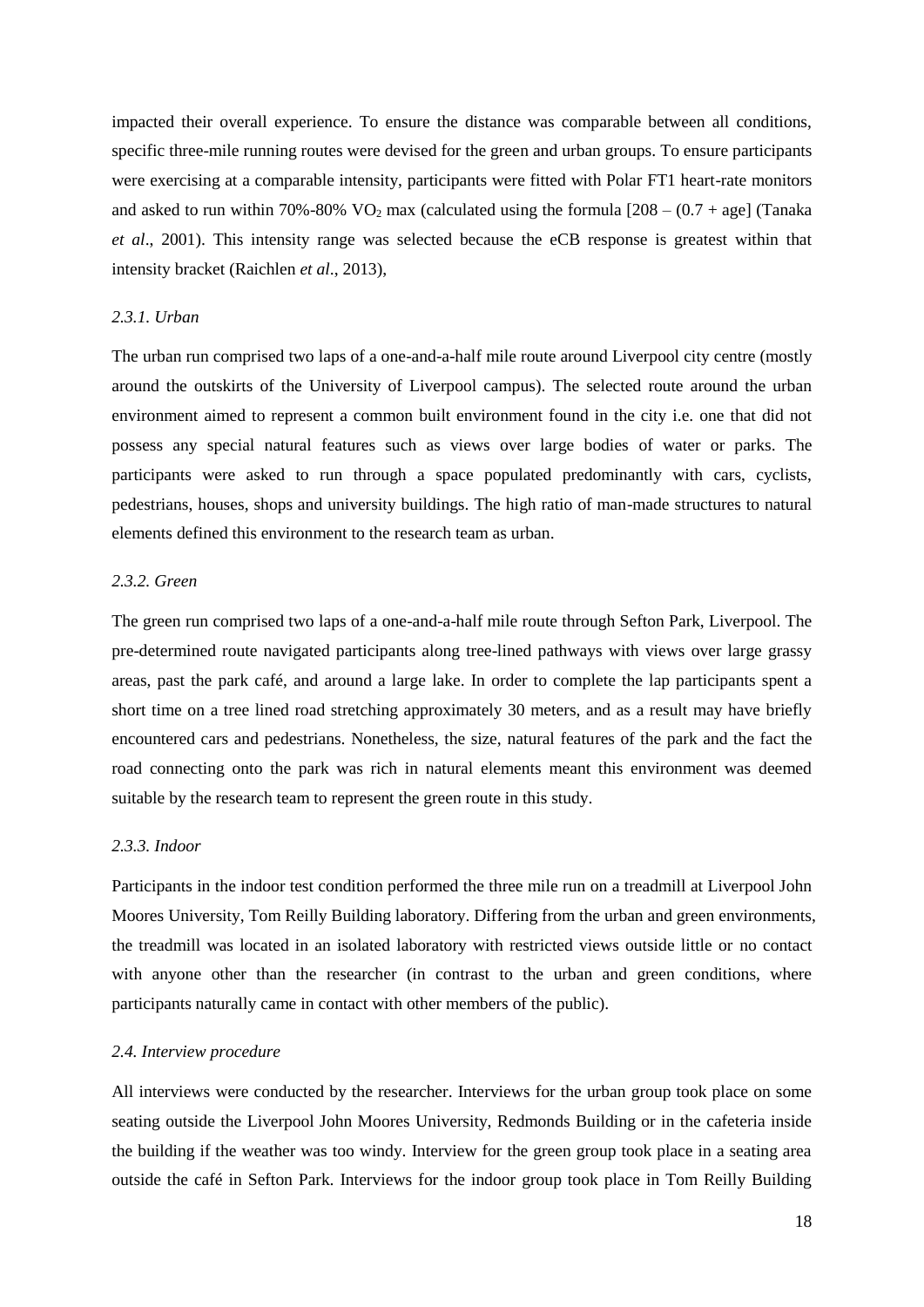impacted their overall experience. To ensure the distance was comparable between all conditions, specific three-mile running routes were devised for the green and urban groups. To ensure participants were exercising at a comparable intensity, participants were fitted with Polar FT1 heart-rate monitors and asked to run within 70%-80% $VO_2$ max (calculated using the formula [208 – (0.7 + age] (Tanaka *et al*., 2001). This intensity range was selected because the eCB response is greatest within that intensity bracket (Raichlen *et al*., 2013),

### *2.3.1. Urban*

The urban run comprised two laps of a one-and-a-half mile route around Liverpool city centre (mostly around the outskirts of the University of Liverpool campus). The selected route around the urban environment aimed to represent a common built environment found in the city i.e. one that did not possess any special natural features such as views over large bodies of water or parks. The participants were asked to run through a space populated predominantly with cars, cyclists, pedestrians, houses, shops and university buildings. The high ratio of man-made structures to natural elements defined this environment to the research team as urban.

### *2.3.2. Green*

The green run comprised two laps of a one-and-a-half mile route through Sefton Park, Liverpool. The pre-determined route navigated participants along tree-lined pathways with views over large grassy areas, past the park café, and around a large lake. In order to complete the lap participants spent a short time on a tree lined road stretching approximately 30 meters, and as a result may have briefly encountered cars and pedestrians. Nonetheless, the size, natural features of the park and the fact the road connecting onto the park was rich in natural elements meant this environment was deemed suitable by the research team to represent the green route in this study.

### *2.3.3. Indoor*

Participants in the indoor test condition performed the three mile run on a treadmill at Liverpool John Moores University, Tom Reilly Building laboratory. Differing from the urban and green environments, the treadmill was located in an isolated laboratory with restricted views outside little or no contact with anyone other than the researcher (in contrast to the urban and green conditions, where participants naturally came in contact with other members of the public).

### *2.4. Interview procedure*

All interviews were conducted by the researcher. Interviews for the urban group took place on some seating outside the Liverpool John Moores University, Redmonds Building or in the cafeteria inside the building if the weather was too windy. Interview for the green group took place in a seating area outside the café in Sefton Park. Interviews for the indoor group took place in Tom Reilly Building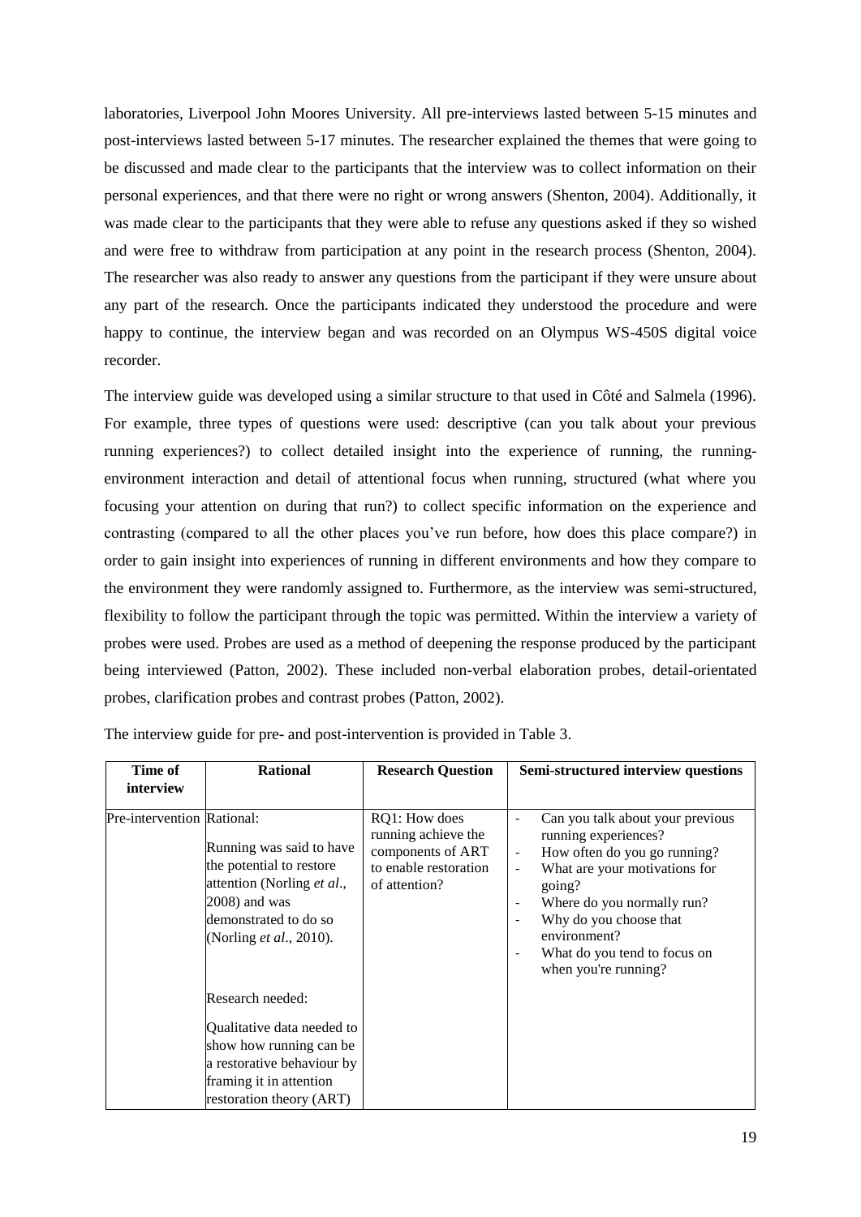laboratories, Liverpool John Moores University. All pre-interviews lasted between 5-15 minutes and post-interviews lasted between 5-17 minutes. The researcher explained the themes that were going to be discussed and made clear to the participants that the interview was to collect information on their personal experiences, and that there were no right or wrong answers (Shenton, 2004). Additionally, it was made clear to the participants that they were able to refuse any questions asked if they so wished and were free to withdraw from participation at any point in the research process (Shenton, 2004). The researcher was also ready to answer any questions from the participant if they were unsure about any part of the research. Once the participants indicated they understood the procedure and were happy to continue, the interview began and was recorded on an Olympus WS-450S digital voice recorder.

The interview guide was developed using a similar structure to that used in Côté and Salmela (1996). For example, three types of questions were used: descriptive (can you talk about your previous running experiences?) to collect detailed insight into the experience of running, the running-environment interaction and detail of attentional focus when running, structured (what where you focusing your attention on during that run?) to collect specific information on the experience and contrasting (compared to all the other places you've run before, how does this place compare?) in order to gain insight into experiences of running in different environments and how they compare to the environment they were randomly assigned to. Furthermore, as the interview was semi-structured, flexibility to follow the participant through the topic was permitted. Within the interview a variety of probes were used. Probes are used as a method of deepening the response produced by the participant being interviewed (Patton, 2002). These included non-verbal elaboration probes, detail-orientated probes, clarification probes and contrast probes (Patton, 2002).

The interview guide for pre- and post-intervention is provided in Table 3.

| Time of interview | Rational | Research Question | Semi-structured interview questions |
|---|---|---|---|
| Pre-intervention | Rational:<br><br>Running was said to have the potential to restore attention (Norling *et al.*, 2008) and was demonstrated to do so (Norling *et al.*, 2010).<br><br>Research needed:<br><br>Qualitative data needed to show how running can be a restorative behaviour by framing it in attention restoration theory (ART) | RQ1: How does running achieve the components of ART to enable restoration of attention? | - Can you talk about your previous running experiences?<br>- How often do you go running?<br>- What are your motivations for going?<br>- Where do you normally run?<br>- Why do you choose that environment?<br>- What do you tend to focus on when you're running? |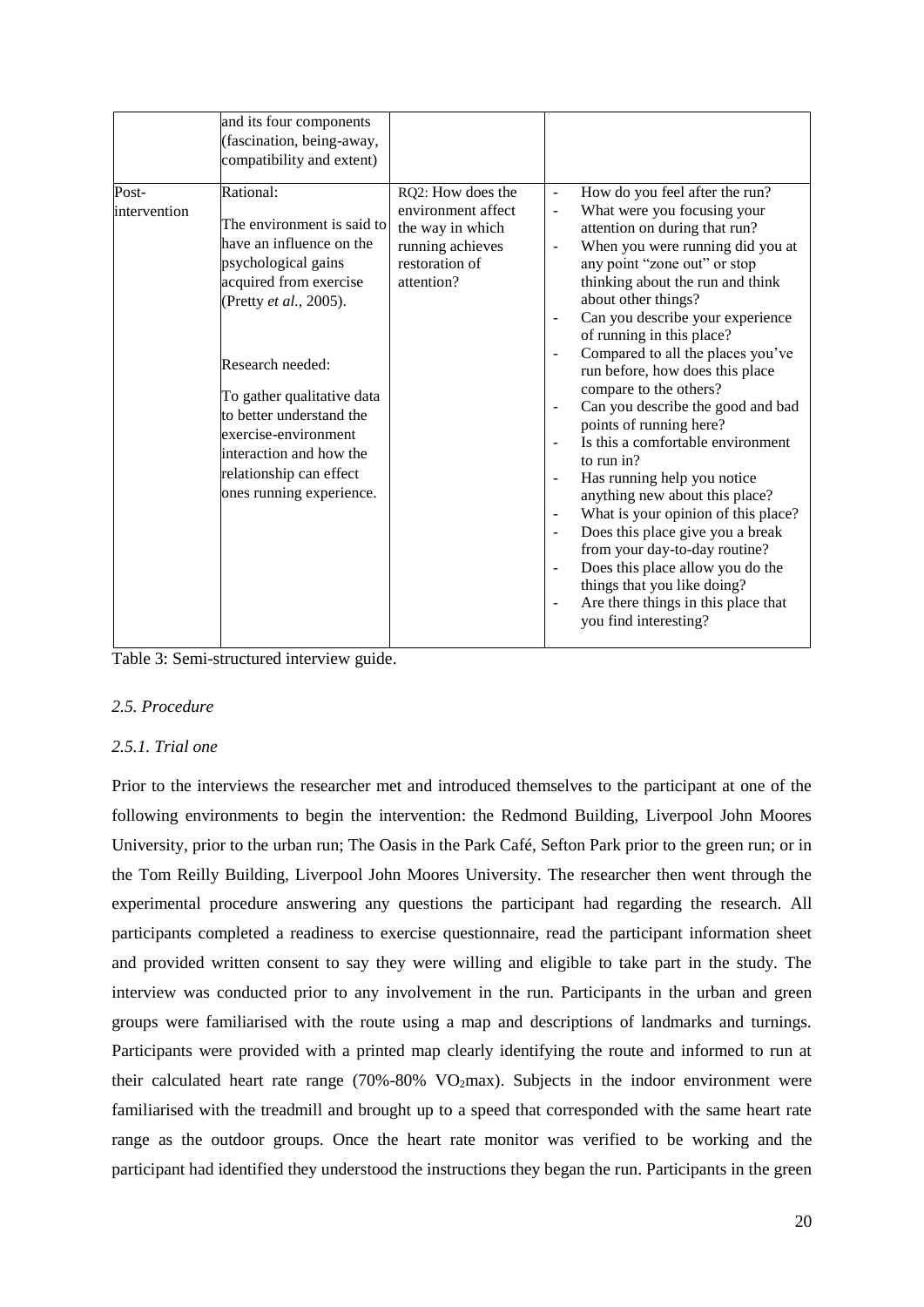| | | | |
|---|---|---|---|
| | and its four components (fascination, being-away, compatibility and extent) | | |
| Post-intervention | Rational:<br><br>The environment is said to have an influence on the psychological gains acquired from exercise (Pretty *et al.,* 2005).<br><br>Research needed:<br><br>To gather qualitative data to better understand the exercise-environment interaction and how the relationship can effect ones running experience. | RQ2: How does the environment affect the way in which running achieves restoration of attention? | - How do you feel after the run?<br>- What were you focusing your attention on during that run?<br>- When you were running did you at any point "zone out" or stop thinking about the run and think about other things?<br>- Can you describe your experience of running in this place?<br>- Compared to all the places you've run before, how does this place compare to the others?<br>- Can you describe the good and bad points of running here?<br>- Is this a comfortable environment to run in?<br>- Has running help you notice anything new about this place?<br>- What is your opinion of this place?<br>- Does this place give you a break from your day-to-day routine?<br>- Does this place allow you do the things that you like doing?<br>- Are there things in this place that you find interesting? |

Table 3: Semi-structured interview guide.

*2.5. Procedure*

*2.5.1. Trial one*

Prior to the interviews the researcher met and introduced themselves to the participant at one of the following environments to begin the intervention: the Redmond Building, Liverpool John Moores University, prior to the urban run; The Oasis in the Park Café, Sefton Park prior to the green run; or in the Tom Reilly Building, Liverpool John Moores University. The researcher then went through the experimental procedure answering any questions the participant had regarding the research. All participants completed a readiness to exercise questionnaire, read the participant information sheet and provided written consent to say they were willing and eligible to take part in the study. The interview was conducted prior to any involvement in the run. Participants in the urban and green groups were familiarised with the route using a map and descriptions of landmarks and turnings. Participants were provided with a printed map clearly identifying the route and informed to run at their calculated heart rate range (70%-80% $VO_2$max). Subjects in the indoor environment were familiarised with the treadmill and brought up to a speed that corresponded with the same heart rate range as the outdoor groups. Once the heart rate monitor was verified to be working and the participant had identified they understood the instructions they began the run. Participants in the green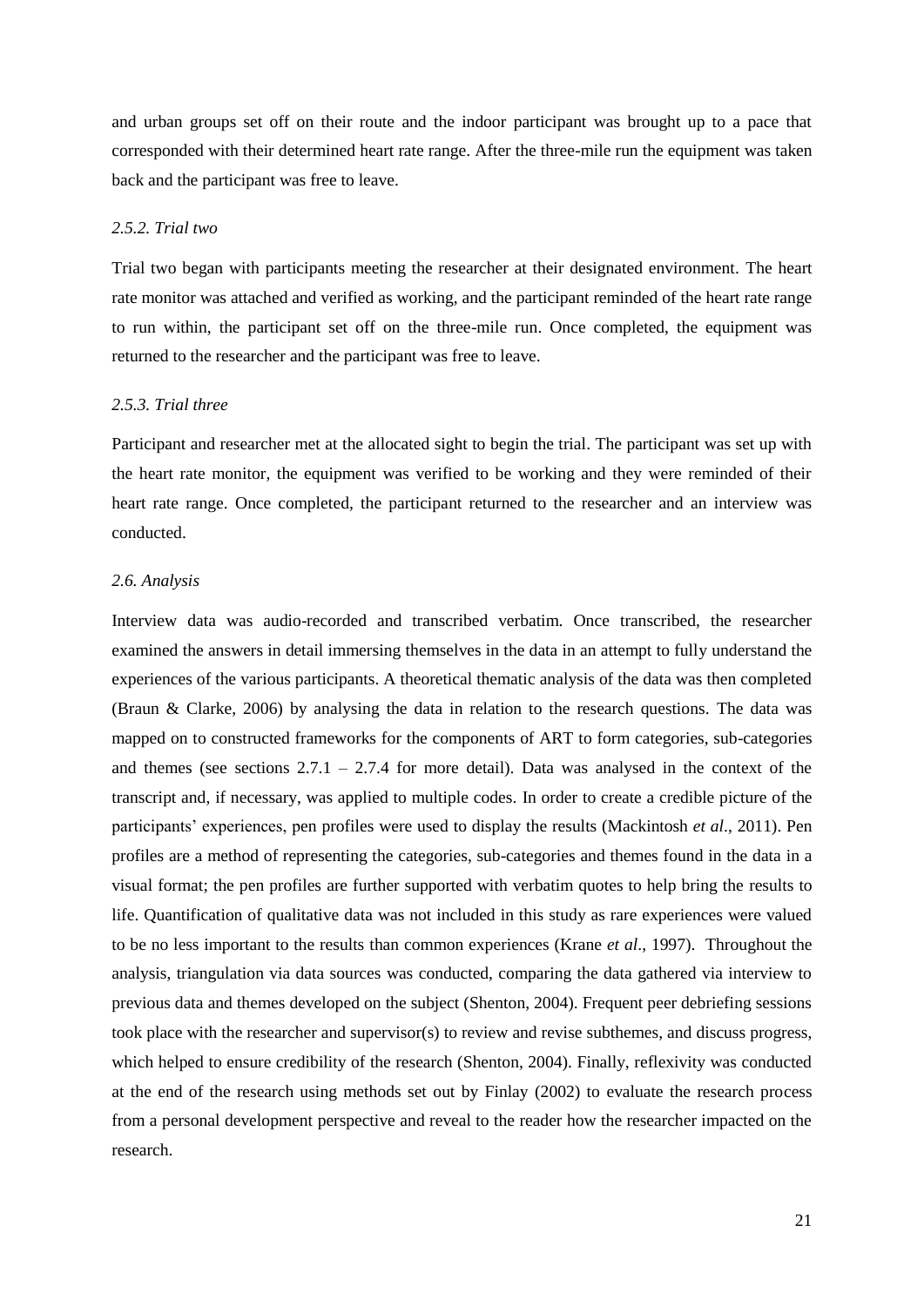and urban groups set off on their route and the indoor participant was brought up to a pace that corresponded with their determined heart rate range. After the three-mile run the equipment was taken back and the participant was free to leave.

### *2.5.2. Trial two*

Trial two began with participants meeting the researcher at their designated environment. The heart rate monitor was attached and verified as working, and the participant reminded of the heart rate range to run within, the participant set off on the three-mile run. Once completed, the equipment was returned to the researcher and the participant was free to leave.

### *2.5.3. Trial three*

Participant and researcher met at the allocated sight to begin the trial. The participant was set up with the heart rate monitor, the equipment was verified to be working and they were reminded of their heart rate range. Once completed, the participant returned to the researcher and an interview was conducted.

## *2.6. Analysis*

Interview data was audio-recorded and transcribed verbatim. Once transcribed, the researcher examined the answers in detail immersing themselves in the data in an attempt to fully understand the experiences of the various participants. A theoretical thematic analysis of the data was then completed (Braun & Clarke, 2006) by analysing the data in relation to the research questions. The data was mapped on to constructed frameworks for the components of ART to form categories, sub-categories and themes (see sections 2.7.1 – 2.7.4 for more detail). Data was analysed in the context of the transcript and, if necessary, was applied to multiple codes. In order to create a credible picture of the participants' experiences, pen profiles were used to display the results (Mackintosh *et al*., 2011). Pen profiles are a method of representing the categories, sub-categories and themes found in the data in a visual format; the pen profiles are further supported with verbatim quotes to help bring the results to life. Quantification of qualitative data was not included in this study as rare experiences were valued to be no less important to the results than common experiences (Krane *et al*., 1997). Throughout the analysis, triangulation via data sources was conducted, comparing the data gathered via interview to previous data and themes developed on the subject (Shenton, 2004). Frequent peer debriefing sessions took place with the researcher and supervisor(s) to review and revise subthemes, and discuss progress, which helped to ensure credibility of the research (Shenton, 2004). Finally, reflexivity was conducted at the end of the research using methods set out by Finlay (2002) to evaluate the research process from a personal development perspective and reveal to the reader how the researcher impacted on the research.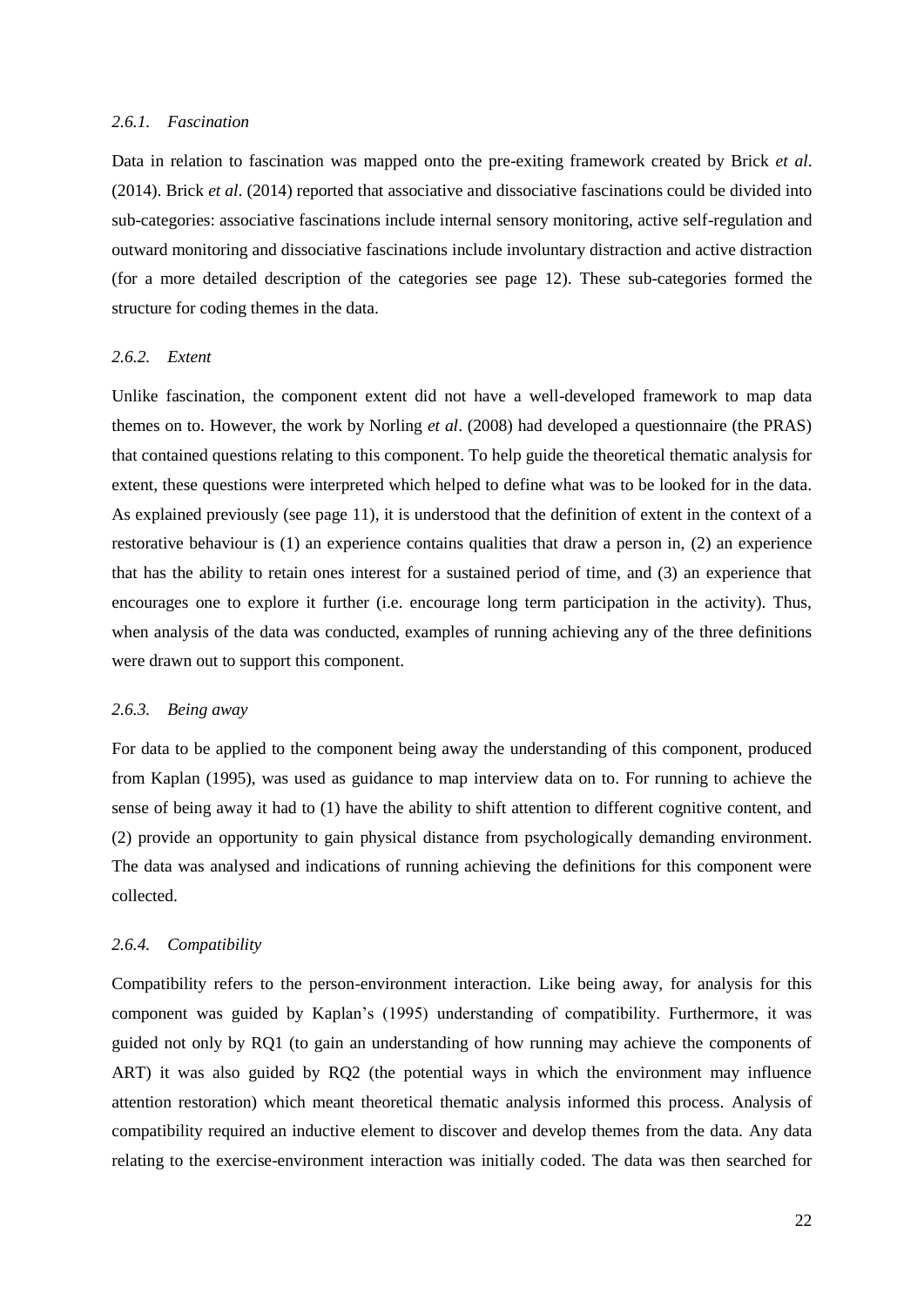#### *2.6.1. Fascination*

Data in relation to fascination was mapped onto the pre-exiting framework created by Brick *et al*. (2014). Brick *et al*. (2014) reported that associative and dissociative fascinations could be divided into sub-categories: associative fascinations include internal sensory monitoring, active self-regulation and outward monitoring and dissociative fascinations include involuntary distraction and active distraction (for a more detailed description of the categories see page 12). These sub-categories formed the structure for coding themes in the data.

#### *2.6.2. Extent*

Unlike fascination, the component extent did not have a well-developed framework to map data themes on to. However, the work by Norling *et al*. (2008) had developed a questionnaire (the PRAS) that contained questions relating to this component. To help guide the theoretical thematic analysis for extent, these questions were interpreted which helped to define what was to be looked for in the data. As explained previously (see page 11), it is understood that the definition of extent in the context of a restorative behaviour is (1) an experience contains qualities that draw a person in, (2) an experience that has the ability to retain ones interest for a sustained period of time, and (3) an experience that encourages one to explore it further (i.e. encourage long term participation in the activity). Thus, when analysis of the data was conducted, examples of running achieving any of the three definitions were drawn out to support this component.

#### *2.6.3. Being away*

For data to be applied to the component being away the understanding of this component, produced from Kaplan (1995), was used as guidance to map interview data on to. For running to achieve the sense of being away it had to (1) have the ability to shift attention to different cognitive content, and (2) provide an opportunity to gain physical distance from psychologically demanding environment. The data was analysed and indications of running achieving the definitions for this component were collected.

#### *2.6.4. Compatibility*

Compatibility refers to the person-environment interaction. Like being away, for analysis for this component was guided by Kaplan's (1995) understanding of compatibility. Furthermore, it was guided not only by RQ1 (to gain an understanding of how running may achieve the components of ART) it was also guided by RQ2 (the potential ways in which the environment may influence attention restoration) which meant theoretical thematic analysis informed this process. Analysis of compatibility required an inductive element to discover and develop themes from the data. Any data relating to the exercise-environment interaction was initially coded. The data was then searched for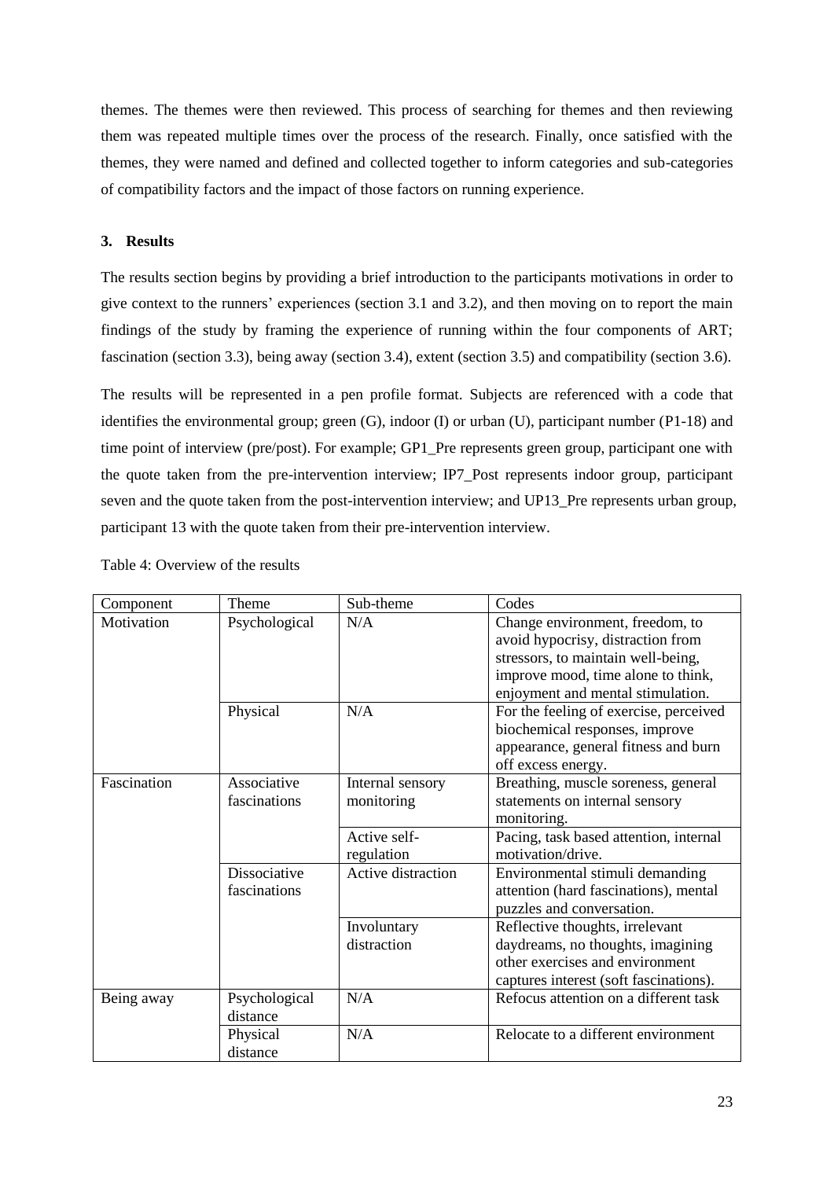themes. The themes were then reviewed. This process of searching for themes and then reviewing them was repeated multiple times over the process of the research. Finally, once satisfied with the themes, they were named and defined and collected together to inform categories and sub-categories of compatibility factors and the impact of those factors on running experience.

## 3. Results

The results section begins by providing a brief introduction to the participants motivations in order to give context to the runners' experiences (section 3.1 and 3.2), and then moving on to report the main findings of the study by framing the experience of running within the four components of ART; fascination (section 3.3), being away (section 3.4), extent (section 3.5) and compatibility (section 3.6).

The results will be represented in a pen profile format. Subjects are referenced with a code that identifies the environmental group; green (G), indoor (I) or urban (U), participant number (P1-18) and time point of interview (pre/post). For example; GP1_Pre represents green group, participant one with the quote taken from the pre-intervention interview; IP7_Post represents indoor group, participant seven and the quote taken from the post-intervention interview; and UP13_Pre represents urban group, participant 13 with the quote taken from their pre-intervention interview.

Table 4: Overview of the results

| Component | Theme | Sub-theme | Codes |
|---|---|---|---|
| Motivation | Psychological | N/A | Change environment, freedom, to avoid hypocrisy, distraction from stressors, to maintain well-being, improve mood, time alone to think, enjoyment and mental stimulation. |
| | Physical | N/A | For the feeling of exercise, perceived biochemical responses, improve appearance, general fitness and burn off excess energy. |
| Fascination | Associative fascinations | Internal sensory monitoring | Breathing, muscle soreness, general statements on internal sensory monitoring. |
| | | Active self-regulation | Pacing, task based attention, internal motivation/drive. |
| | Dissociative fascinations | Active distraction | Environmental stimuli demanding attention (hard fascinations), mental puzzles and conversation. |
| | | Involuntary distraction | Reflective thoughts, irrelevant daydreams, no thoughts, imagining other exercises and environment captures interest (soft fascinations). |
| Being away | Psychological distance | N/A | Refocus attention on a different task |
| | Physical distance | N/A | Relocate to a different environment |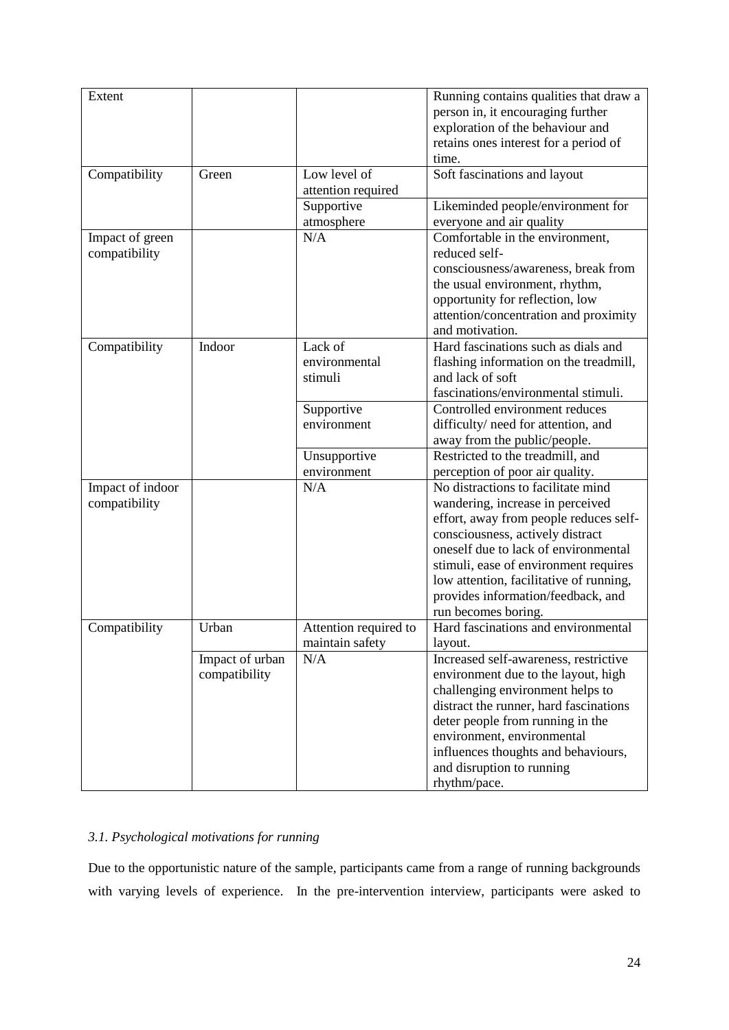| Extent | | | Running contains qualities that draw a person in, it encouraging further exploration of the behaviour and retains ones interest for a period of time. |
|---|---|---|---|
| Compatibility | Green | Low level of attention required | Soft fascinations and layout |
| | | Supportive atmosphere | Likeminded people/environment for everyone and air quality |
| Impact of green compatibility | | N/A | Comfortable in the environment, reduced self-consciousness/awareness, break from the usual environment, rhythm, opportunity for reflection, low attention/concentration and proximity and motivation. |
| Compatibility | Indoor | Lack of environmental stimuli | Hard fascinations such as dials and flashing information on the treadmill, and lack of soft fascinations/environmental stimuli. |
| | | Supportive environment | Controlled environment reduces difficulty/ need for attention, and away from the public/people. |
| | | Unsupportive environment | Restricted to the treadmill, and perception of poor air quality. |
| Impact of indoor compatibility | | N/A | No distractions to facilitate mind wandering, increase in perceived effort, away from people reduces self-consciousness, actively distract oneself due to lack of environmental stimuli, ease of environment requires low attention, facilitative of running, provides information/feedback, and run becomes boring. |
| Compatibility | Urban | Attention required to maintain safety | Hard fascinations and environmental layout. |
| | Impact of urban compatibility | N/A | Increased self-awareness, restrictive environment due to the layout, high challenging environment helps to distract the runner, hard fascinations deter people from running in the environment, environmental influences thoughts and behaviours, and disruption to running rhythm/pace. |

### *3.1. Psychological motivations for running*

Due to the opportunistic nature of the sample, participants came from a range of running backgrounds with varying levels of experience. In the pre-intervention interview, participants were asked to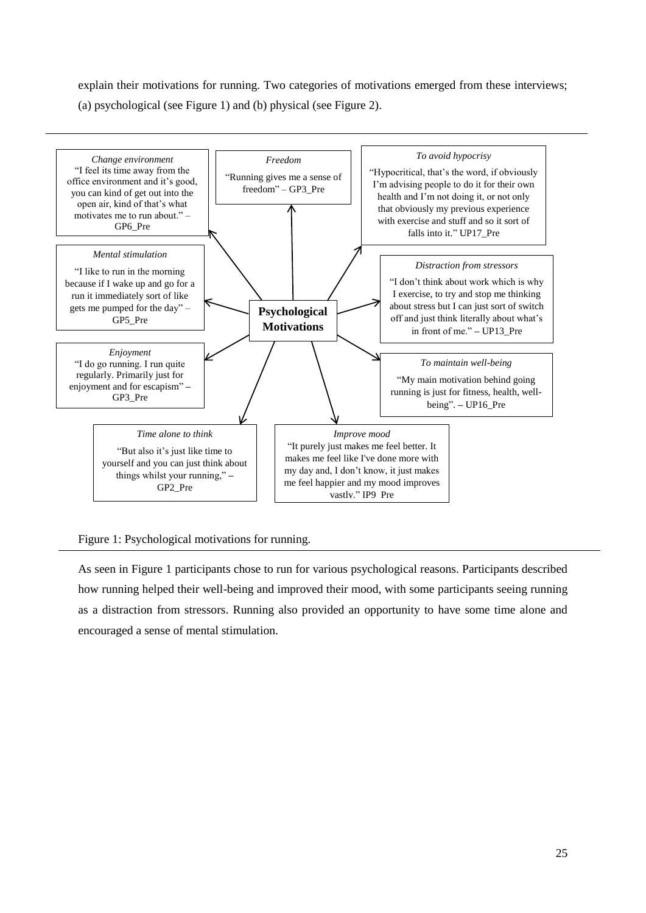explain their motivations for running. Two categories of motivations emerged from these interviews; (a) psychological (see Figure 1) and (b) physical (see Figure 2).

**Psychological Motivations**

*Change environment*
"I feel its time away from the office environment and it's good, you can kind of get out into the open air, kind of that's what motivates me to run about." – GP6_Pre

*Freedom*
"Running gives me a sense of freedom" – GP3_Pre

*To avoid hypocrisy*
"Hypocritical, that's the word, if obviously I'm advising people to do it for their own health and I'm not doing it, or not only that obviously my previous experience with exercise and stuff and so it sort of falls into it." UP17_Pre

*Mental stimulation*
"I like to run in the morning because if I wake up and go for a run it immediately sort of like gets me pumped for the day" – GP5_Pre

*Distraction from stressors*
"I don't think about work which is why I exercise, to try and stop me thinking about stress but I can just sort of switch off and just think literally about what's in front of me." – UP13_Pre

*Enjoyment*
"I do go running. I run quite regularly. Primarily just for enjoyment and for escapism" – GP3_Pre

*To maintain well-being*
"My main motivation behind going running is just for fitness, health, well-being". – UP16_Pre

*Time alone to think*
"But also it's just like time to yourself and you can just think about things whilst your running," – GP2_Pre

*Improve mood*
"It purely just makes me feel better. It makes me feel like I've done more with my day and, I don't know, it just makes me feel happier and my mood improves vastly." IP9_Pre

Figure 1: Psychological motivations for running.

As seen in Figure 1 participants chose to run for various psychological reasons. Participants described how running helped their well-being and improved their mood, with some participants seeing running as a distraction from stressors. Running also provided an opportunity to have some time alone and encouraged a sense of mental stimulation.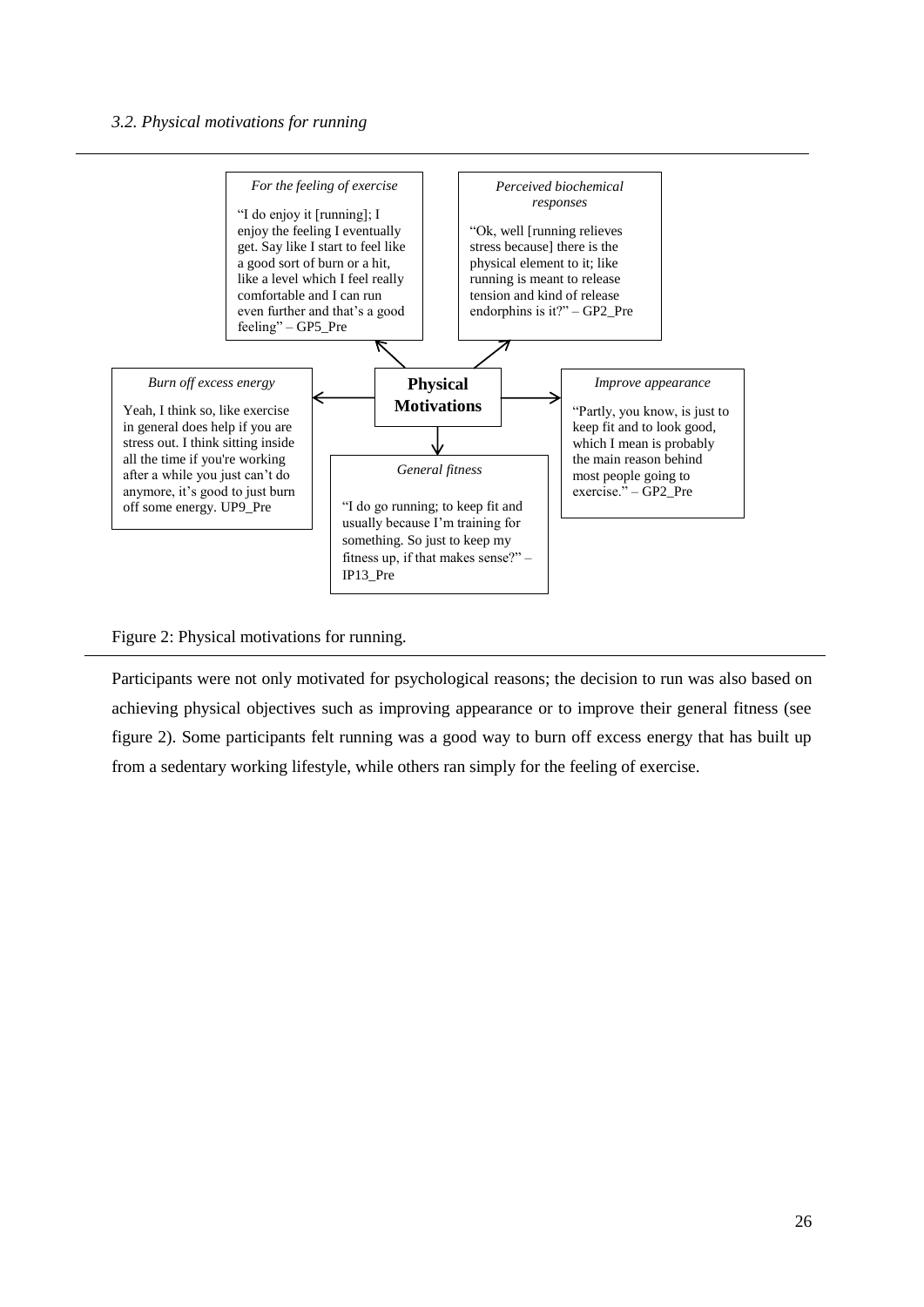*3.2. Physical motivations for running*

**Physical Motivations**

*For the feeling of exercise*

"I do enjoy it [running]; I enjoy the feeling I eventually get. Say like I start to feel like a good sort of burn or a hit, like a level which I feel really comfortable and I can run even further and that's a good feeling" – GP5_Pre

*Perceived biochemical responses*

"Ok, well [running relieves stress because] there is the physical element to it; like running is meant to release tension and kind of release endorphins is it?" – GP2_Pre

*Burn off excess energy*

Yeah, I think so, like exercise in general does help if you are stress out. I think sitting inside all the time if you're working after a while you just can't do anymore, it's good to just burn off some energy. UP9_Pre

*Improve appearance*

"Partly, you know, is just to keep fit and to look good, which I mean is probably the main reason behind most people going to exercise." – GP2_Pre

*General fitness*

"I do go running; to keep fit and usually because I'm training for something. So just to keep my fitness up, if that makes sense?" – IP13_Pre

Figure 2: Physical motivations for running.

Participants were not only motivated for psychological reasons; the decision to run was also based on achieving physical objectives such as improving appearance or to improve their general fitness (see figure 2). Some participants felt running was a good way to burn off excess energy that has built up from a sedentary working lifestyle, while others ran simply for the feeling of exercise.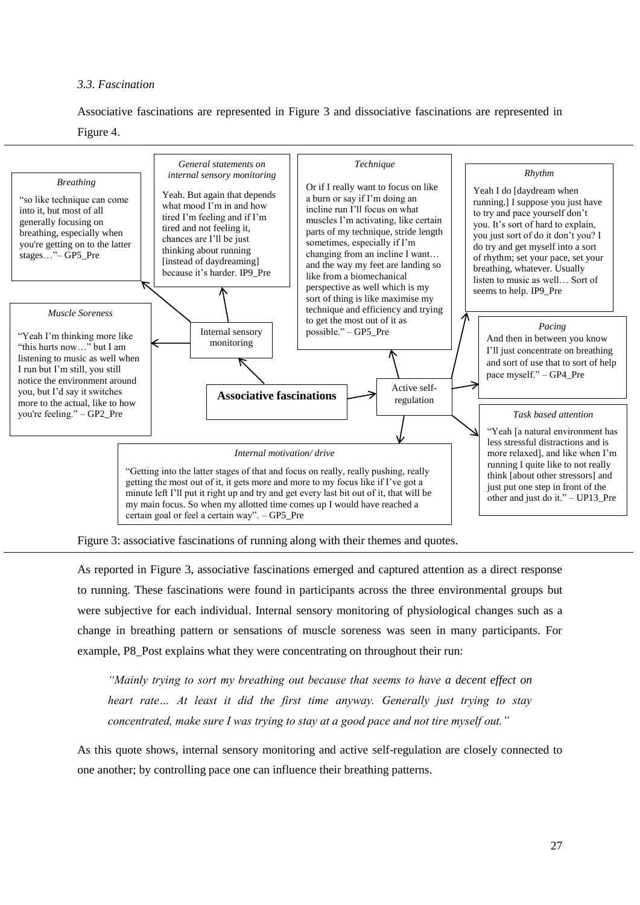*3.3. Fascination*

Associative fascinations are represented in Figure 3 and dissociative fascinations are represented in Figure 4.

**Associative fascinations**

- **Internal sensory monitoring**
  - *Breathing*: "so like technique can come into it, but most of all generally focusing on breathing, especially when you're getting on to the latter stages…"– GP5_Pre
  - *General statements on internal sensory monitoring*: Yeah. But again that depends what mood I'm in and how tired I'm feeling and if I'm tired and not feeling it, chances are I'll be just thinking about running [instead of daydreaming] because it's harder. IP9_Pre
  - *Muscle Soreness*: "Yeah I'm thinking more like "this hurts now…" but I am listening to music as well when I run but I'm still, you still notice the environment around you, but I'd say it switches more to the actual, like to how you're feeling." – GP2_Pre
- **Active self-regulation**
  - *Technique*: Or if I really want to focus on like a burn or say if I'm doing an incline run I'll focus on what muscles I'm activating, like certain parts of my technique, stride length sometimes, especially if I'm changing from an incline I want… and the way my feet are landing so like from a biomechanical perspective as well which is my sort of thing is like maximise my technique and efficiency and trying to get the most out of it as possible." – GP5_Pre
  - *Rhythm*: Yeah I do [daydream when running.] I suppose you just have to try and pace yourself don't you. It's sort of hard to explain, you just sort of do it don't you? I do try and get myself into a sort of rhythm; set your pace, set your breathing, whatever. Usually listen to music as well… Sort of seems to help. IP9_Pre
  - *Pacing*: And then in between you know I'll just concentrate on breathing and sort of use that to sort of help pace myself." – GP4_Pre
  - *Task based attention*: "Yeah [a natural environment has less stressful distractions and is more relaxed], and like when I'm running I quite like to not really think [about other stressors] and just put one step in front of the other and just do it." – UP13_Pre
  - *Internal motivation/ drive*: "Getting into the latter stages of that and focus on really, really pushing, really getting the most out of it, it gets more and more to my focus like if I've got a minute left I'll put it right up and try and get every last bit out of it, that will be my main focus. So when my allotted time comes up I would have reached a certain goal or feel a certain way". – GP5_Pre

Figure 3: associative fascinations of running along with their themes and quotes.

As reported in Figure 3, associative fascinations emerged and captured attention as a direct response to running. These fascinations were found in participants across the three environmental groups but were subjective for each individual. Internal sensory monitoring of physiological changes such as a change in breathing pattern or sensations of muscle soreness was seen in many participants. For example, P8_Post explains what they were concentrating on throughout their run:

> *"Mainly trying to sort my breathing out because that seems to have a decent effect on heart rate… At least it did the first time anyway. Generally just trying to stay concentrated, make sure I was trying to stay at a good pace and not tire myself out."*

As this quote shows, internal sensory monitoring and active self-regulation are closely connected to one another; by controlling pace one can influence their breathing patterns.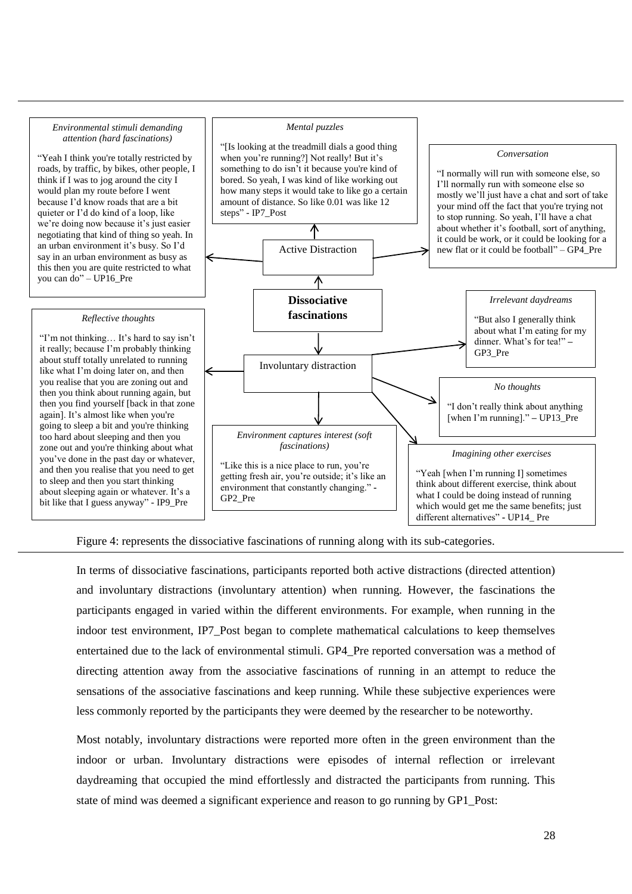*Environmental stimuli demanding attention (hard fascinations)*

"Yeah I think you're totally restricted by roads, by traffic, by bikes, other people, I think if I was to jog around the city I would plan my route before I went because I'd know roads that are a bit quieter or I'd do kind of a loop, like we're doing now because it's just easier negotiating that kind of thing so yeah. In an urban environment it's busy. So I'd say in an urban environment as busy as this then you are quite restricted to what you can do" – UP16_Pre

*Mental puzzles*

"[Is looking at the treadmill dials a good thing when you're running?] Not really! But it's something to do isn't it because you're kind of bored. So yeah, I was kind of like working out how many steps it would take to like go a certain amount of distance. So like 0.01 was like 12 steps" - IP7_Post

*Conversation*

"I normally will run with someone else, so I'll normally run with someone else so mostly we'll just have a chat and sort of take your mind off the fact that you're trying not to stop running. So yeah, I'll have a chat about whether it's football, sort of anything, it could be work, or it could be looking for a new flat or it could be football" – GP4_Pre

Active Distraction

**Dissociative fascinations**

Involuntary distraction

*Reflective thoughts*

"I'm not thinking… It's hard to say isn't it really; because I'm probably thinking about stuff totally unrelated to running like what I'm doing later on, and then you realise that you are zoning out and then you think about running again, but then you find yourself [back in that zone again]. It's almost like when you're going to sleep a bit and you're thinking too hard about sleeping and then you zone out and you're thinking about what you've done in the past day or whatever, and then you realise that you need to get to sleep and then you start thinking about sleeping again or whatever. It's a bit like that I guess anyway" - IP9_Pre

*Irrelevant daydreams*

"But also I generally think about what I'm eating for my dinner. What's for tea!" – GP3_Pre

*No thoughts*

"I don't really think about anything [when I'm running]." – UP13_Pre

*Environment captures interest (soft fascinations)*

"Like this is a nice place to run, you're getting fresh air, you're outside; it's like an environment that constantly changing." - GP2_Pre

*Imagining other exercises*

"Yeah [when I'm running I] sometimes think about different exercise, think about what I could be doing instead of running which would get me the same benefits; just different alternatives" - UP14_ Pre

Figure 4: represents the dissociative fascinations of running along with its sub-categories.

In terms of dissociative fascinations, participants reported both active distractions (directed attention) and involuntary distractions (involuntary attention) when running. However, the fascinations the participants engaged in varied within the different environments. For example, when running in the indoor test environment, IP7_Post began to complete mathematical calculations to keep themselves entertained due to the lack of environmental stimuli. GP4_Pre reported conversation was a method of directing attention away from the associative fascinations of running in an attempt to reduce the sensations of the associative fascinations and keep running. While these subjective experiences were less commonly reported by the participants they were deemed by the researcher to be noteworthy.

Most notably, involuntary distractions were reported more often in the green environment than the indoor or urban. Involuntary distractions were episodes of internal reflection or irrelevant daydreaming that occupied the mind effortlessly and distracted the participants from running. This state of mind was deemed a significant experience and reason to go running by GP1_Post: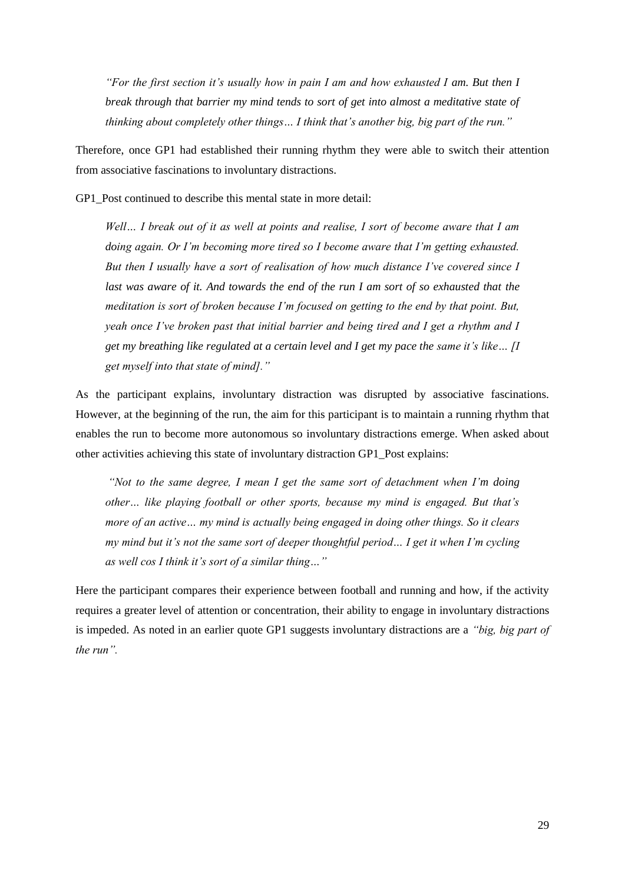*"For the first section it's usually how in pain I am and how exhausted I am. But then I break through that barrier my mind tends to sort of get into almost a meditative state of thinking about completely other things… I think that's another big, big part of the run."*

Therefore, once GP1 had established their running rhythm they were able to switch their attention from associative fascinations to involuntary distractions.

GP1_Post continued to describe this mental state in more detail:

*Well… I break out of it as well at points and realise, I sort of become aware that I am doing again. Or I'm becoming more tired so I become aware that I'm getting exhausted. But then I usually have a sort of realisation of how much distance I've covered since I last was aware of it. And towards the end of the run I am sort of so exhausted that the meditation is sort of broken because I'm focused on getting to the end by that point. But, yeah once I've broken past that initial barrier and being tired and I get a rhythm and I get my breathing like regulated at a certain level and I get my pace the same it's like… [I get myself into that state of mind]."*

As the participant explains, involuntary distraction was disrupted by associative fascinations. However, at the beginning of the run, the aim for this participant is to maintain a running rhythm that enables the run to become more autonomous so involuntary distractions emerge. When asked about other activities achieving this state of involuntary distraction GP1_Post explains:

*"Not to the same degree, I mean I get the same sort of detachment when I'm doing other… like playing football or other sports, because my mind is engaged. But that's more of an active… my mind is actually being engaged in doing other things. So it clears my mind but it's not the same sort of deeper thoughtful period… I get it when I'm cycling as well cos I think it's sort of a similar thing…"*

Here the participant compares their experience between football and running and how, if the activity requires a greater level of attention or concentration, their ability to engage in involuntary distractions is impeded. As noted in an earlier quote GP1 suggests involuntary distractions are a *"big, big part of the run".*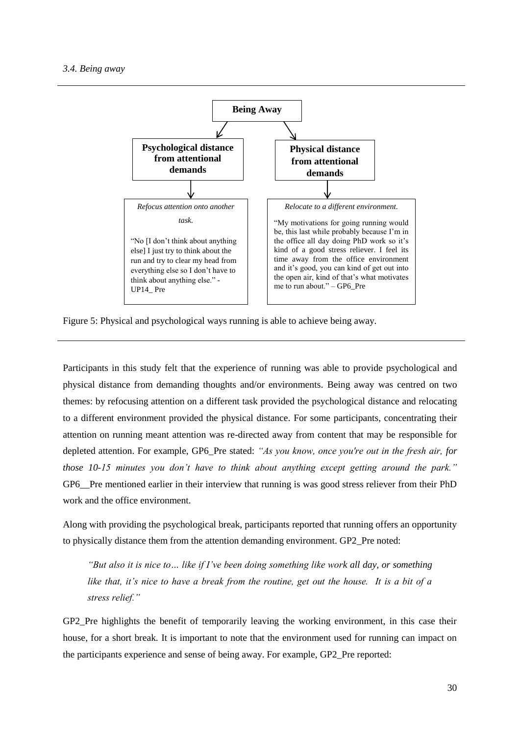*3.4. Being away*

**Being Away**

**Psychological distance from attentional demands**

*Refocus attention onto another task.*

"No [I don't think about anything else] I just try to think about the run and try to clear my head from everything else so I don't have to think about anything else." - UP14_ Pre

**Physical distance from attentional demands**

*Relocate to a different environment.*

"My motivations for going running would be, this last while probably because I'm in the office all day doing PhD work so it's kind of a good stress reliever. I feel its time away from the office environment and it's good, you can kind of get out into the open air, kind of that's what motivates me to run about." – GP6_Pre

Figure 5: Physical and psychological ways running is able to achieve being away.

Participants in this study felt that the experience of running was able to provide psychological and physical distance from demanding thoughts and/or environments. Being away was centred on two themes: by refocusing attention on a different task provided the psychological distance and relocating to a different environment provided the physical distance. For some participants, concentrating their attention on running meant attention was re-directed away from content that may be responsible for depleted attention. For example, GP6_Pre stated: *"As you know, once you're out in the fresh air, for those 10-15 minutes you don't have to think about anything except getting around the park."* GP6__Pre mentioned earlier in their interview that running is was good stress reliever from their PhD work and the office environment.

Along with providing the psychological break, participants reported that running offers an opportunity to physically distance them from the attention demanding environment. GP2_Pre noted:

> *"But also it is nice to… like if I've been doing something like work all day, or something like that, it's nice to have a break from the routine, get out the house. It is a bit of a stress relief."*

GP2_Pre highlights the benefit of temporarily leaving the working environment, in this case their house, for a short break. It is important to note that the environment used for running can impact on the participants experience and sense of being away. For example, GP2_Pre reported: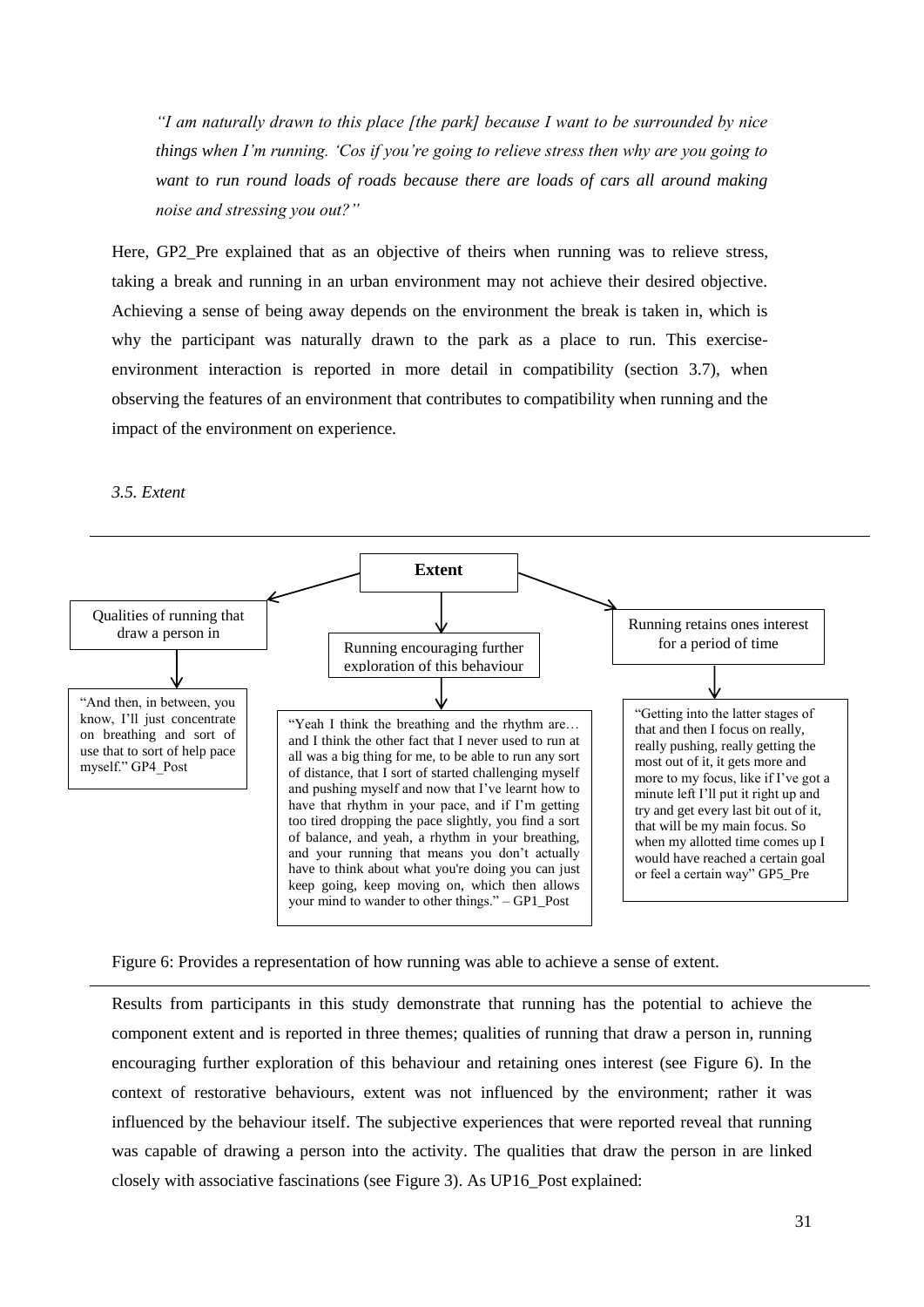*"I am naturally drawn to this place [the park] because I want to be surrounded by nice things when I'm running. 'Cos if you're going to relieve stress then why are you going to want to run round loads of roads because there are loads of cars all around making noise and stressing you out?"*

Here, GP2_Pre explained that as an objective of theirs when running was to relieve stress, taking a break and running in an urban environment may not achieve their desired objective. Achieving a sense of being away depends on the environment the break is taken in, which is why the participant was naturally drawn to the park as a place to run. This exercise-environment interaction is reported in more detail in compatibility (section 3.7), when observing the features of an environment that contributes to compatibility when running and the impact of the environment on experience.

*3.5. Extent*

**Extent**

- Qualities of running that draw a person in
  - "And then, in between, you know, I'll just concentrate on breathing and sort of use that to sort of help pace myself." GP4_Post
- Running encouraging further exploration of this behaviour
  - "Yeah I think the breathing and the rhythm are… and I think the other fact that I never used to run at all was a big thing for me, to be able to run any sort of distance, that I sort of started challenging myself and pushing myself and now that I've learnt how to have that rhythm in your pace, and if I'm getting too tired dropping the pace slightly, you find a sort of balance, and yeah, a rhythm in your breathing, and your running that means you don't actually have to think about what you're doing you can just keep going, keep moving on, which then allows your mind to wander to other things." – GP1_Post
- Running retains ones interest for a period of time
  - "Getting into the latter stages of that and then I focus on really, really pushing, really getting the most out of it, it gets more and more to my focus, like if I've got a minute left I'll put it right up and try and get every last bit out of it, that will be my main focus. So when my allotted time comes up I would have reached a certain goal or feel a certain way" GP5_Pre

Figure 6: Provides a representation of how running was able to achieve a sense of extent.

Results from participants in this study demonstrate that running has the potential to achieve the component extent and is reported in three themes; qualities of running that draw a person in, running encouraging further exploration of this behaviour and retaining ones interest (see Figure 6). In the context of restorative behaviours, extent was not influenced by the environment; rather it was influenced by the behaviour itself. The subjective experiences that were reported reveal that running was capable of drawing a person into the activity. The qualities that draw the person in are linked closely with associative fascinations (see Figure 3). As UP16_Post explained: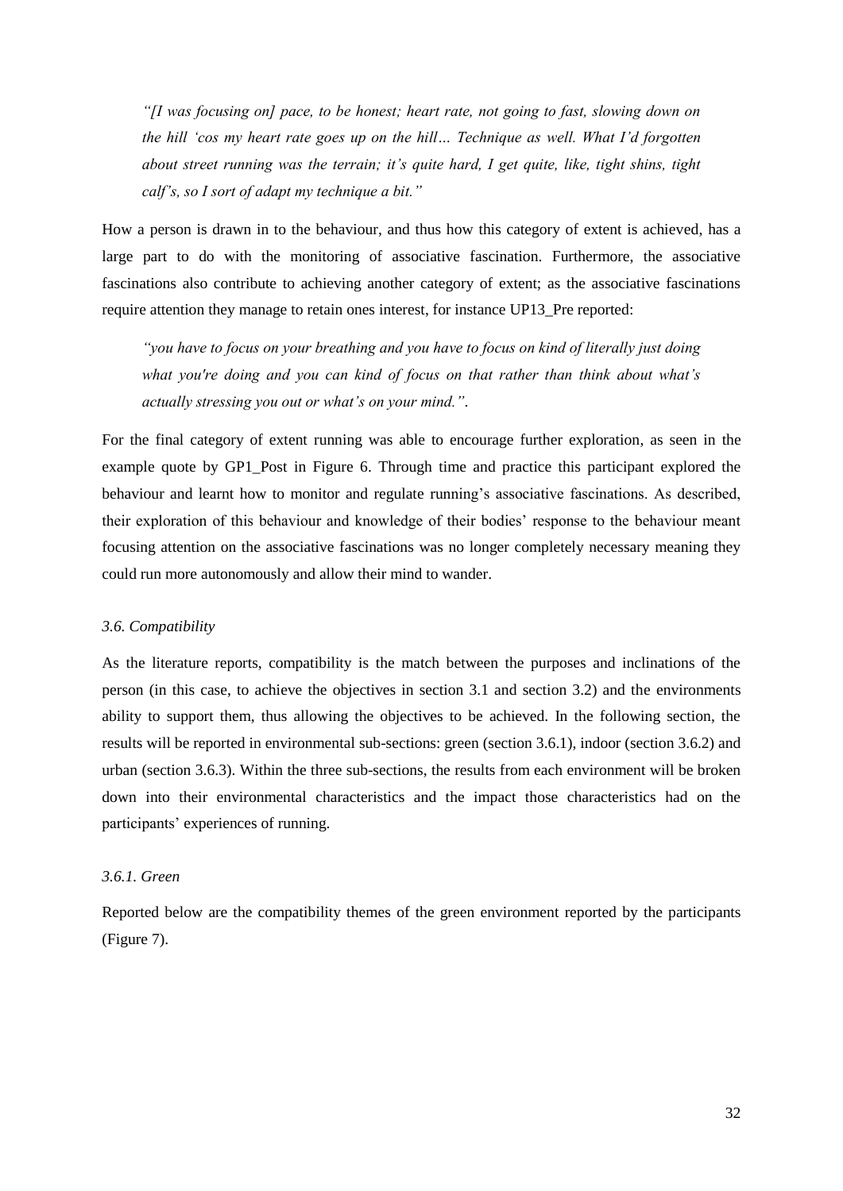*"[I was focusing on] pace, to be honest; heart rate, not going to fast, slowing down on the hill 'cos my heart rate goes up on the hill… Technique as well. What I'd forgotten about street running was the terrain; it's quite hard, I get quite, like, tight shins, tight calf's, so I sort of adapt my technique a bit."*

How a person is drawn in to the behaviour, and thus how this category of extent is achieved, has a large part to do with the monitoring of associative fascination. Furthermore, the associative fascinations also contribute to achieving another category of extent; as the associative fascinations require attention they manage to retain ones interest, for instance UP13_Pre reported:

*"you have to focus on your breathing and you have to focus on kind of literally just doing what you're doing and you can kind of focus on that rather than think about what's actually stressing you out or what's on your mind."*.

For the final category of extent running was able to encourage further exploration, as seen in the example quote by GP1_Post in Figure 6. Through time and practice this participant explored the behaviour and learnt how to monitor and regulate running's associative fascinations. As described, their exploration of this behaviour and knowledge of their bodies' response to the behaviour meant focusing attention on the associative fascinations was no longer completely necessary meaning they could run more autonomously and allow their mind to wander.

### *3.6. Compatibility*

As the literature reports, compatibility is the match between the purposes and inclinations of the person (in this case, to achieve the objectives in section 3.1 and section 3.2) and the environments ability to support them, thus allowing the objectives to be achieved. In the following section, the results will be reported in environmental sub-sections: green (section 3.6.1), indoor (section 3.6.2) and urban (section 3.6.3). Within the three sub-sections, the results from each environment will be broken down into their environmental characteristics and the impact those characteristics had on the participants' experiences of running.

#### *3.6.1. Green*

Reported below are the compatibility themes of the green environment reported by the participants (Figure 7).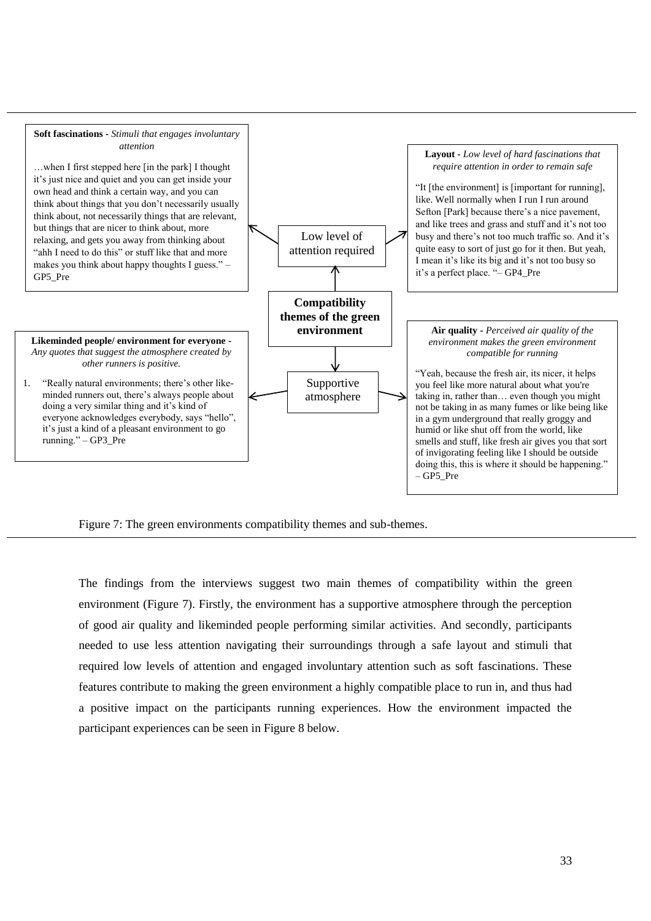**Soft fascinations -** *Stimuli that engages involuntary attention*

…when I first stepped here [in the park] I thought it's just nice and quiet and you can get inside your own head and think a certain way, and you can think about things that you don't necessarily usually think about, not necessarily things that are relevant, but things that are nicer to think about, more relaxing, and gets you away from thinking about "ahh I need to do this" or stuff like that and more makes you think about happy thoughts I guess." – GP5_Pre

**Layout -** *Low level of hard fascinations that require attention in order to remain safe*

"It [the environment] is [important for running], like. Well normally when I run I run around Sefton [Park] because there's a nice pavement, and like trees and grass and stuff and it's not too busy and there's not too much traffic so. And it's quite easy to sort of just go for it then. But yeah, I mean it's like its big and it's not too busy so it's a perfect place. "– GP4_Pre

Low level of attention required

**Compatibility themes of the green environment**

Supportive atmosphere

**Likeminded people/ environment for everyone -** *Any quotes that suggest the atmosphere created by other runners is positive.*

1. "Really natural environments; there's other like-minded runners out, there's always people about doing a very similar thing and it's kind of everyone acknowledges everybody, says "hello", it's just a kind of a pleasant environment to go running." – GP3_Pre

**Air quality -** *Perceived air quality of the environment makes the green environment compatible for running*

"Yeah, because the fresh air, its nicer, it helps you feel like more natural about what you're taking in, rather than… even though you might not be taking in as many fumes or like being like in a gym underground that really groggy and humid or like shut off from the world, like smells and stuff, like fresh air gives you that sort of invigorating feeling like I should be outside doing this, this is where it should be happening." – GP5_Pre

Figure 7: The green environments compatibility themes and sub-themes.

The findings from the interviews suggest two main themes of compatibility within the green environment (Figure 7). Firstly, the environment has a supportive atmosphere through the perception of good air quality and likeminded people performing similar activities. And secondly, participants needed to use less attention navigating their surroundings through a safe layout and stimuli that required low levels of attention and engaged involuntary attention such as soft fascinations. These features contribute to making the green environment a highly compatible place to run in, and thus had a positive impact on the participants running experiences. How the environment impacted the participant experiences can be seen in Figure 8 below.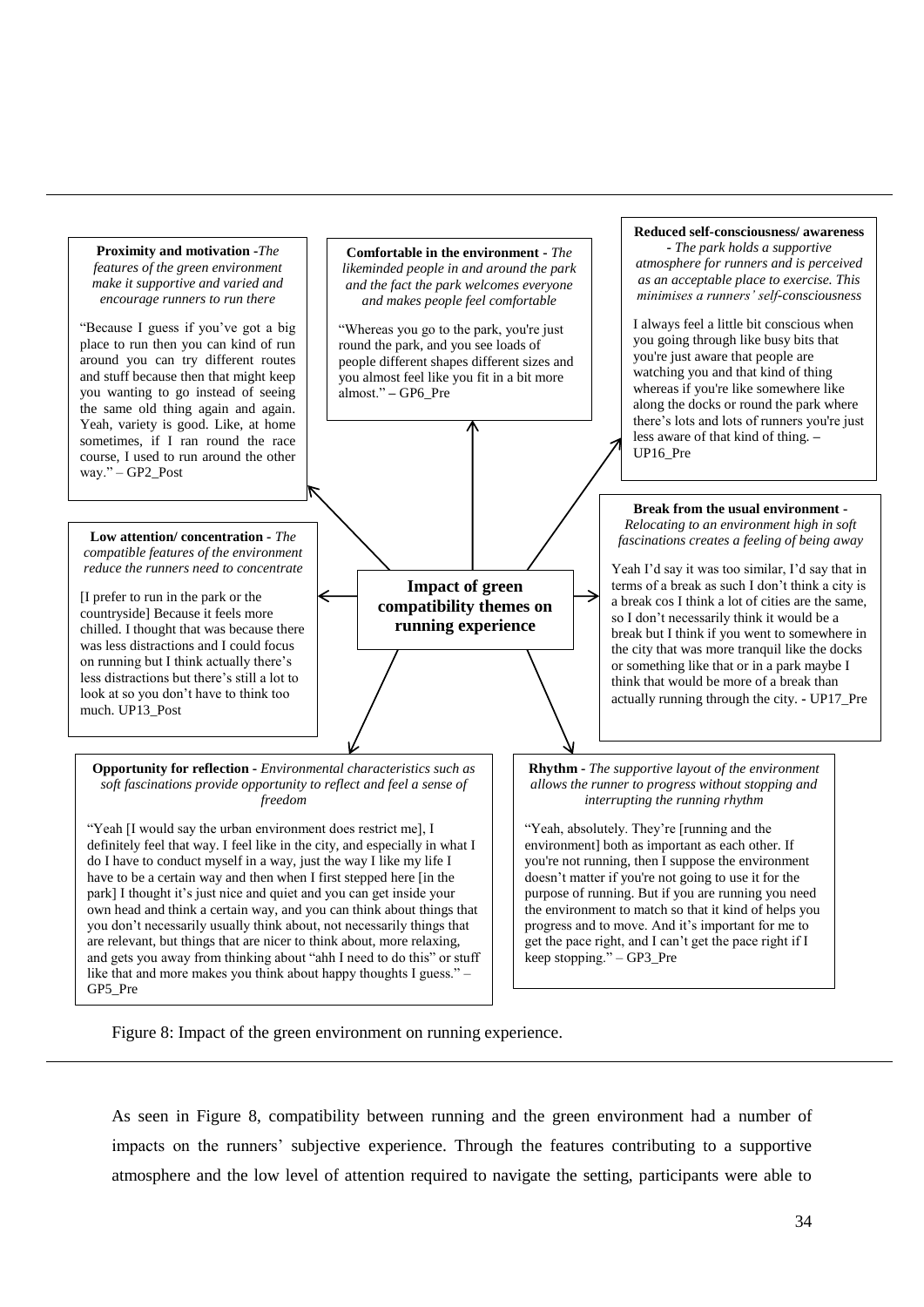**Impact of green compatibility themes on running experience**

**Proximity and motivation** - *The features of the green environment make it supportive and varied and encourage runners to run there*

"Because I guess if you've got a big place to run then you can kind of run around you can try different routes and stuff because then that might keep you wanting to go instead of seeing the same old thing again and again. Yeah, variety is good. Like, at home sometimes, if I ran round the race course, I used to run around the other way." – GP2_Post

**Comfortable in the environment** - *The likeminded people in and around the park and the fact the park welcomes everyone and makes people feel comfortable*

"Whereas you go to the park, you're just round the park, and you see loads of people different shapes different sizes and you almost feel like you fit in a bit more almost." – GP6_Pre

**Reduced self-consciousness/ awareness** - *The park holds a supportive atmosphere for runners and is perceived as an acceptable place to exercise. This minimises a runners' self-consciousness*

I always feel a little bit conscious when you going through like busy bits that you're just aware that people are watching you and that kind of thing whereas if you're like somewhere like along the docks or round the park where there's lots and lots of runners you're just less aware of that kind of thing. – UP16_Pre

**Low attention/ concentration** - *The compatible features of the environment reduce the runners need to concentrate*

[I prefer to run in the park or the countryside] Because it feels more chilled. I thought that was because there was less distractions and I could focus on running but I think actually there's less distractions but there's still a lot to look at so you don't have to think too much. UP13_Post

**Break from the usual environment** - *Relocating to an environment high in soft fascinations creates a feeling of being away*

Yeah I'd say it was too similar, I'd say that in terms of a break as such I don't think a city is a break cos I think a lot of cities are the same, so I don't necessarily think it would be a break but I think if you went to somewhere in the city that was more tranquil like the docks or something like that or in a park maybe I think that would be more of a break than actually running through the city. - UP17_Pre

**Opportunity for reflection** - *Environmental characteristics such as soft fascinations provide opportunity to reflect and feel a sense of freedom*

"Yeah [I would say the urban environment does restrict me], I definitely feel that way. I feel like in the city, and especially in what I do I have to conduct myself in a way, just the way I like my life I have to be a certain way and then when I first stepped here [in the park] I thought it's just nice and quiet and you can get inside your own head and think a certain way, and you can think about things that you don't necessarily usually think about, not necessarily things that are relevant, but things that are nicer to think about, more relaxing, and gets you away from thinking about "ahh I need to do this" or stuff like that and more makes you think about happy thoughts I guess." – GP5_Pre

**Rhythm** - *The supportive layout of the environment allows the runner to progress without stopping and interrupting the running rhythm*

"Yeah, absolutely. They're [running and the environment] both as important as each other. If you're not running, then I suppose the environment doesn't matter if you're not going to use it for the purpose of running. But if you are running you need the environment to match so that it kind of helps you progress and to move. And it's important for me to get the pace right, and I can't get the pace right if I keep stopping." – GP3_Pre

Figure 8: Impact of the green environment on running experience.

As seen in Figure 8, compatibility between running and the green environment had a number of impacts on the runners' subjective experience. Through the features contributing to a supportive atmosphere and the low level of attention required to navigate the setting, participants were able to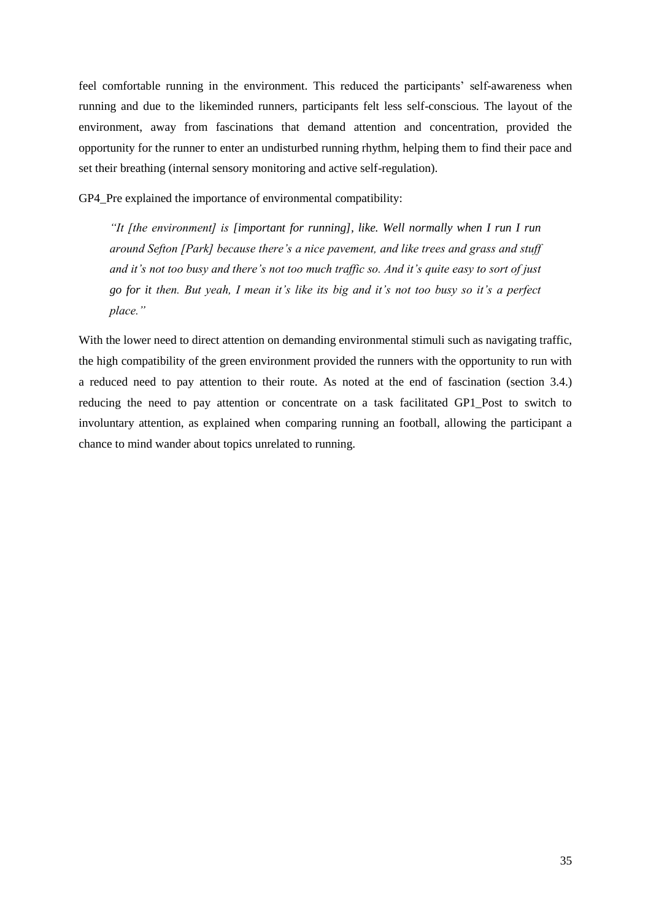feel comfortable running in the environment. This reduced the participants' self-awareness when running and due to the likeminded runners, participants felt less self-conscious. The layout of the environment, away from fascinations that demand attention and concentration, provided the opportunity for the runner to enter an undisturbed running rhythm, helping them to find their pace and set their breathing (internal sensory monitoring and active self-regulation).

GP4_Pre explained the importance of environmental compatibility:

> *"It [the environment] is [important for running], like. Well normally when I run I run around Sefton [Park] because there's a nice pavement, and like trees and grass and stuff and it's not too busy and there's not too much traffic so. And it's quite easy to sort of just go for it then. But yeah, I mean it's like its big and it's not too busy so it's a perfect place."*

With the lower need to direct attention on demanding environmental stimuli such as navigating traffic, the high compatibility of the green environment provided the runners with the opportunity to run with a reduced need to pay attention to their route. As noted at the end of fascination (section 3.4.) reducing the need to pay attention or concentrate on a task facilitated GP1_Post to switch to involuntary attention, as explained when comparing running an football, allowing the participant a chance to mind wander about topics unrelated to running.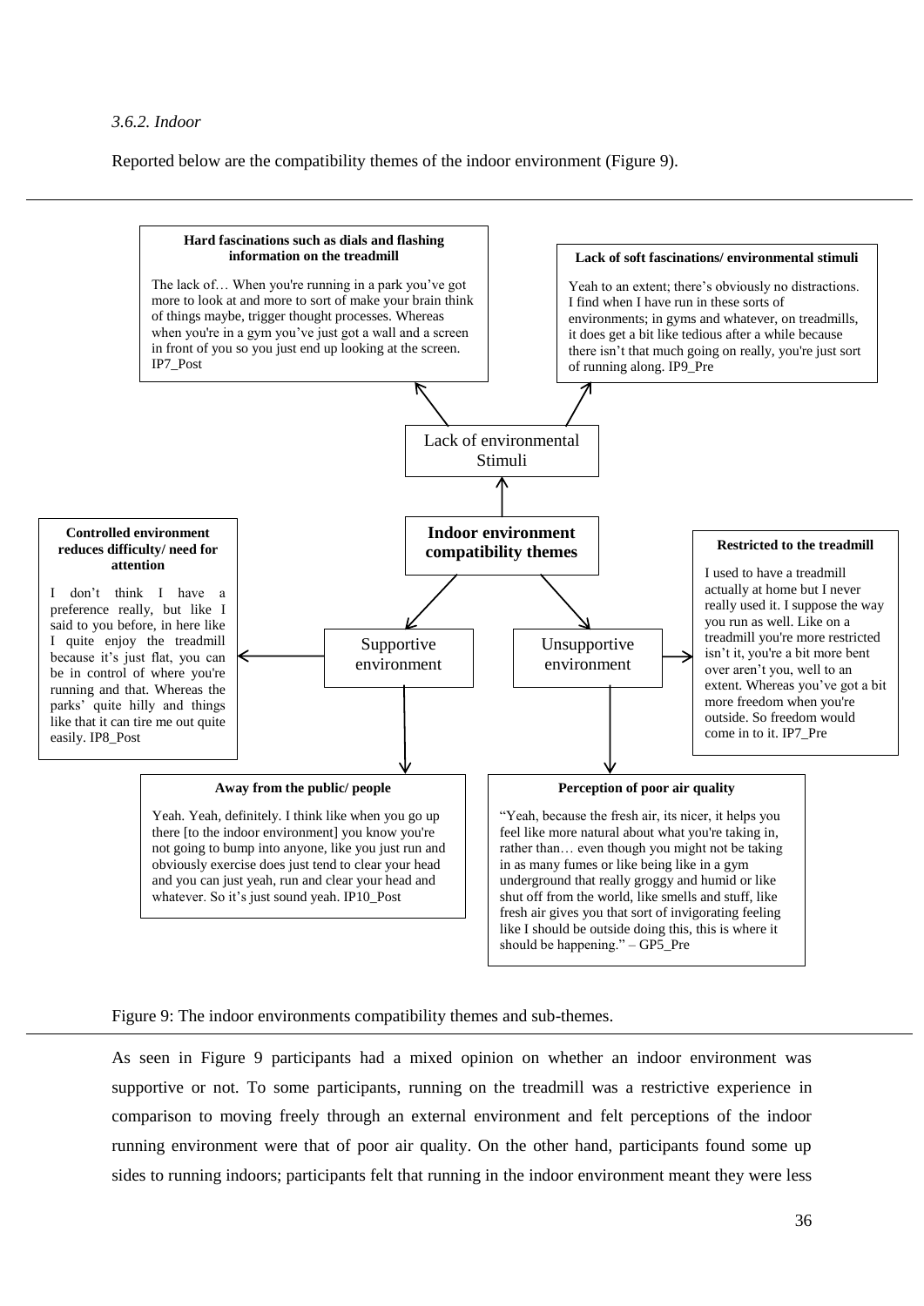*3.6.2. Indoor*

Reported below are the compatibility themes of the indoor environment (Figure 9).

**Indoor environment compatibility themes**

Lack of environmental Stimuli

**Hard fascinations such as dials and flashing information on the treadmill**

The lack of… When you're running in a park you've got more to look at and more to sort of make your brain think of things maybe, trigger thought processes. Whereas when you're in a gym you've just got a wall and a screen in front of you so you just end up looking at the screen. IP7_Post

**Lack of soft fascinations/ environmental stimuli**

Yeah to an extent; there's obviously no distractions. I find when I have run in these sorts of environments; in gyms and whatever, on treadmills, it does get a bit like tedious after a while because there isn't that much going on really, you're just sort of running along. IP9_Pre

Supportive environment

**Controlled environment reduces difficulty/ need for attention**

I don't think I have a preference really, but like I said to you before, in here like I quite enjoy the treadmill because it's just flat, you can be in control of where you're running and that. Whereas the parks' quite hilly and things like that it can tire me out quite easily. IP8_Post

**Away from the public/ people**

Yeah. Yeah, definitely. I think like when you go up there [to the indoor environment] you know you're not going to bump into anyone, like you just run and obviously exercise does just tend to clear your head and you can just yeah, run and clear your head and whatever. So it's just sound yeah. IP10_Post

Unsupportive environment

**Restricted to the treadmill**

I used to have a treadmill actually at home but I never really used it. I suppose the way you run as well. Like on a treadmill you're more restricted isn't it, you're a bit more bent over aren't you, well to an extent. Whereas you've got a bit more freedom when you're outside. So freedom would come in to it. IP7_Pre

**Perception of poor air quality**

"Yeah, because the fresh air, its nicer, it helps you feel like more natural about what you're taking in, rather than… even though you might not be taking in as many fumes or like being like in a gym underground that really groggy and humid or like shut off from the world, like smells and stuff, like fresh air gives you that sort of invigorating feeling like I should be outside doing this, this is where it should be happening." – GP5_Pre

Figure 9: The indoor environments compatibility themes and sub-themes.

As seen in Figure 9 participants had a mixed opinion on whether an indoor environment was supportive or not. To some participants, running on the treadmill was a restrictive experience in comparison to moving freely through an external environment and felt perceptions of the indoor running environment were that of poor air quality. On the other hand, participants found some up sides to running indoors; participants felt that running in the indoor environment meant they were less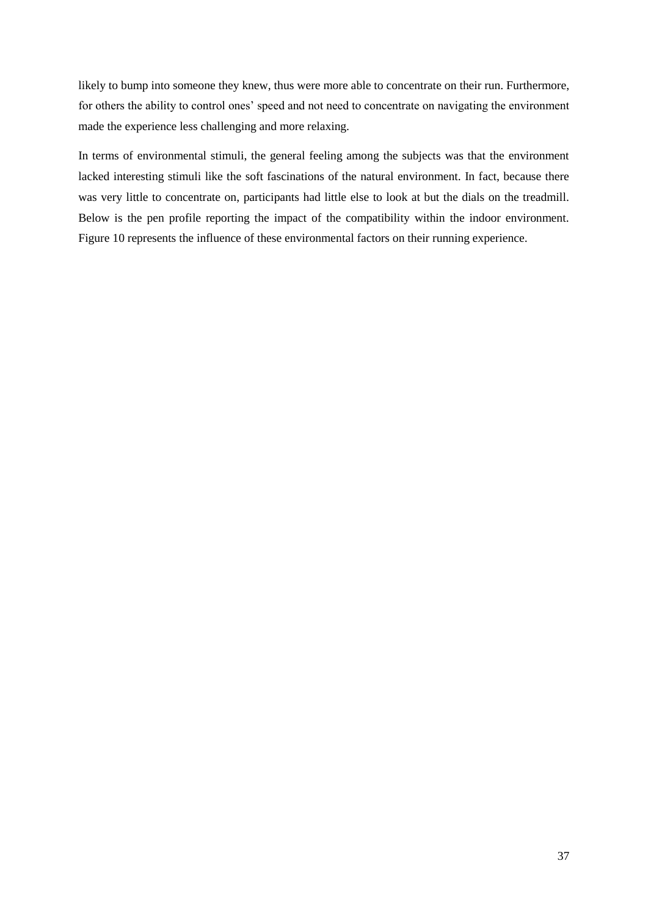likely to bump into someone they knew, thus were more able to concentrate on their run. Furthermore, for others the ability to control ones' speed and not need to concentrate on navigating the environment made the experience less challenging and more relaxing.

In terms of environmental stimuli, the general feeling among the subjects was that the environment lacked interesting stimuli like the soft fascinations of the natural environment. In fact, because there was very little to concentrate on, participants had little else to look at but the dials on the treadmill. Below is the pen profile reporting the impact of the compatibility within the indoor environment. Figure 10 represents the influence of these environmental factors on their running experience.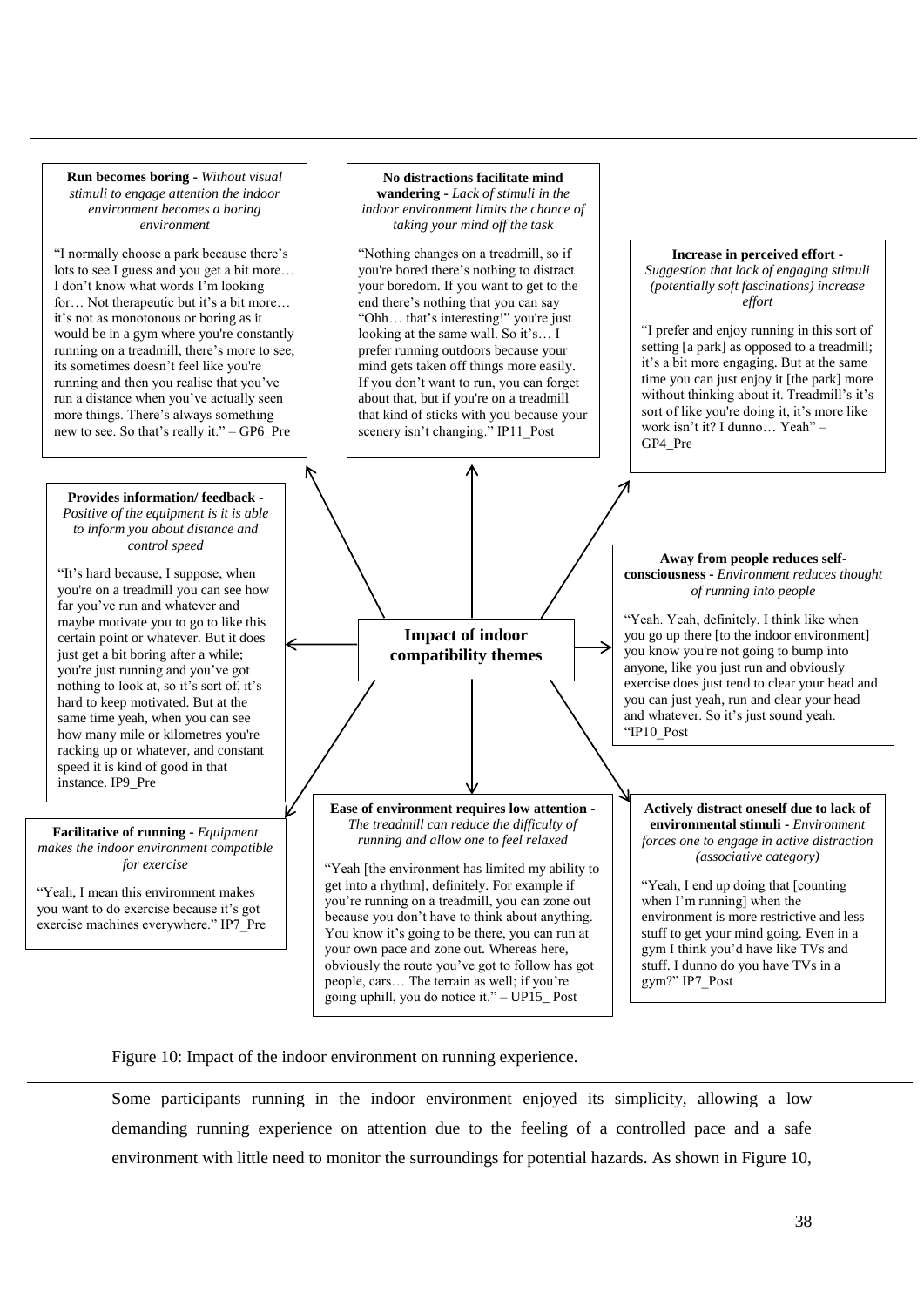**Run becomes boring** - *Without visual stimuli to engage attention the indoor environment becomes a boring environment*

"I normally choose a park because there's lots to see I guess and you get a bit more… I don't know what words I'm looking for… Not therapeutic but it's a bit more… it's not as monotonous or boring as it would be in a gym where you're constantly running on a treadmill, there's more to see, its sometimes doesn't feel like you're running and then you realise that you've run a distance when you've actually seen more things. There's always something new to see. So that's really it." – GP6_Pre

**No distractions facilitate mind wandering** - *Lack of stimuli in the indoor environment limits the chance of taking your mind off the task*

"Nothing changes on a treadmill, so if you're bored there's nothing to distract your boredom. If you want to get to the end there's nothing that you can say "Ohh… that's interesting!" you're just looking at the same wall. So it's… I prefer running outdoors because your mind gets taken off things more easily. If you don't want to run, you can forget about that, but if you're on a treadmill that kind of sticks with you because your scenery isn't changing." IP11_Post

**Increase in perceived effort** - *Suggestion that lack of engaging stimuli (potentially soft fascinations) increase effort*

"I prefer and enjoy running in this sort of setting [a park] as opposed to a treadmill; it's a bit more engaging. But at the same time you can just enjoy it [the park] more without thinking about it. Treadmill's it's sort of like you're doing it, it's more like work isn't it? I dunno… Yeah" – GP4_Pre

**Provides information/ feedback** - *Positive of the equipment is it is able to inform you about distance and control speed*

"It's hard because, I suppose, when you're on a treadmill you can see how far you've run and whatever and maybe motivate you to go to like this certain point or whatever. But it does just get a bit boring after a while; you're just running and you've got nothing to look at, so it's sort of, it's hard to keep motivated. But at the same time yeah, when you can see how many mile or kilometres you're racking up or whatever, and constant speed it is kind of good in that instance. IP9_Pre

**Impact of indoor compatibility themes**

**Away from people reduces self-consciousness** - *Environment reduces thought of running into people*

"Yeah. Yeah, definitely. I think like when you go up there [to the indoor environment] you know you're not going to bump into anyone, like you just run and obviously exercise does just tend to clear your head and you can just yeah, run and clear your head and whatever. So it's just sound yeah. "IP10_Post

**Facilitative of running** - *Equipment makes the indoor environment compatible for exercise*

"Yeah, I mean this environment makes you want to do exercise because it's got exercise machines everywhere." IP7_Pre

**Ease of environment requires low attention** - *The treadmill can reduce the difficulty of running and allow one to feel relaxed*

"Yeah [the environment has limited my ability to get into a rhythm], definitely. For example if you're running on a treadmill, you can zone out because you don't have to think about anything. You know it's going to be there, you can run at your own pace and zone out. Whereas here, obviously the route you've got to follow has got people, cars… The terrain as well; if you're going uphill, you do notice it." – UP15_ Post

**Actively distract oneself due to lack of environmental stimuli** - *Environment forces one to engage in active distraction (associative category)*

"Yeah, I end up doing that [counting when I'm running] when the environment is more restrictive and less stuff to get your mind going. Even in a gym I think you'd have like TVs and stuff. I dunno do you have TVs in a gym?" IP7_Post

Figure 10: Impact of the indoor environment on running experience.

Some participants running in the indoor environment enjoyed its simplicity, allowing a low demanding running experience on attention due to the feeling of a controlled pace and a safe environment with little need to monitor the surroundings for potential hazards. As shown in Figure 10,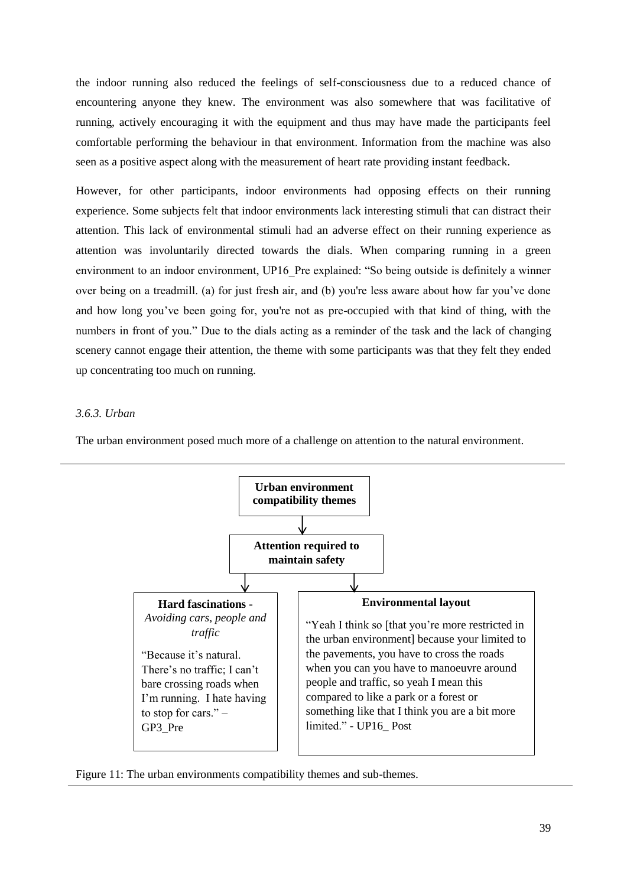the indoor running also reduced the feelings of self-consciousness due to a reduced chance of encountering anyone they knew. The environment was also somewhere that was facilitative of running, actively encouraging it with the equipment and thus may have made the participants feel comfortable performing the behaviour in that environment. Information from the machine was also seen as a positive aspect along with the measurement of heart rate providing instant feedback.

However, for other participants, indoor environments had opposing effects on their running experience. Some subjects felt that indoor environments lack interesting stimuli that can distract their attention. This lack of environmental stimuli had an adverse effect on their running experience as attention was involuntarily directed towards the dials. When comparing running in a green environment to an indoor environment, UP16_Pre explained: "So being outside is definitely a winner over being on a treadmill. (a) for just fresh air, and (b) you're less aware about how far you've done and how long you've been going for, you're not as pre-occupied with that kind of thing, with the numbers in front of you." Due to the dials acting as a reminder of the task and the lack of changing scenery cannot engage their attention, the theme with some participants was that they felt they ended up concentrating too much on running.

### *3.6.3. Urban*

The urban environment posed much more of a challenge on attention to the natural environment.

**Urban environment compatibility themes**

↓

**Attention required to maintain safety**

↓

**Hard fascinations -** *Avoiding cars, people and traffic*

"Because it's natural. There's no traffic; I can't bare crossing roads when I'm running. I hate having to stop for cars." – GP3_Pre

**Environmental layout**

"Yeah I think so [that you're more restricted in the urban environment] because your limited to the pavements, you have to cross the roads when you can you have to manoeuvre around people and traffic, so yeah I mean this compared to like a park or a forest or something like that I think you are a bit more limited." - UP16_ Post

Figure 11: The urban environments compatibility themes and sub-themes.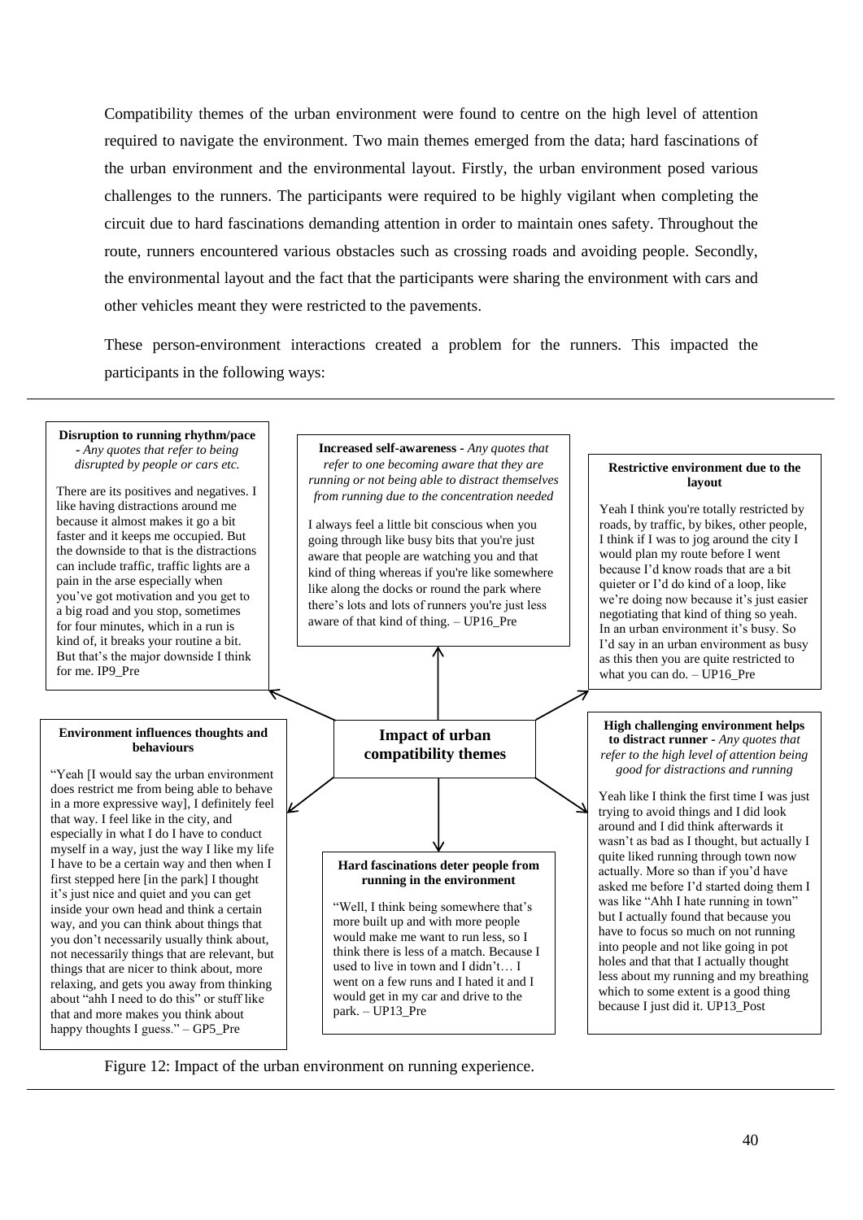Compatibility themes of the urban environment were found to centre on the high level of attention required to navigate the environment. Two main themes emerged from the data; hard fascinations of the urban environment and the environmental layout. Firstly, the urban environment posed various challenges to the runners. The participants were required to be highly vigilant when completing the circuit due to hard fascinations demanding attention in order to maintain ones safety. Throughout the route, runners encountered various obstacles such as crossing roads and avoiding people. Secondly, the environmental layout and the fact that the participants were sharing the environment with cars and other vehicles meant they were restricted to the pavements.

These person-environment interactions created a problem for the runners. This impacted the participants in the following ways:

**Impact of urban compatibility themes**

**Disruption to running rhythm/pace** - *Any quotes that refer to being disrupted by people or cars etc.*

There are its positives and negatives. I like having distractions around me because it almost makes it go a bit faster and it keeps me occupied. But the downside to that is the distractions can include traffic, traffic lights are a pain in the arse especially when you've got motivation and you get to a big road and you stop, sometimes for four minutes, which in a run is kind of, it breaks your routine a bit. But that's the major downside I think for me. IP9_Pre

**Increased self-awareness** - *Any quotes that refer to one becoming aware that they are running or not being able to distract themselves from running due to the concentration needed*

I always feel a little bit conscious when you going through like busy bits that you're just aware that people are watching you and that kind of thing whereas if you're like somewhere like along the docks or round the park where there's lots and lots of runners you're just less aware of that kind of thing. – UP16_Pre

**Restrictive environment due to the layout**

Yeah I think you're totally restricted by roads, by traffic, by bikes, other people, I think if I was to jog around the city I would plan my route before I went because I'd know roads that are a bit quieter or I'd do kind of a loop, like we're doing now because it's just easier negotiating that kind of thing so yeah. In an urban environment it's busy. So I'd say in an urban environment as busy as this then you are quite restricted to what you can do. – UP16_Pre

**Environment influences thoughts and behaviours**

"Yeah [I would say the urban environment does restrict me from being able to behave in a more expressive way], I definitely feel that way. I feel like in the city, and especially in what I do I have to conduct myself in a way, just the way I like my life I have to be a certain way and then when I first stepped here [in the park] I thought it's just nice and quiet and you can get inside your own head and think a certain way, and you can think about things that you don't necessarily usually think about, not necessarily things that are relevant, but things that are nicer to think about, more relaxing, and gets you away from thinking about "ahh I need to do this" or stuff like that and more makes you think about happy thoughts I guess." – GP5_Pre

**Hard fascinations deter people from running in the environment**

"Well, I think being somewhere that's more built up and with more people would make me want to run less, so I think there is less of a match. Because I used to live in town and I didn't… I went on a few runs and I hated it and I would get in my car and drive to the park. – UP13_Pre

**High challenging environment helps to distract runner** - *Any quotes that refer to the high level of attention being good for distractions and running*

Yeah like I think the first time I was just trying to avoid things and I did look around and I did think afterwards it wasn't as bad as I thought, but actually I quite liked running through town now actually. More so than if you'd have asked me before I'd started doing them I was like "Ahh I hate running in town" but I actually found that because you have to focus so much on not running into people and not like going in pot holes and that that I actually thought less about my running and my breathing which to some extent is a good thing because I just did it. UP13_Post

Figure 12: Impact of the urban environment on running experience.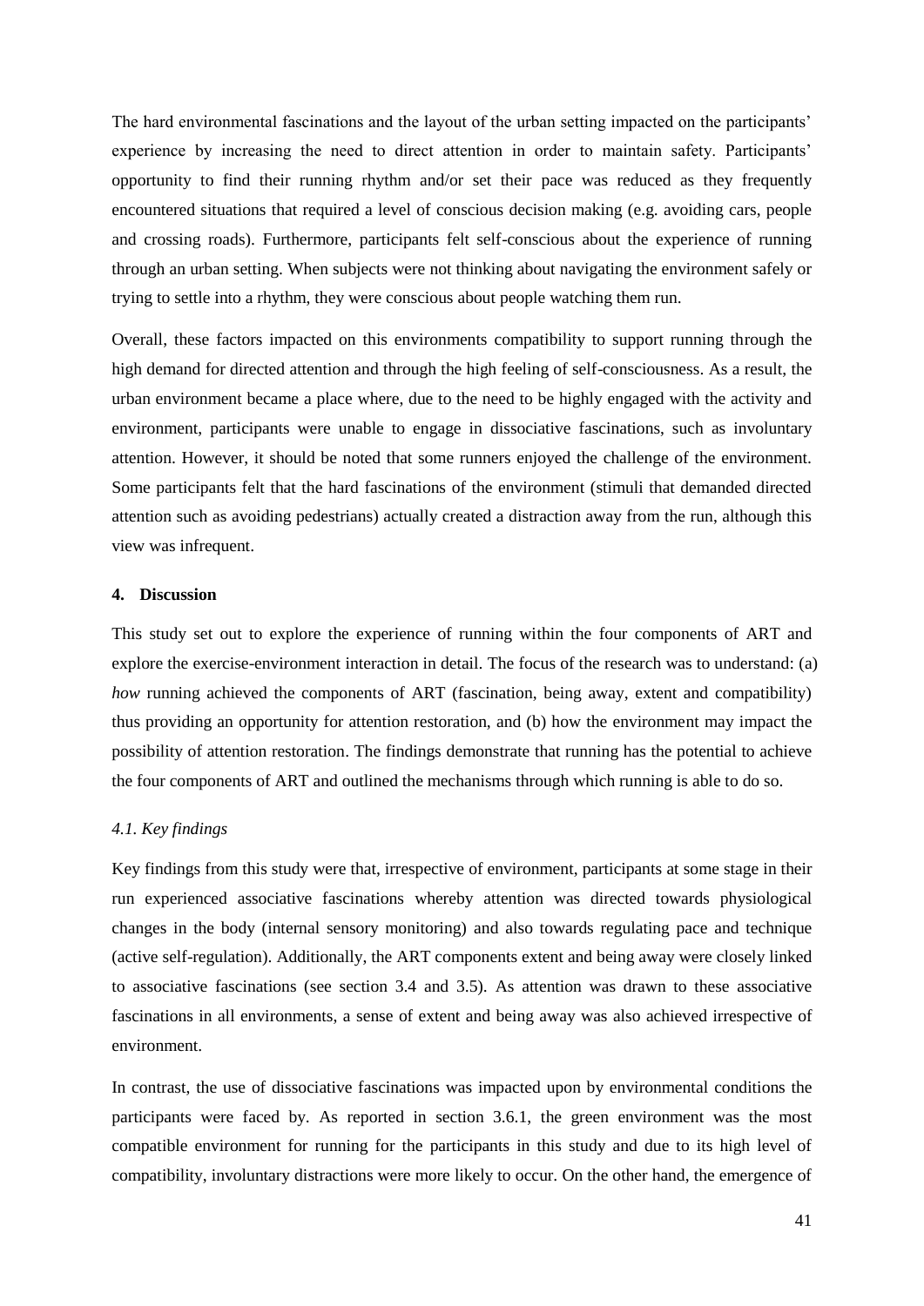The hard environmental fascinations and the layout of the urban setting impacted on the participants' experience by increasing the need to direct attention in order to maintain safety. Participants' opportunity to find their running rhythm and/or set their pace was reduced as they frequently encountered situations that required a level of conscious decision making (e.g. avoiding cars, people and crossing roads). Furthermore, participants felt self-conscious about the experience of running through an urban setting. When subjects were not thinking about navigating the environment safely or trying to settle into a rhythm, they were conscious about people watching them run.

Overall, these factors impacted on this environments compatibility to support running through the high demand for directed attention and through the high feeling of self-consciousness. As a result, the urban environment became a place where, due to the need to be highly engaged with the activity and environment, participants were unable to engage in dissociative fascinations, such as involuntary attention. However, it should be noted that some runners enjoyed the challenge of the environment. Some participants felt that the hard fascinations of the environment (stimuli that demanded directed attention such as avoiding pedestrians) actually created a distraction away from the run, although this view was infrequent.

## 4. Discussion

This study set out to explore the experience of running within the four components of ART and explore the exercise-environment interaction in detail. The focus of the research was to understand: (a) *how* running achieved the components of ART (fascination, being away, extent and compatibility) thus providing an opportunity for attention restoration, and (b) how the environment may impact the possibility of attention restoration. The findings demonstrate that running has the potential to achieve the four components of ART and outlined the mechanisms through which running is able to do so.

### *4.1. Key findings*

Key findings from this study were that, irrespective of environment, participants at some stage in their run experienced associative fascinations whereby attention was directed towards physiological changes in the body (internal sensory monitoring) and also towards regulating pace and technique (active self-regulation). Additionally, the ART components extent and being away were closely linked to associative fascinations (see section 3.4 and 3.5). As attention was drawn to these associative fascinations in all environments, a sense of extent and being away was also achieved irrespective of environment.

In contrast, the use of dissociative fascinations was impacted upon by environmental conditions the participants were faced by. As reported in section 3.6.1, the green environment was the most compatible environment for running for the participants in this study and due to its high level of compatibility, involuntary distractions were more likely to occur. On the other hand, the emergence of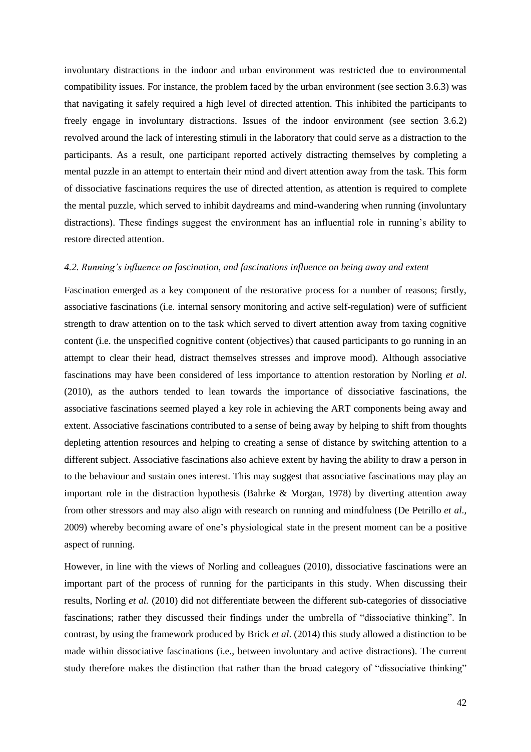involuntary distractions in the indoor and urban environment was restricted due to environmental compatibility issues. For instance, the problem faced by the urban environment (see section 3.6.3) was that navigating it safely required a high level of directed attention. This inhibited the participants to freely engage in involuntary distractions. Issues of the indoor environment (see section 3.6.2) revolved around the lack of interesting stimuli in the laboratory that could serve as a distraction to the participants. As a result, one participant reported actively distracting themselves by completing a mental puzzle in an attempt to entertain their mind and divert attention away from the task. This form of dissociative fascinations requires the use of directed attention, as attention is required to complete the mental puzzle, which served to inhibit daydreams and mind-wandering when running (involuntary distractions). These findings suggest the environment has an influential role in running's ability to restore directed attention.

### *4.2. Running's influence on fascination, and fascinations influence on being away and extent*

Fascination emerged as a key component of the restorative process for a number of reasons; firstly, associative fascinations (i.e. internal sensory monitoring and active self-regulation) were of sufficient strength to draw attention on to the task which served to divert attention away from taxing cognitive content (i.e. the unspecified cognitive content (objectives) that caused participants to go running in an attempt to clear their head, distract themselves stresses and improve mood). Although associative fascinations may have been considered of less importance to attention restoration by Norling *et al*. (2010), as the authors tended to lean towards the importance of dissociative fascinations, the associative fascinations seemed played a key role in achieving the ART components being away and extent. Associative fascinations contributed to a sense of being away by helping to shift from thoughts depleting attention resources and helping to creating a sense of distance by switching attention to a different subject. Associative fascinations also achieve extent by having the ability to draw a person in to the behaviour and sustain ones interest. This may suggest that associative fascinations may play an important role in the distraction hypothesis (Bahrke & Morgan, 1978) by diverting attention away from other stressors and may also align with research on running and mindfulness (De Petrillo *et al*., 2009) whereby becoming aware of one's physiological state in the present moment can be a positive aspect of running.

However, in line with the views of Norling and colleagues (2010), dissociative fascinations were an important part of the process of running for the participants in this study. When discussing their results, Norling *et al.* (2010) did not differentiate between the different sub-categories of dissociative fascinations; rather they discussed their findings under the umbrella of "dissociative thinking". In contrast, by using the framework produced by Brick *et al*. (2014) this study allowed a distinction to be made within dissociative fascinations (i.e., between involuntary and active distractions). The current study therefore makes the distinction that rather than the broad category of "dissociative thinking"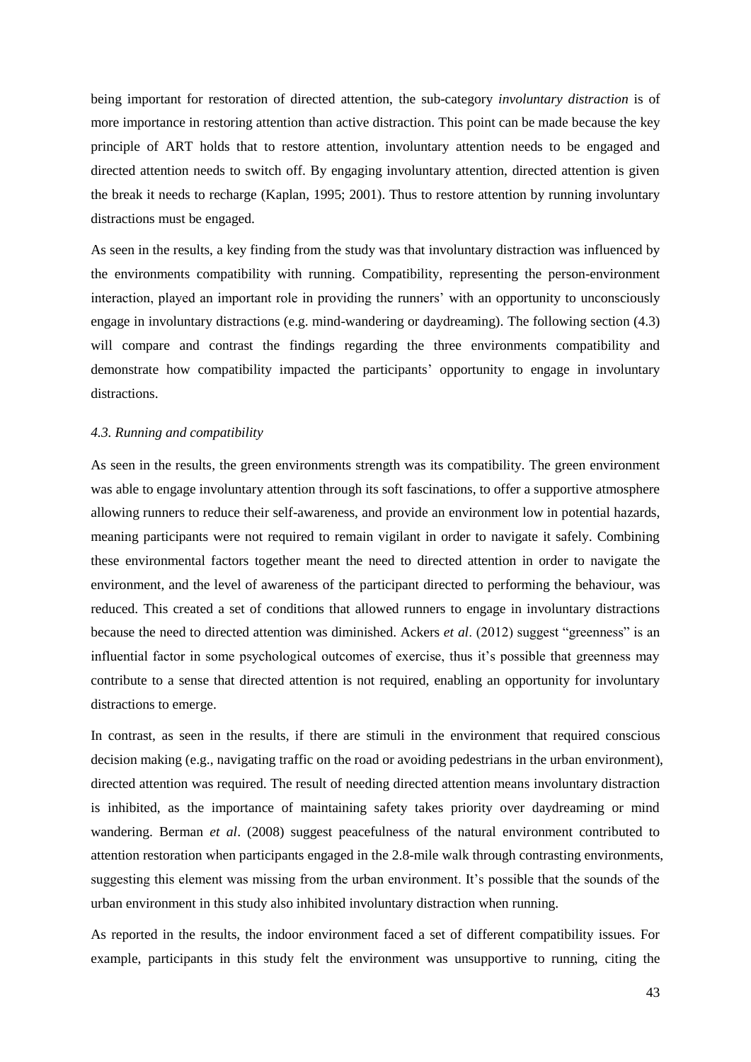being important for restoration of directed attention, the sub-category *involuntary distraction* is of more importance in restoring attention than active distraction. This point can be made because the key principle of ART holds that to restore attention, involuntary attention needs to be engaged and directed attention needs to switch off. By engaging involuntary attention, directed attention is given the break it needs to recharge (Kaplan, 1995; 2001). Thus to restore attention by running involuntary distractions must be engaged.

As seen in the results, a key finding from the study was that involuntary distraction was influenced by the environments compatibility with running. Compatibility, representing the person-environment interaction, played an important role in providing the runners' with an opportunity to unconsciously engage in involuntary distractions (e.g. mind-wandering or daydreaming). The following section (4.3) will compare and contrast the findings regarding the three environments compatibility and demonstrate how compatibility impacted the participants' opportunity to engage in involuntary distractions.

### *4.3. Running and compatibility*

As seen in the results, the green environments strength was its compatibility. The green environment was able to engage involuntary attention through its soft fascinations, to offer a supportive atmosphere allowing runners to reduce their self-awareness, and provide an environment low in potential hazards, meaning participants were not required to remain vigilant in order to navigate it safely. Combining these environmental factors together meant the need to directed attention in order to navigate the environment, and the level of awareness of the participant directed to performing the behaviour, was reduced. This created a set of conditions that allowed runners to engage in involuntary distractions because the need to directed attention was diminished. Ackers *et al*. (2012) suggest "greenness" is an influential factor in some psychological outcomes of exercise, thus it's possible that greenness may contribute to a sense that directed attention is not required, enabling an opportunity for involuntary distractions to emerge.

In contrast, as seen in the results, if there are stimuli in the environment that required conscious decision making (e.g., navigating traffic on the road or avoiding pedestrians in the urban environment), directed attention was required. The result of needing directed attention means involuntary distraction is inhibited, as the importance of maintaining safety takes priority over daydreaming or mind wandering. Berman *et al*. (2008) suggest peacefulness of the natural environment contributed to attention restoration when participants engaged in the 2.8-mile walk through contrasting environments, suggesting this element was missing from the urban environment. It's possible that the sounds of the urban environment in this study also inhibited involuntary distraction when running.

As reported in the results, the indoor environment faced a set of different compatibility issues. For example, participants in this study felt the environment was unsupportive to running, citing the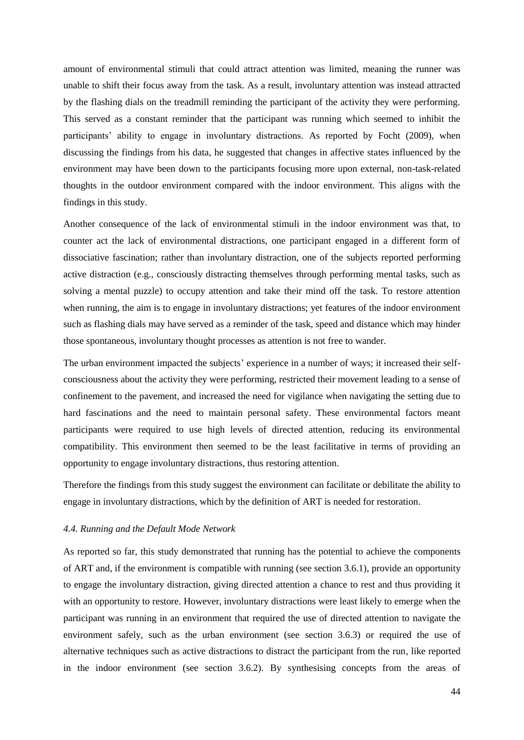amount of environmental stimuli that could attract attention was limited, meaning the runner was unable to shift their focus away from the task. As a result, involuntary attention was instead attracted by the flashing dials on the treadmill reminding the participant of the activity they were performing. This served as a constant reminder that the participant was running which seemed to inhibit the participants' ability to engage in involuntary distractions. As reported by Focht (2009), when discussing the findings from his data, he suggested that changes in affective states influenced by the environment may have been down to the participants focusing more upon external, non-task-related thoughts in the outdoor environment compared with the indoor environment. This aligns with the findings in this study.

Another consequence of the lack of environmental stimuli in the indoor environment was that, to counter act the lack of environmental distractions, one participant engaged in a different form of dissociative fascination; rather than involuntary distraction, one of the subjects reported performing active distraction (e.g., consciously distracting themselves through performing mental tasks, such as solving a mental puzzle) to occupy attention and take their mind off the task. To restore attention when running, the aim is to engage in involuntary distractions; yet features of the indoor environment such as flashing dials may have served as a reminder of the task, speed and distance which may hinder those spontaneous, involuntary thought processes as attention is not free to wander.

The urban environment impacted the subjects' experience in a number of ways; it increased their self-consciousness about the activity they were performing, restricted their movement leading to a sense of confinement to the pavement, and increased the need for vigilance when navigating the setting due to hard fascinations and the need to maintain personal safety. These environmental factors meant participants were required to use high levels of directed attention, reducing its environmental compatibility. This environment then seemed to be the least facilitative in terms of providing an opportunity to engage involuntary distractions, thus restoring attention.

Therefore the findings from this study suggest the environment can facilitate or debilitate the ability to engage in involuntary distractions, which by the definition of ART is needed for restoration.

#### *4.4. Running and the Default Mode Network*

As reported so far, this study demonstrated that running has the potential to achieve the components of ART and, if the environment is compatible with running (see section 3.6.1), provide an opportunity to engage the involuntary distraction, giving directed attention a chance to rest and thus providing it with an opportunity to restore. However, involuntary distractions were least likely to emerge when the participant was running in an environment that required the use of directed attention to navigate the environment safely, such as the urban environment (see section 3.6.3) or required the use of alternative techniques such as active distractions to distract the participant from the run, like reported in the indoor environment (see section 3.6.2). By synthesising concepts from the areas of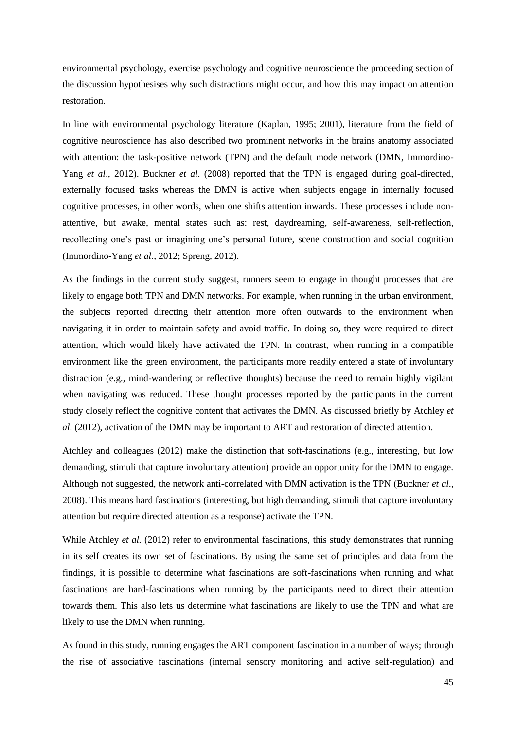environmental psychology, exercise psychology and cognitive neuroscience the proceeding section of the discussion hypothesises why such distractions might occur, and how this may impact on attention restoration.

In line with environmental psychology literature (Kaplan, 1995; 2001), literature from the field of cognitive neuroscience has also described two prominent networks in the brains anatomy associated with attention: the task-positive network (TPN) and the default mode network (DMN, Immordino-Yang *et al*., 2012). Buckner *et al*. (2008) reported that the TPN is engaged during goal-directed, externally focused tasks whereas the DMN is active when subjects engage in internally focused cognitive processes, in other words, when one shifts attention inwards. These processes include non-attentive, but awake, mental states such as: rest, daydreaming, self-awareness, self-reflection, recollecting one's past or imagining one's personal future, scene construction and social cognition (Immordino-Yang *et al.*, 2012; Spreng, 2012).

As the findings in the current study suggest, runners seem to engage in thought processes that are likely to engage both TPN and DMN networks. For example, when running in the urban environment, the subjects reported directing their attention more often outwards to the environment when navigating it in order to maintain safety and avoid traffic. In doing so, they were required to direct attention, which would likely have activated the TPN. In contrast, when running in a compatible environment like the green environment, the participants more readily entered a state of involuntary distraction (e.g., mind-wandering or reflective thoughts) because the need to remain highly vigilant when navigating was reduced. These thought processes reported by the participants in the current study closely reflect the cognitive content that activates the DMN. As discussed briefly by Atchley *et al*. (2012), activation of the DMN may be important to ART and restoration of directed attention.

Atchley and colleagues (2012) make the distinction that soft-fascinations (e.g., interesting, but low demanding, stimuli that capture involuntary attention) provide an opportunity for the DMN to engage. Although not suggested, the network anti-correlated with DMN activation is the TPN (Buckner *et al*., 2008). This means hard fascinations (interesting, but high demanding, stimuli that capture involuntary attention but require directed attention as a response) activate the TPN.

While Atchley *et al.* (2012) refer to environmental fascinations, this study demonstrates that running in its self creates its own set of fascinations. By using the same set of principles and data from the findings, it is possible to determine what fascinations are soft-fascinations when running and what fascinations are hard-fascinations when running by the participants need to direct their attention towards them. This also lets us determine what fascinations are likely to use the TPN and what are likely to use the DMN when running.

As found in this study, running engages the ART component fascination in a number of ways; through the rise of associative fascinations (internal sensory monitoring and active self-regulation) and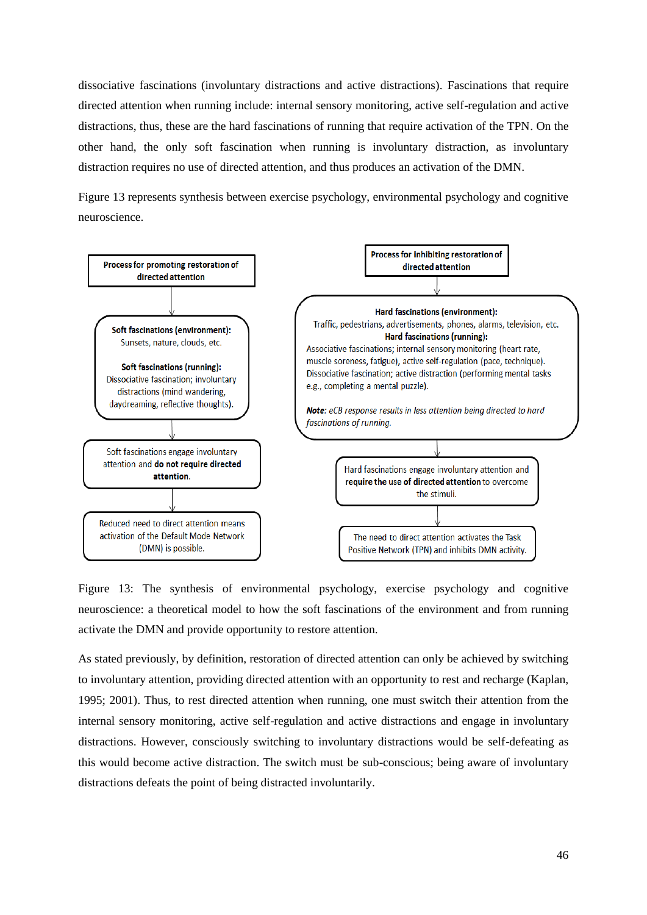dissociative fascinations (involuntary distractions and active distractions). Fascinations that require directed attention when running include: internal sensory monitoring, active self-regulation and active distractions, thus, these are the hard fascinations of running that require activation of the TPN. On the other hand, the only soft fascination when running is involuntary distraction, as involuntary distraction requires no use of directed attention, and thus produces an activation of the DMN.

Figure 13 represents synthesis between exercise psychology, environmental psychology and cognitive neuroscience.

**Process for promoting restoration of directed attention**

↓

**Soft fascinations (environment):** Sunsets, nature, clouds, etc.

**Soft fascinations (running):** Dissociative fascination; involuntary distractions (mind wandering, daydreaming, reflective thoughts).

↓

Soft fascinations engage involuntary attention and **do not require directed attention**.

↓

Reduced need to direct attention means activation of the Default Mode Network (DMN) is possible.

**Process for inhibiting restoration of directed attention**

↓

**Hard fascinations (environment):** Traffic, pedestrians, advertisements, phones, alarms, television, etc.

**Hard fascinations (running):** Associative fascinations; internal sensory monitoring (heart rate, muscle soreness, fatigue), active self-regulation (pace, technique). Dissociative fascination; active distraction (performing mental tasks e.g., completing a mental puzzle).

***Note:*** *eCB response results in less attention being directed to hard fascinations of running.*

↓

Hard fascinations engage involuntary attention and **require the use of directed attention** to overcome the stimuli.

↓

The need to direct attention activates the Task Positive Network (TPN) and inhibits DMN activity.

Figure 13: The synthesis of environmental psychology, exercise psychology and cognitive neuroscience: a theoretical model to how the soft fascinations of the environment and from running activate the DMN and provide opportunity to restore attention.

As stated previously, by definition, restoration of directed attention can only be achieved by switching to involuntary attention, providing directed attention with an opportunity to rest and recharge (Kaplan, 1995; 2001). Thus, to rest directed attention when running, one must switch their attention from the internal sensory monitoring, active self-regulation and active distractions and engage in involuntary distractions. However, consciously switching to involuntary distractions would be self-defeating as this would become active distraction. The switch must be sub-conscious; being aware of involuntary distractions defeats the point of being distracted involuntarily.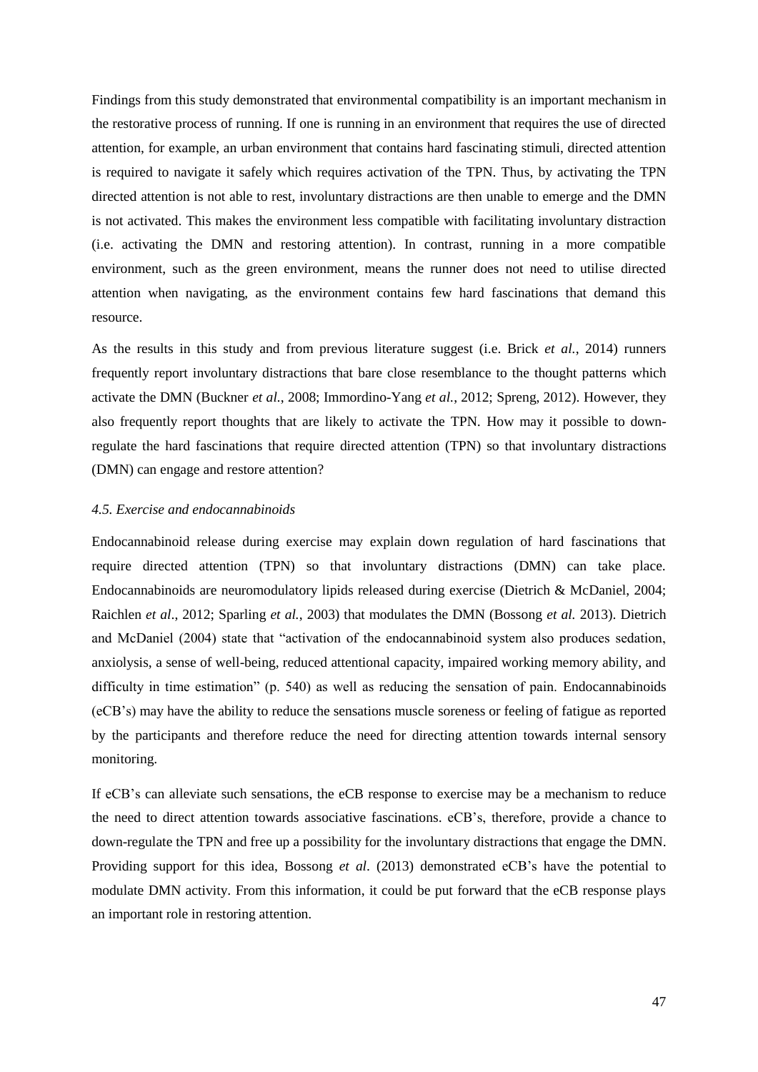Findings from this study demonstrated that environmental compatibility is an important mechanism in the restorative process of running. If one is running in an environment that requires the use of directed attention, for example, an urban environment that contains hard fascinating stimuli, directed attention is required to navigate it safely which requires activation of the TPN. Thus, by activating the TPN directed attention is not able to rest, involuntary distractions are then unable to emerge and the DMN is not activated. This makes the environment less compatible with facilitating involuntary distraction (i.e. activating the DMN and restoring attention). In contrast, running in a more compatible environment, such as the green environment, means the runner does not need to utilise directed attention when navigating, as the environment contains few hard fascinations that demand this resource.

As the results in this study and from previous literature suggest (i.e. Brick *et al.*, 2014) runners frequently report involuntary distractions that bare close resemblance to the thought patterns which activate the DMN (Buckner *et al.*, 2008; Immordino-Yang *et al.*, 2012; Spreng, 2012). However, they also frequently report thoughts that are likely to activate the TPN. How may it possible to down-regulate the hard fascinations that require directed attention (TPN) so that involuntary distractions (DMN) can engage and restore attention?

#### *4.5. Exercise and endocannabinoids*

Endocannabinoid release during exercise may explain down regulation of hard fascinations that require directed attention (TPN) so that involuntary distractions (DMN) can take place. Endocannabinoids are neuromodulatory lipids released during exercise (Dietrich & McDaniel, 2004; Raichlen *et al*., 2012; Sparling *et al.*, 2003) that modulates the DMN (Bossong *et al.* 2013). Dietrich and McDaniel (2004) state that "activation of the endocannabinoid system also produces sedation, anxiolysis, a sense of well-being, reduced attentional capacity, impaired working memory ability, and difficulty in time estimation" (p. 540) as well as reducing the sensation of pain. Endocannabinoids (eCB's) may have the ability to reduce the sensations muscle soreness or feeling of fatigue as reported by the participants and therefore reduce the need for directing attention towards internal sensory monitoring.

If eCB's can alleviate such sensations, the eCB response to exercise may be a mechanism to reduce the need to direct attention towards associative fascinations. eCB's, therefore, provide a chance to down-regulate the TPN and free up a possibility for the involuntary distractions that engage the DMN. Providing support for this idea, Bossong *et al*. (2013) demonstrated eCB's have the potential to modulate DMN activity. From this information, it could be put forward that the eCB response plays an important role in restoring attention.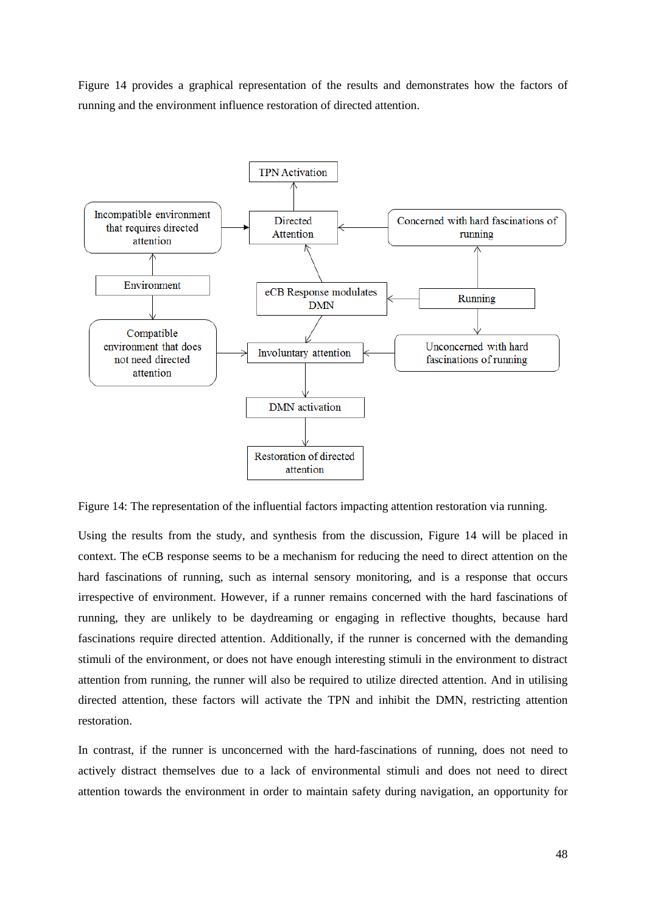Figure 14 provides a graphical representation of the results and demonstrates how the factors of running and the environment influence restoration of directed attention.

Figure 14: The representation of the influential factors impacting attention restoration via running.

Using the results from the study, and synthesis from the discussion, Figure 14 will be placed in context. The eCB response seems to be a mechanism for reducing the need to direct attention on the hard fascinations of running, such as internal sensory monitoring, and is a response that occurs irrespective of environment. However, if a runner remains concerned with the hard fascinations of running, they are unlikely to be daydreaming or engaging in reflective thoughts, because hard fascinations require directed attention. Additionally, if the runner is concerned with the demanding stimuli of the environment, or does not have enough interesting stimuli in the environment to distract attention from running, the runner will also be required to utilize directed attention. And in utilising directed attention, these factors will activate the TPN and inhibit the DMN, restricting attention restoration.

In contrast, if the runner is unconcerned with the hard-fascinations of running, does not need to actively distract themselves due to a lack of environmental stimuli and does not need to direct attention towards the environment in order to maintain safety during navigation, an opportunity for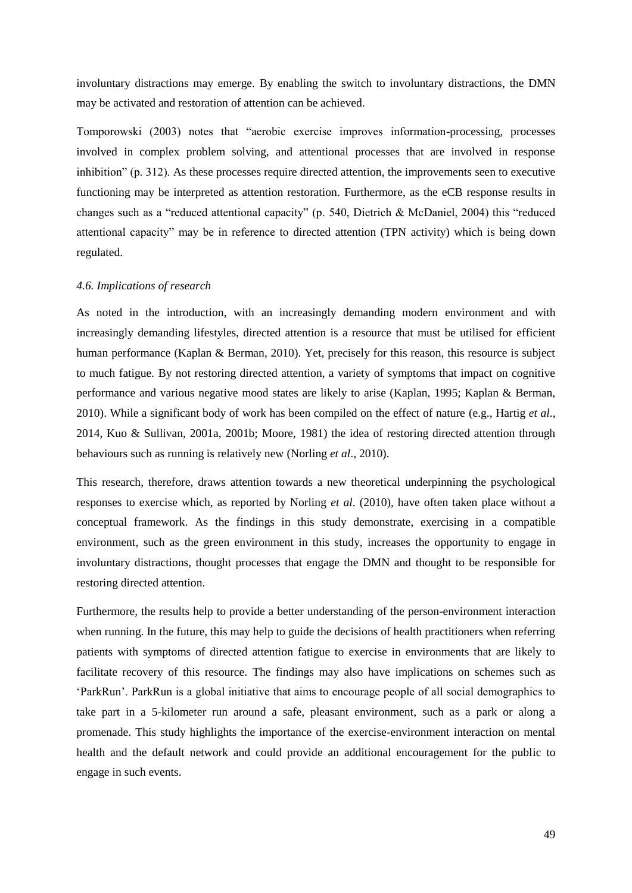involuntary distractions may emerge. By enabling the switch to involuntary distractions, the DMN may be activated and restoration of attention can be achieved.

Tomporowski (2003) notes that "aerobic exercise improves information-processing, processes involved in complex problem solving, and attentional processes that are involved in response inhibition" (p. 312). As these processes require directed attention, the improvements seen to executive functioning may be interpreted as attention restoration. Furthermore, as the eCB response results in changes such as a "reduced attentional capacity" (p. 540, Dietrich & McDaniel, 2004) this "reduced attentional capacity" may be in reference to directed attention (TPN activity) which is being down regulated.

### *4.6. Implications of research*

As noted in the introduction, with an increasingly demanding modern environment and with increasingly demanding lifestyles, directed attention is a resource that must be utilised for efficient human performance (Kaplan & Berman, 2010). Yet, precisely for this reason, this resource is subject to much fatigue. By not restoring directed attention, a variety of symptoms that impact on cognitive performance and various negative mood states are likely to arise (Kaplan, 1995; Kaplan & Berman, 2010). While a significant body of work has been compiled on the effect of nature (e.g., Hartig *et al*., 2014, Kuo & Sullivan, 2001a, 2001b; Moore, 1981) the idea of restoring directed attention through behaviours such as running is relatively new (Norling *et al*., 2010).

This research, therefore, draws attention towards a new theoretical underpinning the psychological responses to exercise which, as reported by Norling *et al*. (2010), have often taken place without a conceptual framework. As the findings in this study demonstrate, exercising in a compatible environment, such as the green environment in this study, increases the opportunity to engage in involuntary distractions, thought processes that engage the DMN and thought to be responsible for restoring directed attention.

Furthermore, the results help to provide a better understanding of the person-environment interaction when running. In the future, this may help to guide the decisions of health practitioners when referring patients with symptoms of directed attention fatigue to exercise in environments that are likely to facilitate recovery of this resource. The findings may also have implications on schemes such as 'ParkRun'. ParkRun is a global initiative that aims to encourage people of all social demographics to take part in a 5-kilometer run around a safe, pleasant environment, such as a park or along a promenade. This study highlights the importance of the exercise-environment interaction on mental health and the default network and could provide an additional encouragement for the public to engage in such events.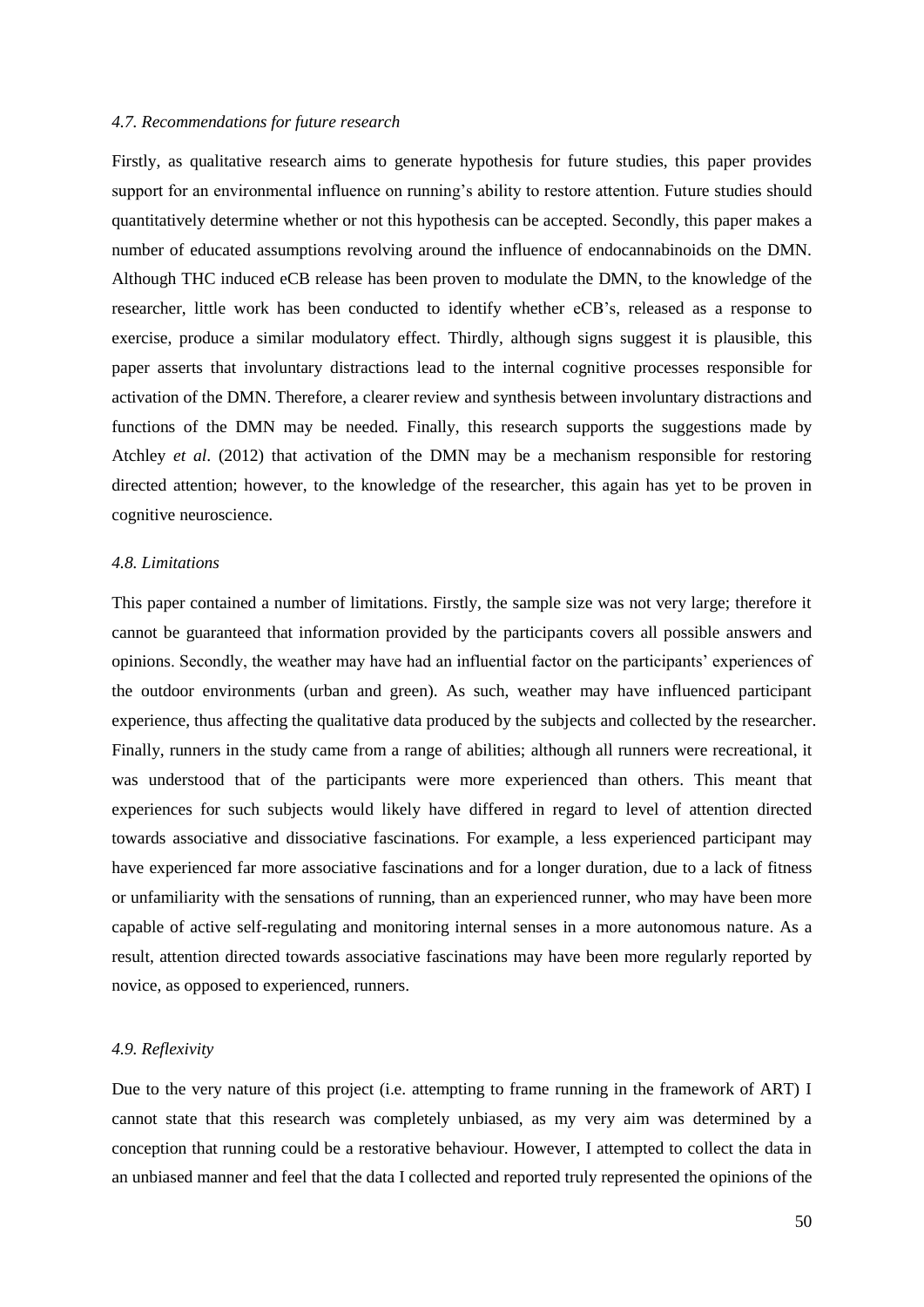### *4.7. Recommendations for future research*

Firstly, as qualitative research aims to generate hypothesis for future studies, this paper provides support for an environmental influence on running's ability to restore attention. Future studies should quantitatively determine whether or not this hypothesis can be accepted. Secondly, this paper makes a number of educated assumptions revolving around the influence of endocannabinoids on the DMN. Although THC induced eCB release has been proven to modulate the DMN, to the knowledge of the researcher, little work has been conducted to identify whether eCB's, released as a response to exercise, produce a similar modulatory effect. Thirdly, although signs suggest it is plausible, this paper asserts that involuntary distractions lead to the internal cognitive processes responsible for activation of the DMN. Therefore, a clearer review and synthesis between involuntary distractions and functions of the DMN may be needed. Finally, this research supports the suggestions made by Atchley *et al*. (2012) that activation of the DMN may be a mechanism responsible for restoring directed attention; however, to the knowledge of the researcher, this again has yet to be proven in cognitive neuroscience.

### *4.8. Limitations*

This paper contained a number of limitations. Firstly, the sample size was not very large; therefore it cannot be guaranteed that information provided by the participants covers all possible answers and opinions. Secondly, the weather may have had an influential factor on the participants' experiences of the outdoor environments (urban and green). As such, weather may have influenced participant experience, thus affecting the qualitative data produced by the subjects and collected by the researcher. Finally, runners in the study came from a range of abilities; although all runners were recreational, it was understood that of the participants were more experienced than others. This meant that experiences for such subjects would likely have differed in regard to level of attention directed towards associative and dissociative fascinations. For example, a less experienced participant may have experienced far more associative fascinations and for a longer duration, due to a lack of fitness or unfamiliarity with the sensations of running, than an experienced runner, who may have been more capable of active self-regulating and monitoring internal senses in a more autonomous nature. As a result, attention directed towards associative fascinations may have been more regularly reported by novice, as opposed to experienced, runners.

### *4.9. Reflexivity*

Due to the very nature of this project (i.e. attempting to frame running in the framework of ART) I cannot state that this research was completely unbiased, as my very aim was determined by a conception that running could be a restorative behaviour. However, I attempted to collect the data in an unbiased manner and feel that the data I collected and reported truly represented the opinions of the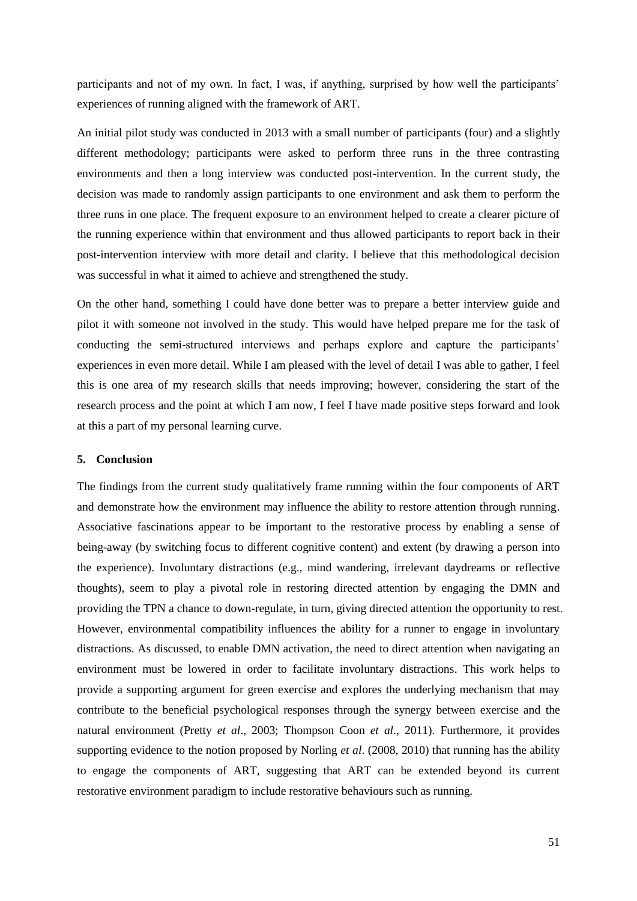participants and not of my own. In fact, I was, if anything, surprised by how well the participants' experiences of running aligned with the framework of ART.

An initial pilot study was conducted in 2013 with a small number of participants (four) and a slightly different methodology; participants were asked to perform three runs in the three contrasting environments and then a long interview was conducted post-intervention. In the current study, the decision was made to randomly assign participants to one environment and ask them to perform the three runs in one place. The frequent exposure to an environment helped to create a clearer picture of the running experience within that environment and thus allowed participants to report back in their post-intervention interview with more detail and clarity. I believe that this methodological decision was successful in what it aimed to achieve and strengthened the study.

On the other hand, something I could have done better was to prepare a better interview guide and pilot it with someone not involved in the study. This would have helped prepare me for the task of conducting the semi-structured interviews and perhaps explore and capture the participants' experiences in even more detail. While I am pleased with the level of detail I was able to gather, I feel this is one area of my research skills that needs improving; however, considering the start of the research process and the point at which I am now, I feel I have made positive steps forward and look at this a part of my personal learning curve.

## 5. Conclusion

The findings from the current study qualitatively frame running within the four components of ART and demonstrate how the environment may influence the ability to restore attention through running. Associative fascinations appear to be important to the restorative process by enabling a sense of being-away (by switching focus to different cognitive content) and extent (by drawing a person into the experience). Involuntary distractions (e.g., mind wandering, irrelevant daydreams or reflective thoughts), seem to play a pivotal role in restoring directed attention by engaging the DMN and providing the TPN a chance to down-regulate, in turn, giving directed attention the opportunity to rest. However, environmental compatibility influences the ability for a runner to engage in involuntary distractions. As discussed, to enable DMN activation, the need to direct attention when navigating an environment must be lowered in order to facilitate involuntary distractions. This work helps to provide a supporting argument for green exercise and explores the underlying mechanism that may contribute to the beneficial psychological responses through the synergy between exercise and the natural environment (Pretty *et al*., 2003; Thompson Coon *et al*., 2011). Furthermore, it provides supporting evidence to the notion proposed by Norling *et al*. (2008, 2010) that running has the ability to engage the components of ART, suggesting that ART can be extended beyond its current restorative environment paradigm to include restorative behaviours such as running.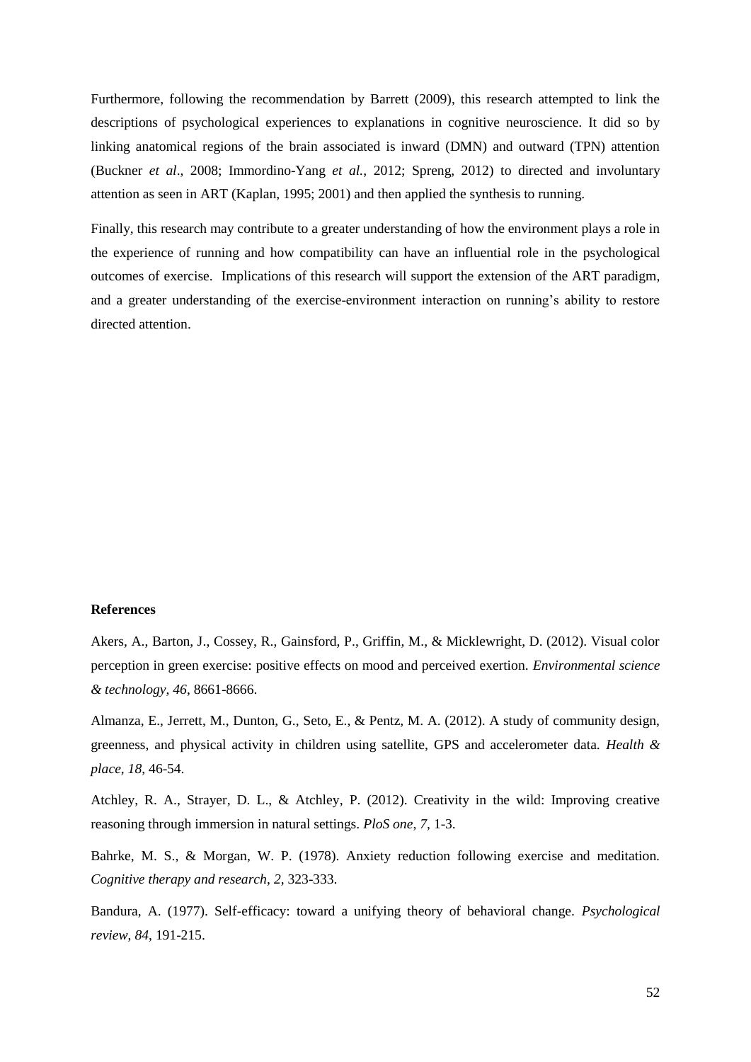Furthermore, following the recommendation by Barrett (2009), this research attempted to link the descriptions of psychological experiences to explanations in cognitive neuroscience. It did so by linking anatomical regions of the brain associated is inward (DMN) and outward (TPN) attention (Buckner *et al*., 2008; Immordino-Yang *et al.*, 2012; Spreng, 2012) to directed and involuntary attention as seen in ART (Kaplan, 1995; 2001) and then applied the synthesis to running.

Finally, this research may contribute to a greater understanding of how the environment plays a role in the experience of running and how compatibility can have an influential role in the psychological outcomes of exercise. Implications of this research will support the extension of the ART paradigm, and a greater understanding of the exercise-environment interaction on running's ability to restore directed attention.

**References**

Akers, A., Barton, J., Cossey, R., Gainsford, P., Griffin, M., & Micklewright, D. (2012). Visual color perception in green exercise: positive effects on mood and perceived exertion. *Environmental science & technology*, *46*, 8661-8666.

Almanza, E., Jerrett, M., Dunton, G., Seto, E., & Pentz, M. A. (2012). A study of community design, greenness, and physical activity in children using satellite, GPS and accelerometer data. *Health & place*, *18*, 46-54.

Atchley, R. A., Strayer, D. L., & Atchley, P. (2012). Creativity in the wild: Improving creative reasoning through immersion in natural settings. *PloS one*, *7*, 1-3.

Bahrke, M. S., & Morgan, W. P. (1978). Anxiety reduction following exercise and meditation. *Cognitive therapy and research*, *2*, 323-333.

Bandura, A. (1977). Self-efficacy: toward a unifying theory of behavioral change. *Psychological review*, *84*, 191-215.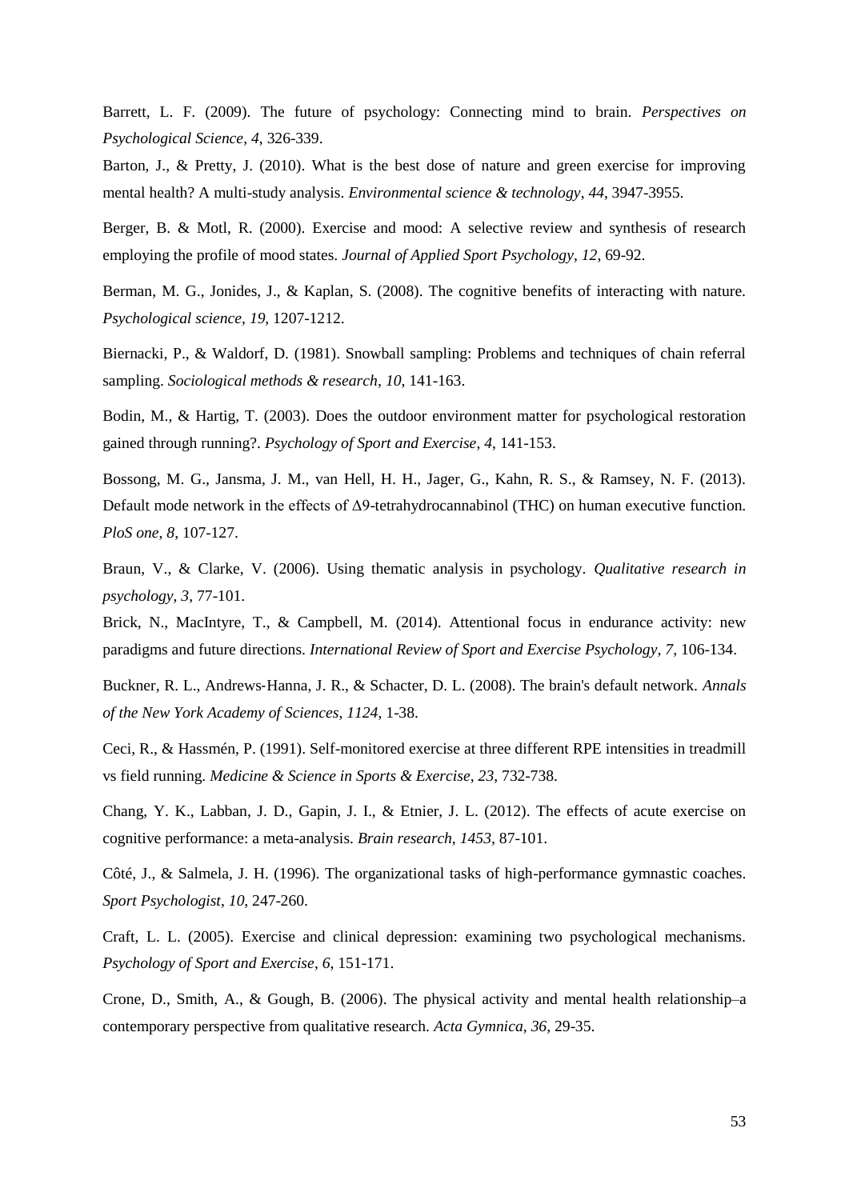Barrett, L. F. (2009). The future of psychology: Connecting mind to brain. *Perspectives on Psychological Science*, *4*, 326-339.

Barton, J., & Pretty, J. (2010). What is the best dose of nature and green exercise for improving mental health? A multi-study analysis. *Environmental science & technology*, *44*, 3947-3955.

Berger, B. & Motl, R. (2000). Exercise and mood: A selective review and synthesis of research employing the profile of mood states. *Journal of Applied Sport Psychology*, *12*, 69-92.

Berman, M. G., Jonides, J., & Kaplan, S. (2008). The cognitive benefits of interacting with nature. *Psychological science*, *19*, 1207-1212.

Biernacki, P., & Waldorf, D. (1981). Snowball sampling: Problems and techniques of chain referral sampling. *Sociological methods & research*, *10*, 141-163.

Bodin, M., & Hartig, T. (2003). Does the outdoor environment matter for psychological restoration gained through running?. *Psychology of Sport and Exercise*, *4*, 141-153.

Bossong, M. G., Jansma, J. M., van Hell, H. H., Jager, G., Kahn, R. S., & Ramsey, N. F. (2013). Default mode network in the effects of Δ9-tetrahydrocannabinol (THC) on human executive function. *PloS one*, *8*, 107-127.

Braun, V., & Clarke, V. (2006). Using thematic analysis in psychology. *Qualitative research in psychology*, *3*, 77-101.

Brick, N., MacIntyre, T., & Campbell, M. (2014). Attentional focus in endurance activity: new paradigms and future directions. *International Review of Sport and Exercise Psychology*, *7*, 106-134.

Buckner, R. L., Andrews‐Hanna, J. R., & Schacter, D. L. (2008). The brain's default network. *Annals of the New York Academy of Sciences*, *1124*, 1-38.

Ceci, R., & Hassmén, P. (1991). Self-monitored exercise at three different RPE intensities in treadmill vs field running. *Medicine & Science in Sports & Exercise*, *23*, 732-738.

Chang, Y. K., Labban, J. D., Gapin, J. I., & Etnier, J. L. (2012). The effects of acute exercise on cognitive performance: a meta-analysis. *Brain research*, *1453*, 87-101.

Côté, J., & Salmela, J. H. (1996). The organizational tasks of high-performance gymnastic coaches. *Sport Psychologist*, *10*, 247-260.

Craft, L. L. (2005). Exercise and clinical depression: examining two psychological mechanisms. *Psychology of Sport and Exercise*, *6*, 151-171.

Crone, D., Smith, A., & Gough, B. (2006). The physical activity and mental health relationship–a contemporary perspective from qualitative research. *Acta Gymnica*, *36*, 29-35.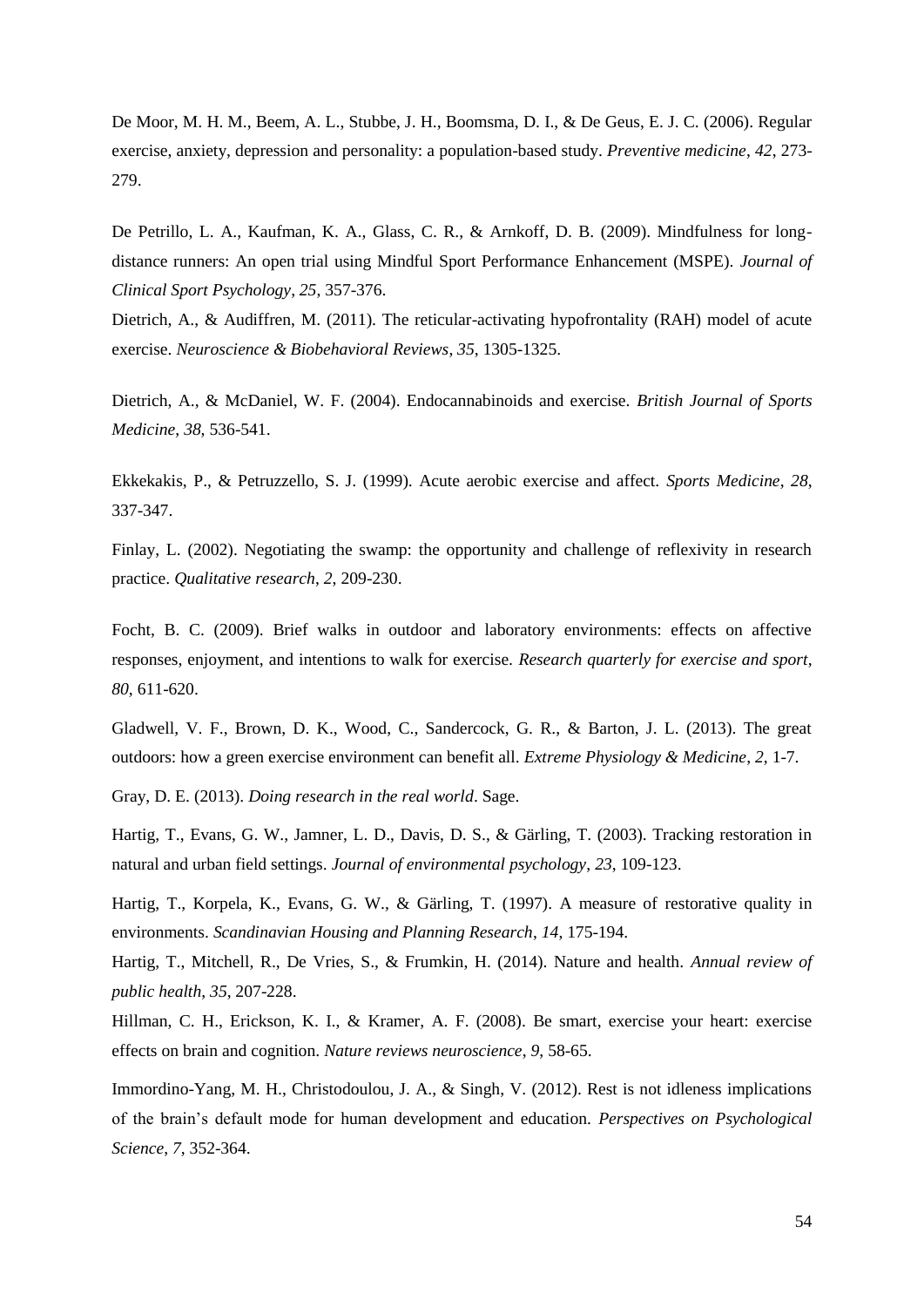De Moor, M. H. M., Beem, A. L., Stubbe, J. H., Boomsma, D. I., & De Geus, E. J. C. (2006). Regular exercise, anxiety, depression and personality: a population-based study. *Preventive medicine*, *42*, 273-279.

De Petrillo, L. A., Kaufman, K. A., Glass, C. R., & Arnkoff, D. B. (2009). Mindfulness for long-distance runners: An open trial using Mindful Sport Performance Enhancement (MSPE). *Journal of Clinical Sport Psychology*, *25*, 357-376.

Dietrich, A., & Audiffren, M. (2011). The reticular-activating hypofrontality (RAH) model of acute exercise. *Neuroscience & Biobehavioral Reviews*, *35*, 1305-1325.

Dietrich, A., & McDaniel, W. F. (2004). Endocannabinoids and exercise. *British Journal of Sports Medicine*, *38*, 536-541.

Ekkekakis, P., & Petruzzello, S. J. (1999). Acute aerobic exercise and affect. *Sports Medicine*, *28*, 337-347.

Finlay, L. (2002). Negotiating the swamp: the opportunity and challenge of reflexivity in research practice. *Qualitative research*, *2*, 209-230.

Focht, B. C. (2009). Brief walks in outdoor and laboratory environments: effects on affective responses, enjoyment, and intentions to walk for exercise. *Research quarterly for exercise and sport*, *80*, 611-620.

Gladwell, V. F., Brown, D. K., Wood, C., Sandercock, G. R., & Barton, J. L. (2013). The great outdoors: how a green exercise environment can benefit all. *Extreme Physiology & Medicine*, *2*, 1-7.

Gray, D. E. (2013). *Doing research in the real world*. Sage.

Hartig, T., Evans, G. W., Jamner, L. D., Davis, D. S., & Gärling, T. (2003). Tracking restoration in natural and urban field settings. *Journal of environmental psychology*, *23*, 109-123.

Hartig, T., Korpela, K., Evans, G. W., & Gärling, T. (1997). A measure of restorative quality in environments. *Scandinavian Housing and Planning Research*, *14*, 175-194.

Hartig, T., Mitchell, R., De Vries, S., & Frumkin, H. (2014). Nature and health. *Annual review of public health*, *35*, 207-228.

Hillman, C. H., Erickson, K. I., & Kramer, A. F. (2008). Be smart, exercise your heart: exercise effects on brain and cognition. *Nature reviews neuroscience*, *9*, 58-65.

Immordino-Yang, M. H., Christodoulou, J. A., & Singh, V. (2012). Rest is not idleness implications of the brain's default mode for human development and education. *Perspectives on Psychological Science*, *7*, 352-364.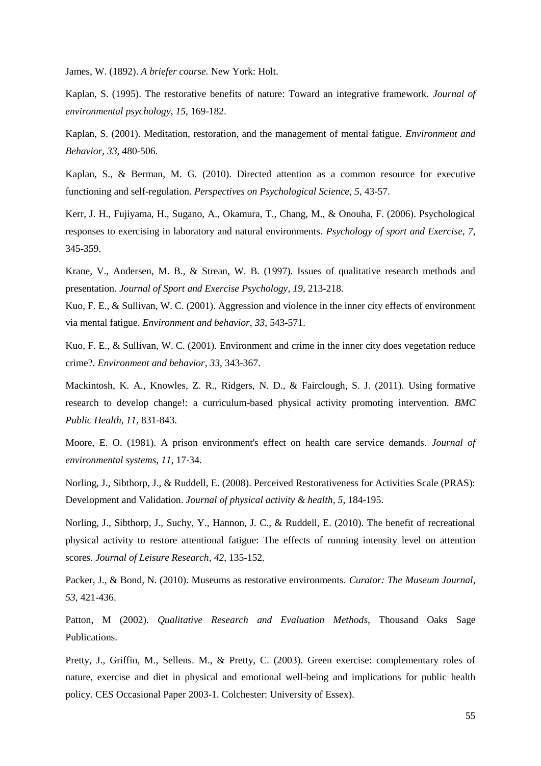James, W. (1892). *A briefer course.* New York: Holt.

Kaplan, S. (1995). The restorative benefits of nature: Toward an integrative framework. *Journal of environmental psychology*, *15*, 169-182.

Kaplan, S. (2001). Meditation, restoration, and the management of mental fatigue. *Environment and Behavior*, *33*, 480-506.

Kaplan, S., & Berman, M. G. (2010). Directed attention as a common resource for executive functioning and self-regulation. *Perspectives on Psychological Science*, *5*, 43-57.

Kerr, J. H., Fujiyama, H., Sugano, A., Okamura, T., Chang, M., & Onouha, F. (2006). Psychological responses to exercising in laboratory and natural environments. *Psychology of sport and Exercise*, *7*, 345-359.

Krane, V., Andersen, M. B., & Strean, W. B. (1997). Issues of qualitative research methods and presentation. *Journal of Sport and Exercise Psychology*, *19*, 213-218.

Kuo, F. E., & Sullivan, W. C. (2001). Aggression and violence in the inner city effects of environment via mental fatigue. *Environment and behavior*, *33*, 543-571.

Kuo, F. E., & Sullivan, W. C. (2001). Environment and crime in the inner city does vegetation reduce crime?. *Environment and behavior*, *33*, 343-367.

Mackintosh, K. A., Knowles, Z. R., Ridgers, N. D., & Fairclough, S. J. (2011). Using formative research to develop change!: a curriculum-based physical activity promoting intervention. *BMC Public Health*, *11*, 831-843.

Moore, E. O. (1981). A prison environment's effect on health care service demands. *Journal of environmental systems*, *11*, 17-34.

Norling, J., Sibthorp, J., & Ruddell, E. (2008). Perceived Restorativeness for Activities Scale (PRAS): Development and Validation. *Journal of physical activity & health*, *5*, 184-195.

Norling, J., Sibthorp, J., Suchy, Y., Hannon, J. C., & Ruddell, E. (2010). The benefit of recreational physical activity to restore attentional fatigue: The effects of running intensity level on attention scores. *Journal of Leisure Research*, *42*, 135-152.

Packer, J., & Bond, N. (2010). Museums as restorative environments. *Curator: The Museum Journal*, *53*, 421-436.

Patton, M (2002). *Qualitative Research and Evaluation Methods*, Thousand Oaks Sage Publications.

Pretty, J., Griffin, M., Sellens. M., & Pretty, C. (2003). Green exercise: complementary roles of nature, exercise and diet in physical and emotional well-being and implications for public health policy. CES Occasional Paper 2003-1. Colchester: University of Essex).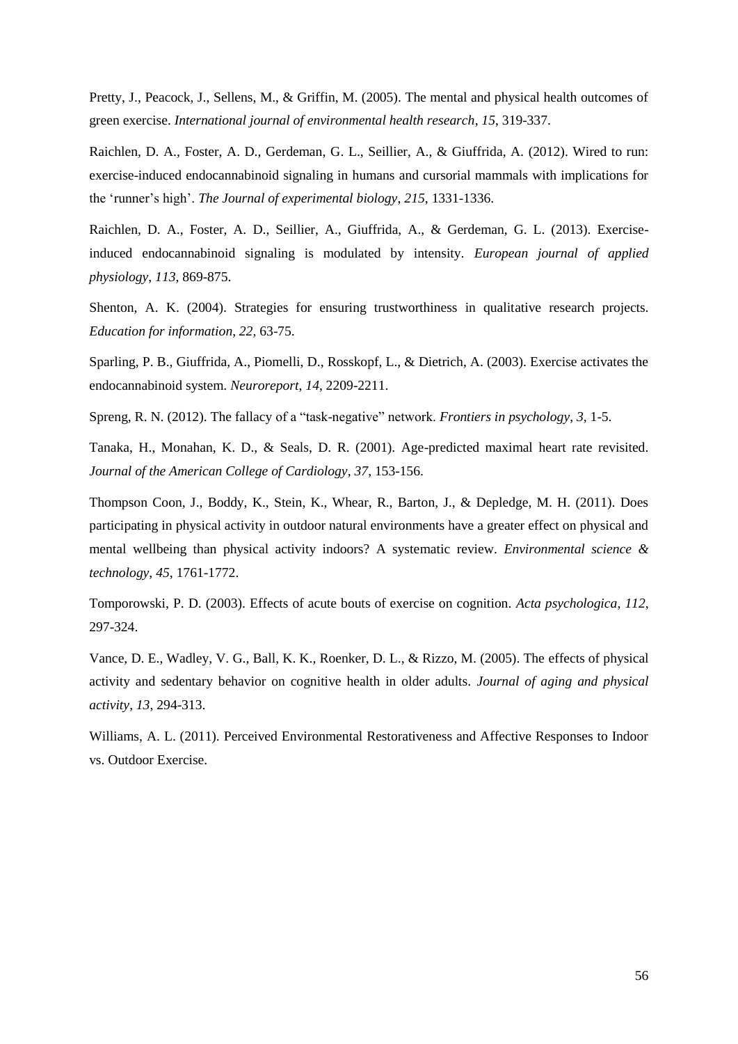Pretty, J., Peacock, J., Sellens, M., & Griffin, M. (2005). The mental and physical health outcomes of green exercise. *International journal of environmental health research*, *15*, 319-337.

Raichlen, D. A., Foster, A. D., Gerdeman, G. L., Seillier, A., & Giuffrida, A. (2012). Wired to run: exercise-induced endocannabinoid signaling in humans and cursorial mammals with implications for the 'runner's high'. *The Journal of experimental biology*, *215*, 1331-1336.

Raichlen, D. A., Foster, A. D., Seillier, A., Giuffrida, A., & Gerdeman, G. L. (2013). Exercise-induced endocannabinoid signaling is modulated by intensity. *European journal of applied physiology*, *113*, 869-875.

Shenton, A. K. (2004). Strategies for ensuring trustworthiness in qualitative research projects. *Education for information*, *22*, 63-75.

Sparling, P. B., Giuffrida, A., Piomelli, D., Rosskopf, L., & Dietrich, A. (2003). Exercise activates the endocannabinoid system. *Neuroreport*, *14*, 2209-2211.

Spreng, R. N. (2012). The fallacy of a "task-negative" network. *Frontiers in psychology*, *3*, 1-5.

Tanaka, H., Monahan, K. D., & Seals, D. R. (2001). Age-predicted maximal heart rate revisited. *Journal of the American College of Cardiology*, *37*, 153-156.

Thompson Coon, J., Boddy, K., Stein, K., Whear, R., Barton, J., & Depledge, M. H. (2011). Does participating in physical activity in outdoor natural environments have a greater effect on physical and mental wellbeing than physical activity indoors? A systematic review. *Environmental science & technology*, *45*, 1761-1772.

Tomporowski, P. D. (2003). Effects of acute bouts of exercise on cognition. *Acta psychologica*, *112*, 297-324.

Vance, D. E., Wadley, V. G., Ball, K. K., Roenker, D. L., & Rizzo, M. (2005). The effects of physical activity and sedentary behavior on cognitive health in older adults. *Journal of aging and physical activity*, *13*, 294-313.

Williams, A. L. (2011). Perceived Environmental Restorativeness and Affective Responses to Indoor vs. Outdoor Exercise.